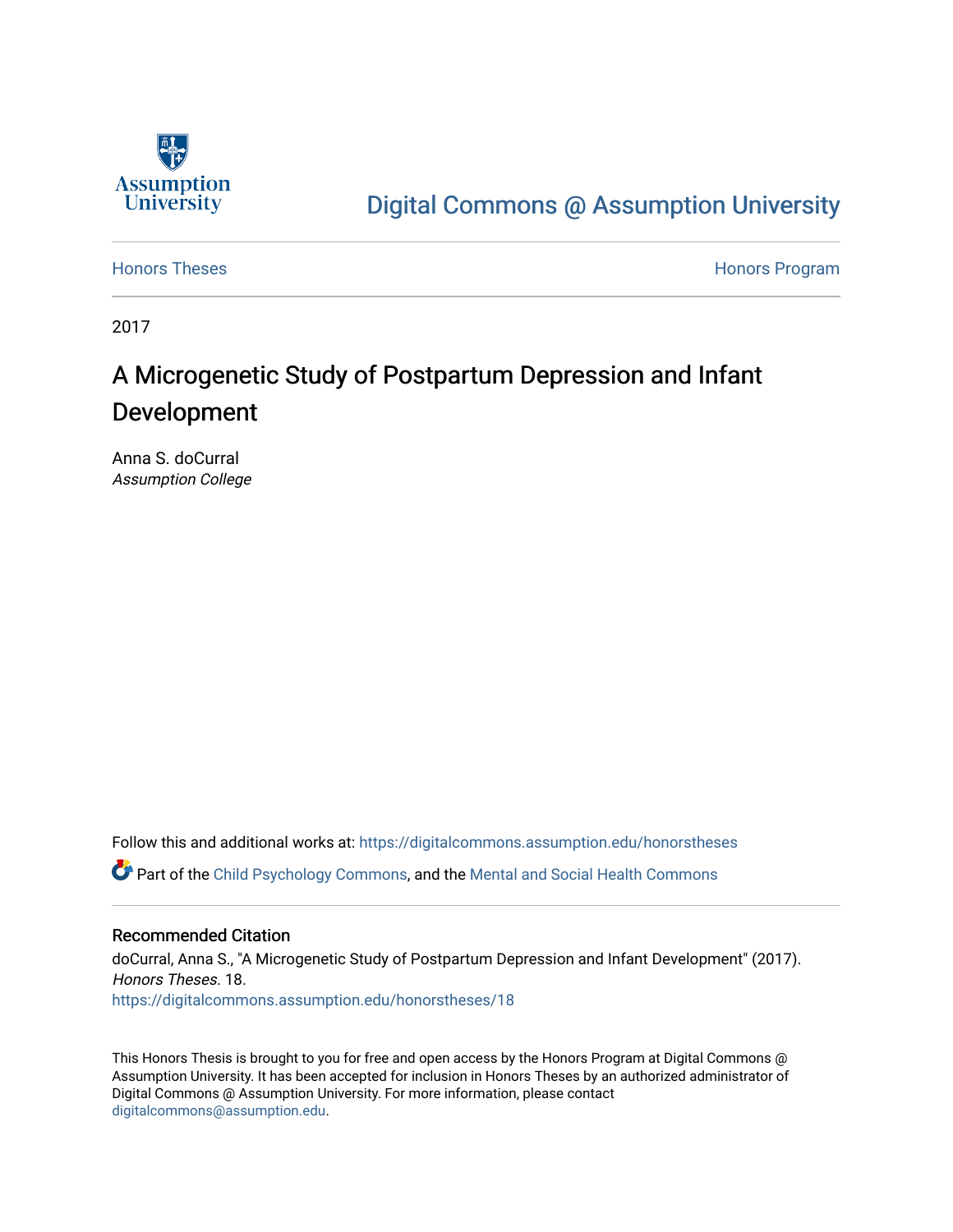Assumption University

Digital Commons @ Assumption University

Honors Theses | Honors Program

2017

# A Microgenetic Study of Postpartum Depression and Infant Development

Anna S. doCurral
*Assumption College*

Follow this and additional works at: https://digitalcommons.assumption.edu/honorstheses

Part of the Child Psychology Commons, and the Mental and Social Health Commons

## Recommended Citation

doCurral, Anna S., "A Microgenetic Study of Postpartum Depression and Infant Development" (2017). *Honors Theses*. 18.
https://digitalcommons.assumption.edu/honorstheses/18

This Honors Thesis is brought to you for free and open access by the Honors Program at Digital Commons @ Assumption University. It has been accepted for inclusion in Honors Theses by an authorized administrator of Digital Commons @ Assumption University. For more information, please contact digitalcommons@assumption.edu.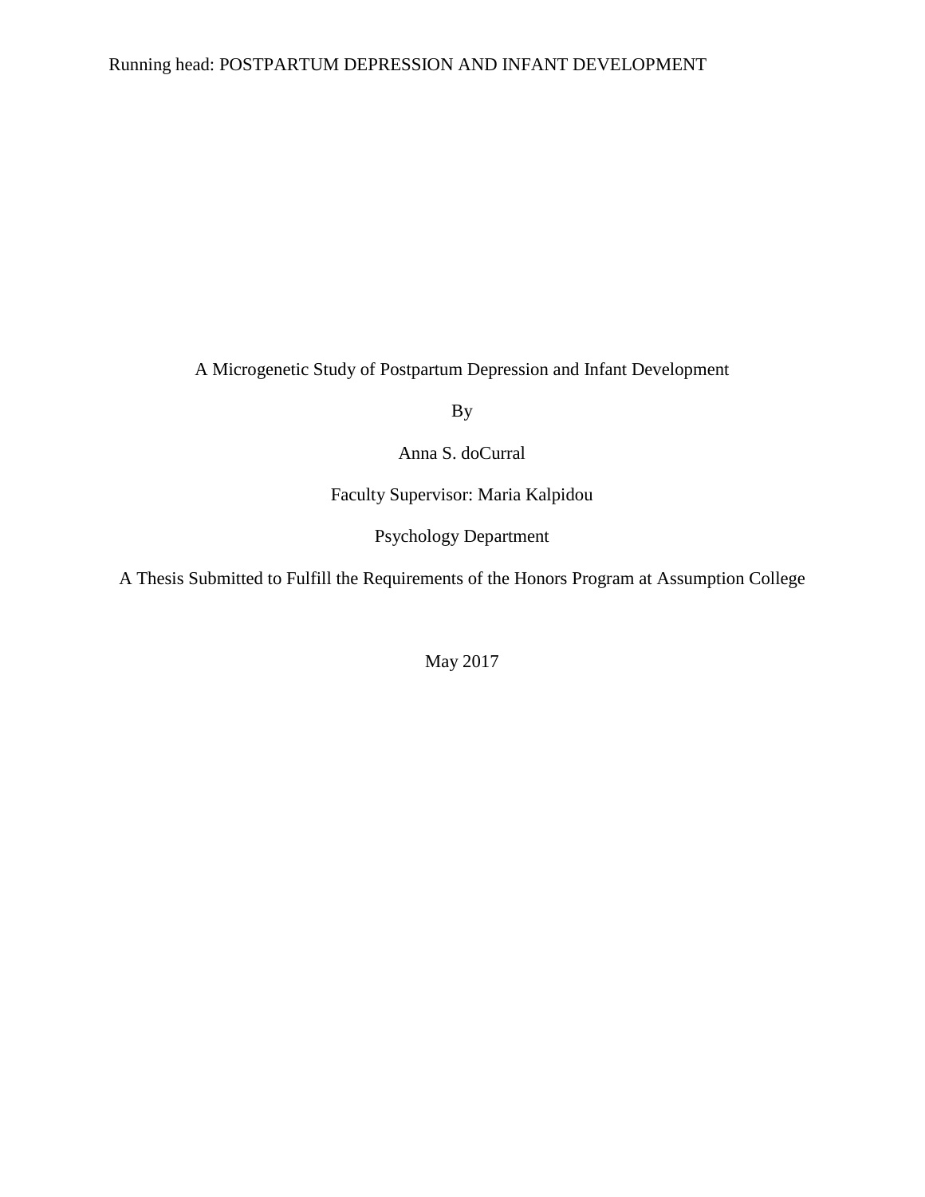A Microgenetic Study of Postpartum Depression and Infant Development

By

Anna S. doCurral

Faculty Supervisor: Maria Kalpidou

Psychology Department

A Thesis Submitted to Fulfill the Requirements of the Honors Program at Assumption College

May 2017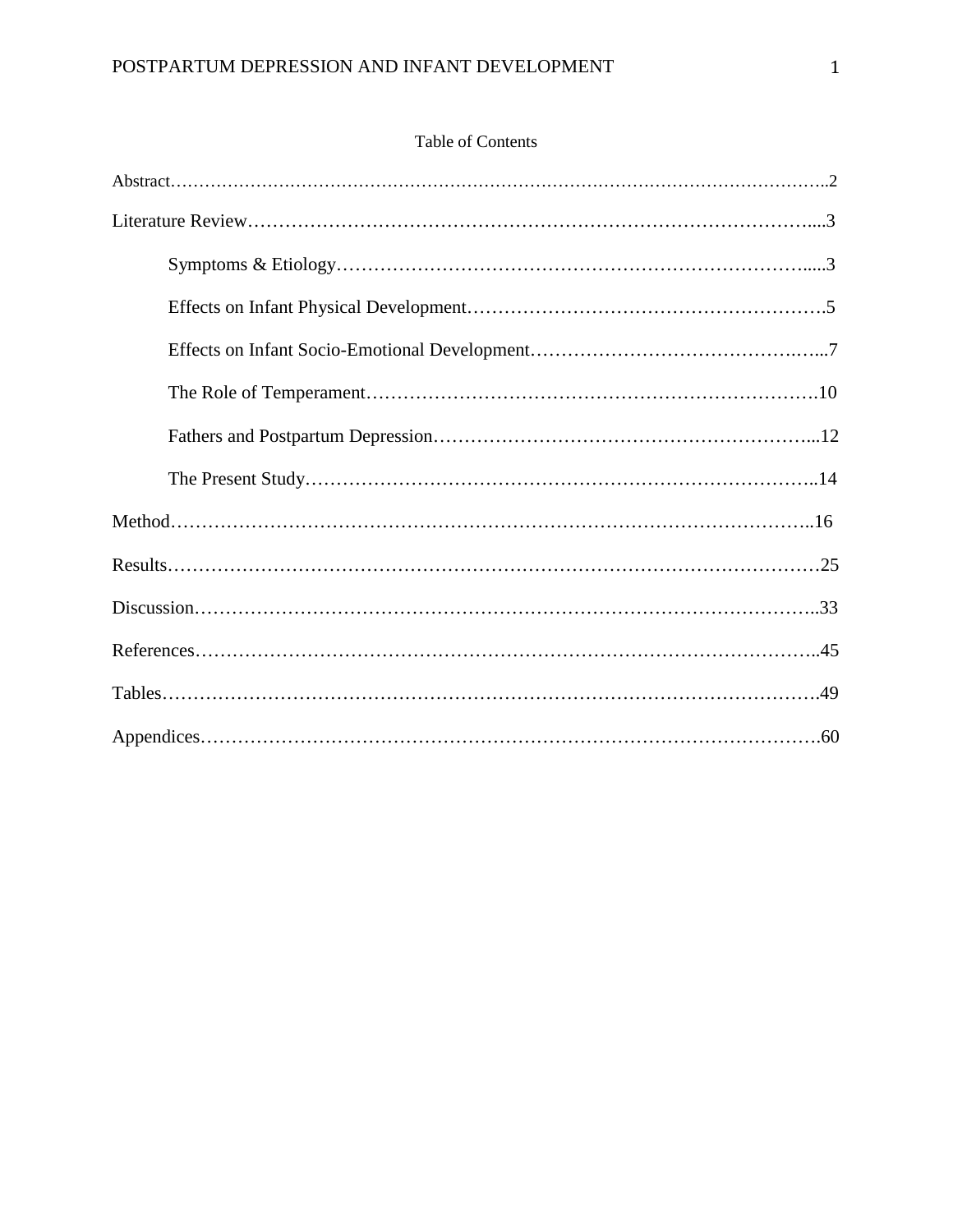Table of Contents

Abstract……………………………………………………………………………………………………..2

Literature Review…………………………………………………………………………………....3

Symptoms & Etiology………………………………………………………………………....3

Effects on Infant Physical Development……………………………………………………….5

Effects on Infant Socio-Emotional Development……………………………………….…...7

The Role of Temperament……………………………………………………………….10

Fathers and Postpartum Depression…………………………………………………...12

The Present Study…………………………………………………………………………..14

Method……………………………………………………………………………………………..16

Results……………………………………………………………………………………………25

Discussion………………………………………………………………………………………..33

References………………………………………………………………………………………..45

Tables………………………………………………………………………………………….49

Appendices……………………………………………………………………………………….60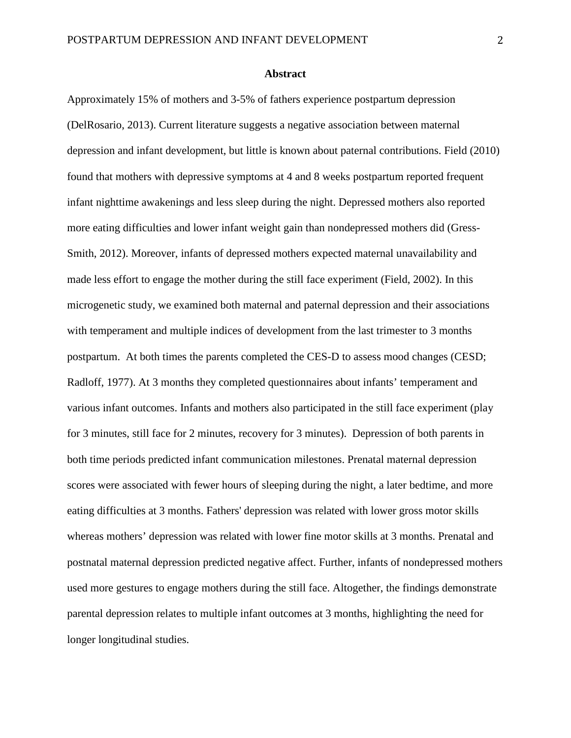## Abstract

Approximately 15% of mothers and 3-5% of fathers experience postpartum depression (DelRosario, 2013). Current literature suggests a negative association between maternal depression and infant development, but little is known about paternal contributions. Field (2010) found that mothers with depressive symptoms at 4 and 8 weeks postpartum reported frequent infant nighttime awakenings and less sleep during the night. Depressed mothers also reported more eating difficulties and lower infant weight gain than nondepressed mothers did (Gress-Smith, 2012). Moreover, infants of depressed mothers expected maternal unavailability and made less effort to engage the mother during the still face experiment (Field, 2002). In this microgenetic study, we examined both maternal and paternal depression and their associations with temperament and multiple indices of development from the last trimester to 3 months postpartum. At both times the parents completed the CES-D to assess mood changes (CESD; Radloff, 1977). At 3 months they completed questionnaires about infants' temperament and various infant outcomes. Infants and mothers also participated in the still face experiment (play for 3 minutes, still face for 2 minutes, recovery for 3 minutes). Depression of both parents in both time periods predicted infant communication milestones. Prenatal maternal depression scores were associated with fewer hours of sleeping during the night, a later bedtime, and more eating difficulties at 3 months. Fathers' depression was related with lower gross motor skills whereas mothers' depression was related with lower fine motor skills at 3 months. Prenatal and postnatal maternal depression predicted negative affect. Further, infants of nondepressed mothers used more gestures to engage mothers during the still face. Altogether, the findings demonstrate parental depression relates to multiple infant outcomes at 3 months, highlighting the need for longer longitudinal studies.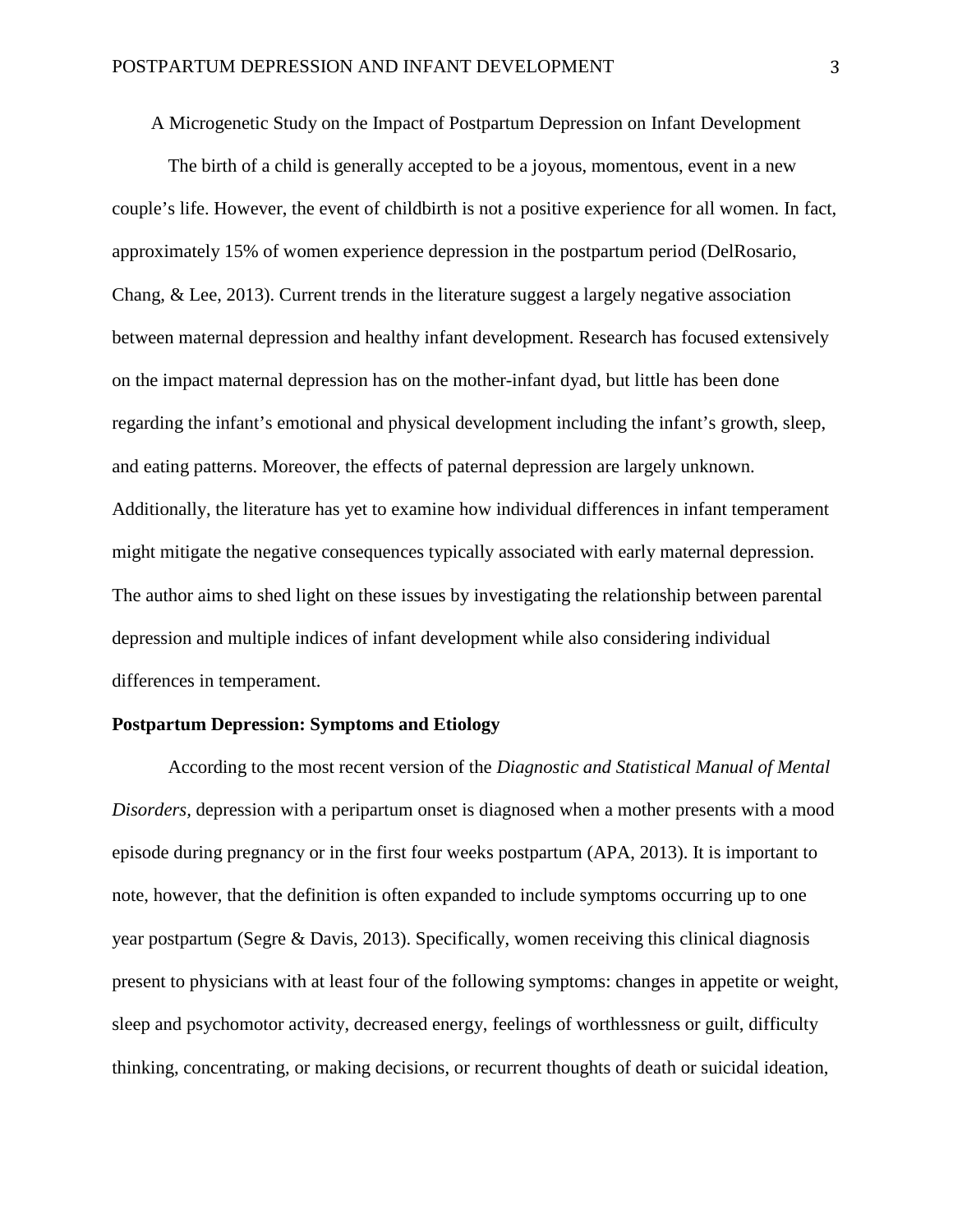A Microgenetic Study on the Impact of Postpartum Depression on Infant Development

The birth of a child is generally accepted to be a joyous, momentous, event in a new couple's life. However, the event of childbirth is not a positive experience for all women. In fact, approximately 15% of women experience depression in the postpartum period (DelRosario, Chang, & Lee, 2013). Current trends in the literature suggest a largely negative association between maternal depression and healthy infant development. Research has focused extensively on the impact maternal depression has on the mother-infant dyad, but little has been done regarding the infant's emotional and physical development including the infant's growth, sleep, and eating patterns. Moreover, the effects of paternal depression are largely unknown. Additionally, the literature has yet to examine how individual differences in infant temperament might mitigate the negative consequences typically associated with early maternal depression. The author aims to shed light on these issues by investigating the relationship between parental depression and multiple indices of infant development while also considering individual differences in temperament.

## Postpartum Depression: Symptoms and Etiology

According to the most recent version of the *Diagnostic and Statistical Manual of Mental Disorders*, depression with a peripartum onset is diagnosed when a mother presents with a mood episode during pregnancy or in the first four weeks postpartum (APA, 2013). It is important to note, however, that the definition is often expanded to include symptoms occurring up to one year postpartum (Segre & Davis, 2013). Specifically, women receiving this clinical diagnosis present to physicians with at least four of the following symptoms: changes in appetite or weight, sleep and psychomotor activity, decreased energy, feelings of worthlessness or guilt, difficulty thinking, concentrating, or making decisions, or recurrent thoughts of death or suicidal ideation,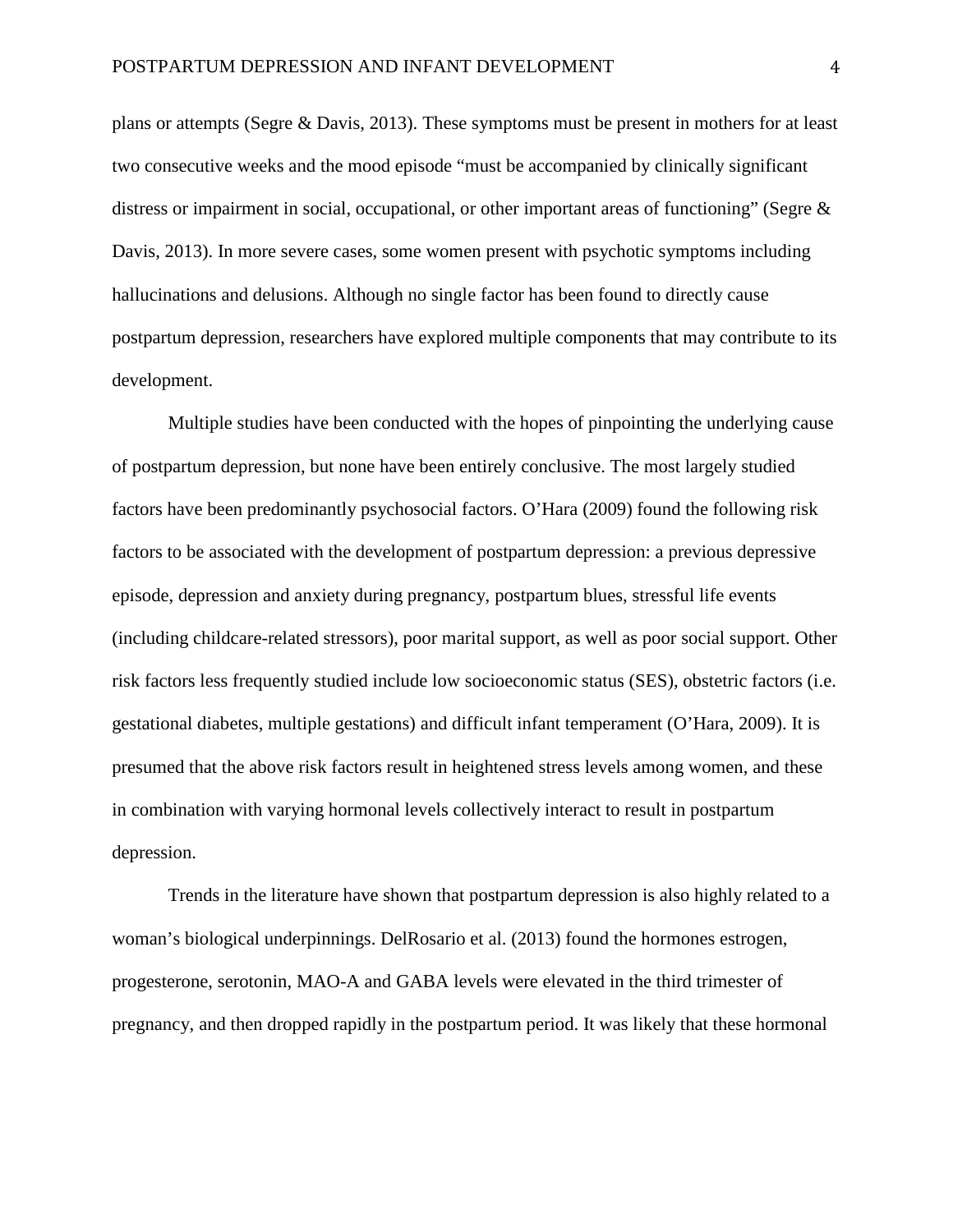plans or attempts (Segre & Davis, 2013). These symptoms must be present in mothers for at least two consecutive weeks and the mood episode "must be accompanied by clinically significant distress or impairment in social, occupational, or other important areas of functioning" (Segre & Davis, 2013). In more severe cases, some women present with psychotic symptoms including hallucinations and delusions. Although no single factor has been found to directly cause postpartum depression, researchers have explored multiple components that may contribute to its development.

Multiple studies have been conducted with the hopes of pinpointing the underlying cause of postpartum depression, but none have been entirely conclusive. The most largely studied factors have been predominantly psychosocial factors. O'Hara (2009) found the following risk factors to be associated with the development of postpartum depression: a previous depressive episode, depression and anxiety during pregnancy, postpartum blues, stressful life events (including childcare-related stressors), poor marital support, as well as poor social support. Other risk factors less frequently studied include low socioeconomic status (SES), obstetric factors (i.e. gestational diabetes, multiple gestations) and difficult infant temperament (O'Hara, 2009). It is presumed that the above risk factors result in heightened stress levels among women, and these in combination with varying hormonal levels collectively interact to result in postpartum depression.

Trends in the literature have shown that postpartum depression is also highly related to a woman's biological underpinnings. DelRosario et al. (2013) found the hormones estrogen, progesterone, serotonin, MAO-A and GABA levels were elevated in the third trimester of pregnancy, and then dropped rapidly in the postpartum period. It was likely that these hormonal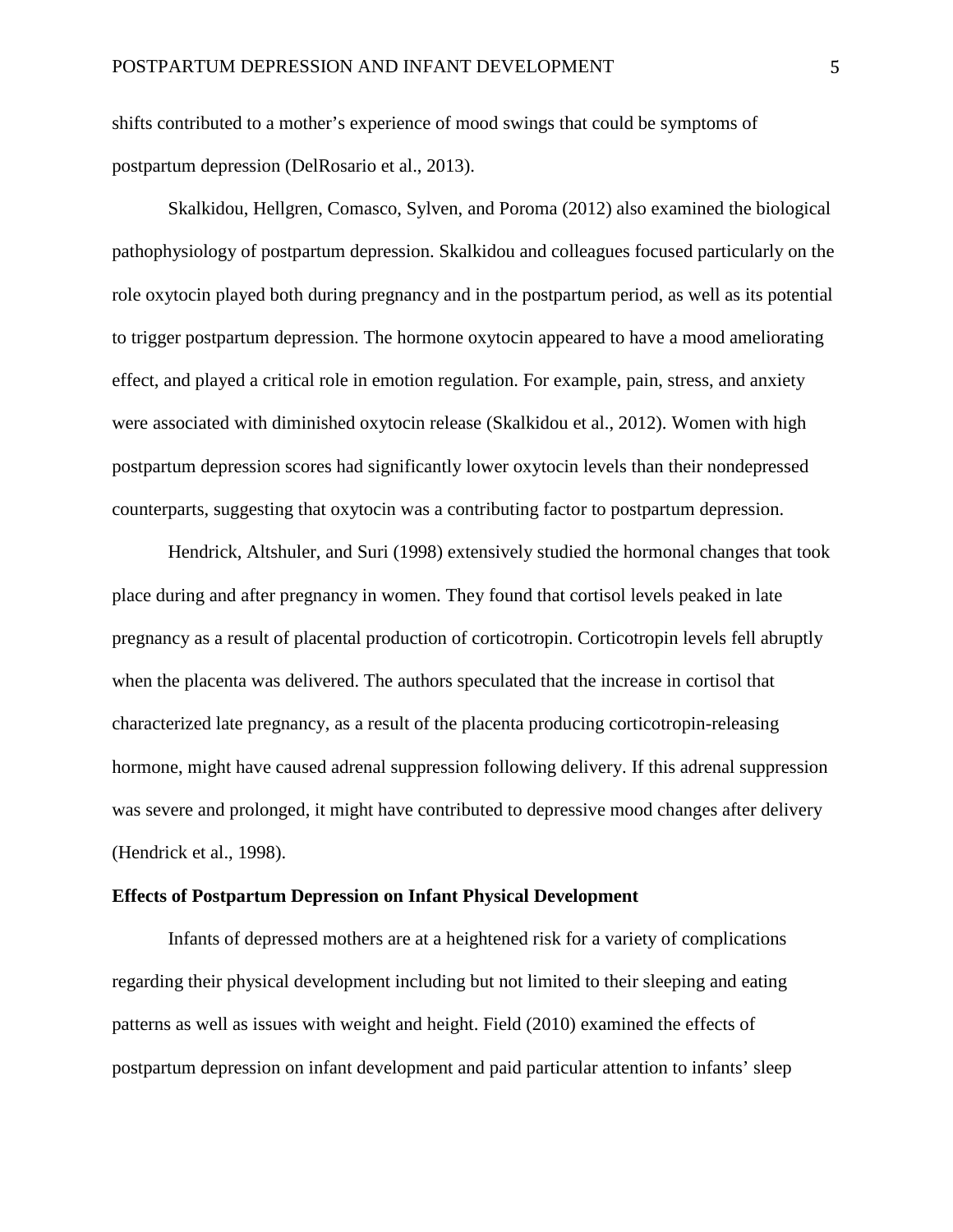shifts contributed to a mother's experience of mood swings that could be symptoms of postpartum depression (DelRosario et al., 2013).

Skalkidou, Hellgren, Comasco, Sylven, and Poroma (2012) also examined the biological pathophysiology of postpartum depression. Skalkidou and colleagues focused particularly on the role oxytocin played both during pregnancy and in the postpartum period, as well as its potential to trigger postpartum depression. The hormone oxytocin appeared to have a mood ameliorating effect, and played a critical role in emotion regulation. For example, pain, stress, and anxiety were associated with diminished oxytocin release (Skalkidou et al., 2012). Women with high postpartum depression scores had significantly lower oxytocin levels than their nondepressed counterparts, suggesting that oxytocin was a contributing factor to postpartum depression.

Hendrick, Altshuler, and Suri (1998) extensively studied the hormonal changes that took place during and after pregnancy in women. They found that cortisol levels peaked in late pregnancy as a result of placental production of corticotropin. Corticotropin levels fell abruptly when the placenta was delivered. The authors speculated that the increase in cortisol that characterized late pregnancy, as a result of the placenta producing corticotropin-releasing hormone, might have caused adrenal suppression following delivery. If this adrenal suppression was severe and prolonged, it might have contributed to depressive mood changes after delivery (Hendrick et al., 1998).

## Effects of Postpartum Depression on Infant Physical Development

Infants of depressed mothers are at a heightened risk for a variety of complications regarding their physical development including but not limited to their sleeping and eating patterns as well as issues with weight and height. Field (2010) examined the effects of postpartum depression on infant development and paid particular attention to infants' sleep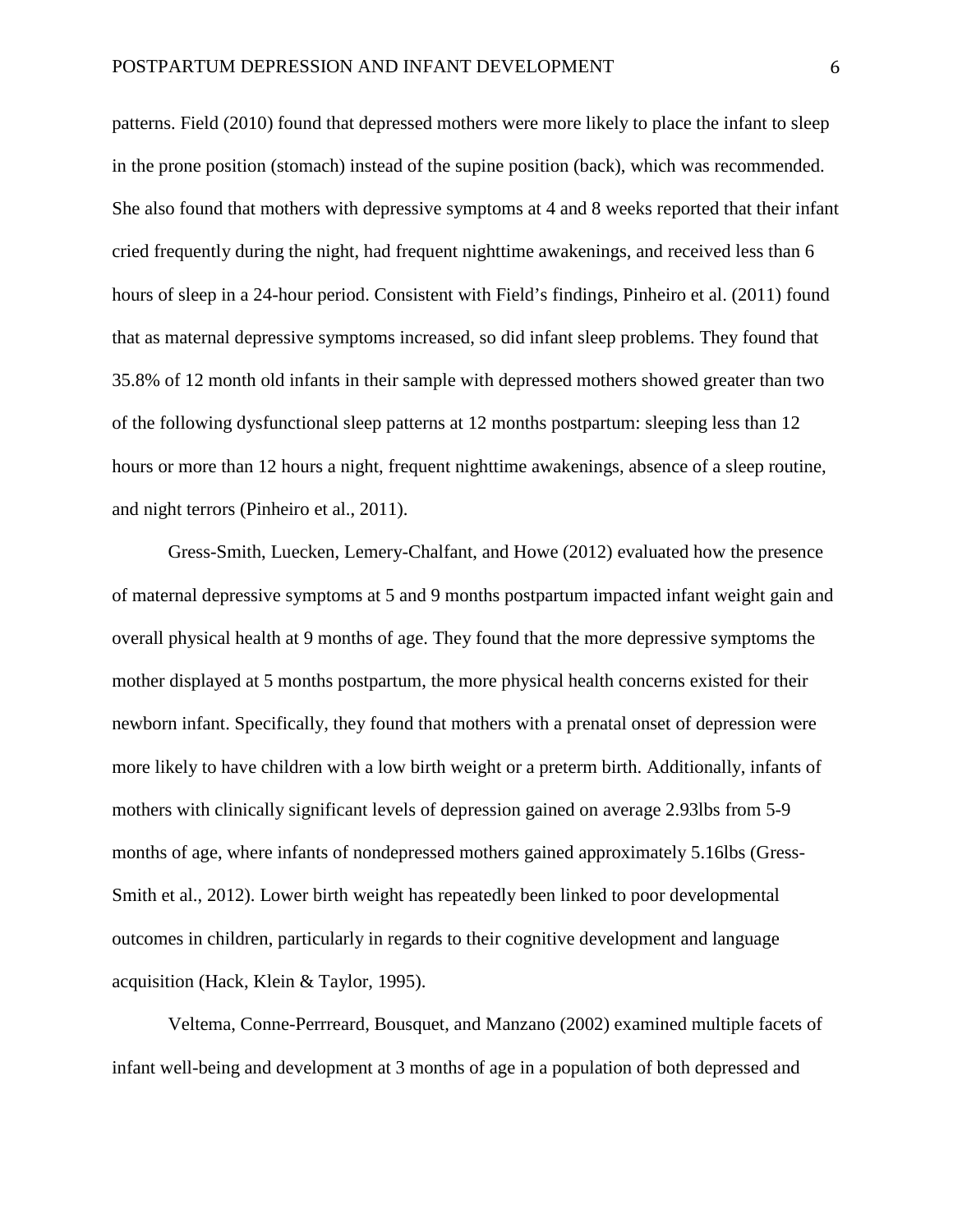patterns. Field (2010) found that depressed mothers were more likely to place the infant to sleep in the prone position (stomach) instead of the supine position (back), which was recommended. She also found that mothers with depressive symptoms at 4 and 8 weeks reported that their infant cried frequently during the night, had frequent nighttime awakenings, and received less than 6 hours of sleep in a 24-hour period. Consistent with Field's findings, Pinheiro et al. (2011) found that as maternal depressive symptoms increased, so did infant sleep problems. They found that 35.8% of 12 month old infants in their sample with depressed mothers showed greater than two of the following dysfunctional sleep patterns at 12 months postpartum: sleeping less than 12 hours or more than 12 hours a night, frequent nighttime awakenings, absence of a sleep routine, and night terrors (Pinheiro et al., 2011).

Gress-Smith, Luecken, Lemery-Chalfant, and Howe (2012) evaluated how the presence of maternal depressive symptoms at 5 and 9 months postpartum impacted infant weight gain and overall physical health at 9 months of age. They found that the more depressive symptoms the mother displayed at 5 months postpartum, the more physical health concerns existed for their newborn infant. Specifically, they found that mothers with a prenatal onset of depression were more likely to have children with a low birth weight or a preterm birth. Additionally, infants of mothers with clinically significant levels of depression gained on average 2.93lbs from 5-9 months of age, where infants of nondepressed mothers gained approximately 5.16lbs (Gress-Smith et al., 2012). Lower birth weight has repeatedly been linked to poor developmental outcomes in children, particularly in regards to their cognitive development and language acquisition (Hack, Klein & Taylor, 1995).

Veltema, Conne-Perrreard, Bousquet, and Manzano (2002) examined multiple facets of infant well-being and development at 3 months of age in a population of both depressed and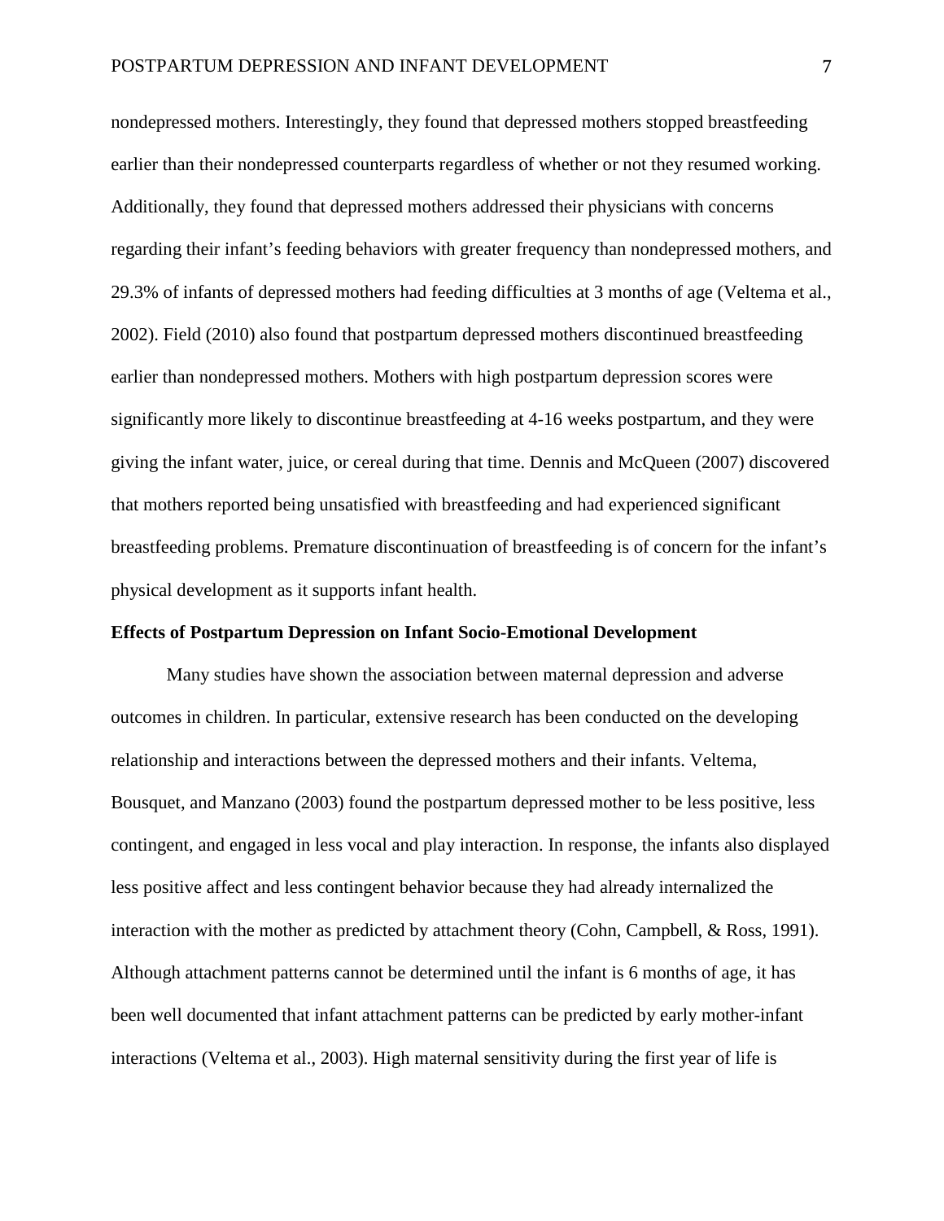nondepressed mothers. Interestingly, they found that depressed mothers stopped breastfeeding earlier than their nondepressed counterparts regardless of whether or not they resumed working. Additionally, they found that depressed mothers addressed their physicians with concerns regarding their infant's feeding behaviors with greater frequency than nondepressed mothers, and 29.3% of infants of depressed mothers had feeding difficulties at 3 months of age (Veltema et al., 2002). Field (2010) also found that postpartum depressed mothers discontinued breastfeeding earlier than nondepressed mothers. Mothers with high postpartum depression scores were significantly more likely to discontinue breastfeeding at 4-16 weeks postpartum, and they were giving the infant water, juice, or cereal during that time. Dennis and McQueen (2007) discovered that mothers reported being unsatisfied with breastfeeding and had experienced significant breastfeeding problems. Premature discontinuation of breastfeeding is of concern for the infant's physical development as it supports infant health.

## Effects of Postpartum Depression on Infant Socio-Emotional Development

Many studies have shown the association between maternal depression and adverse outcomes in children. In particular, extensive research has been conducted on the developing relationship and interactions between the depressed mothers and their infants. Veltema, Bousquet, and Manzano (2003) found the postpartum depressed mother to be less positive, less contingent, and engaged in less vocal and play interaction. In response, the infants also displayed less positive affect and less contingent behavior because they had already internalized the interaction with the mother as predicted by attachment theory (Cohn, Campbell, & Ross, 1991). Although attachment patterns cannot be determined until the infant is 6 months of age, it has been well documented that infant attachment patterns can be predicted by early mother-infant interactions (Veltema et al., 2003). High maternal sensitivity during the first year of life is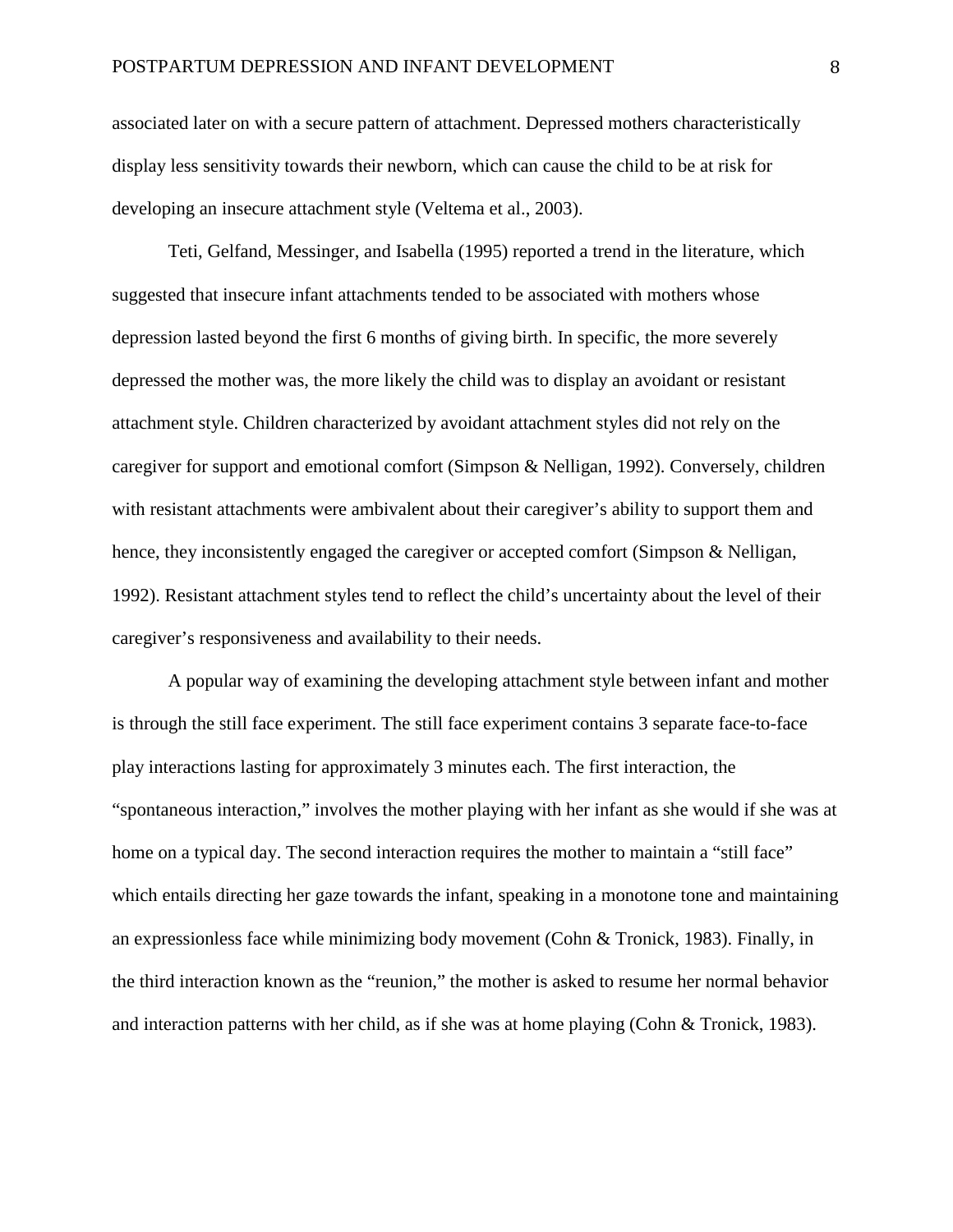associated later on with a secure pattern of attachment. Depressed mothers characteristically display less sensitivity towards their newborn, which can cause the child to be at risk for developing an insecure attachment style (Veltema et al., 2003).

Teti, Gelfand, Messinger, and Isabella (1995) reported a trend in the literature, which suggested that insecure infant attachments tended to be associated with mothers whose depression lasted beyond the first 6 months of giving birth. In specific, the more severely depressed the mother was, the more likely the child was to display an avoidant or resistant attachment style. Children characterized by avoidant attachment styles did not rely on the caregiver for support and emotional comfort (Simpson & Nelligan, 1992). Conversely, children with resistant attachments were ambivalent about their caregiver's ability to support them and hence, they inconsistently engaged the caregiver or accepted comfort (Simpson & Nelligan, 1992). Resistant attachment styles tend to reflect the child's uncertainty about the level of their caregiver's responsiveness and availability to their needs.

A popular way of examining the developing attachment style between infant and mother is through the still face experiment. The still face experiment contains 3 separate face-to-face play interactions lasting for approximately 3 minutes each. The first interaction, the "spontaneous interaction," involves the mother playing with her infant as she would if she was at home on a typical day. The second interaction requires the mother to maintain a "still face" which entails directing her gaze towards the infant, speaking in a monotone tone and maintaining an expressionless face while minimizing body movement (Cohn & Tronick, 1983). Finally, in the third interaction known as the "reunion," the mother is asked to resume her normal behavior and interaction patterns with her child, as if she was at home playing (Cohn & Tronick, 1983).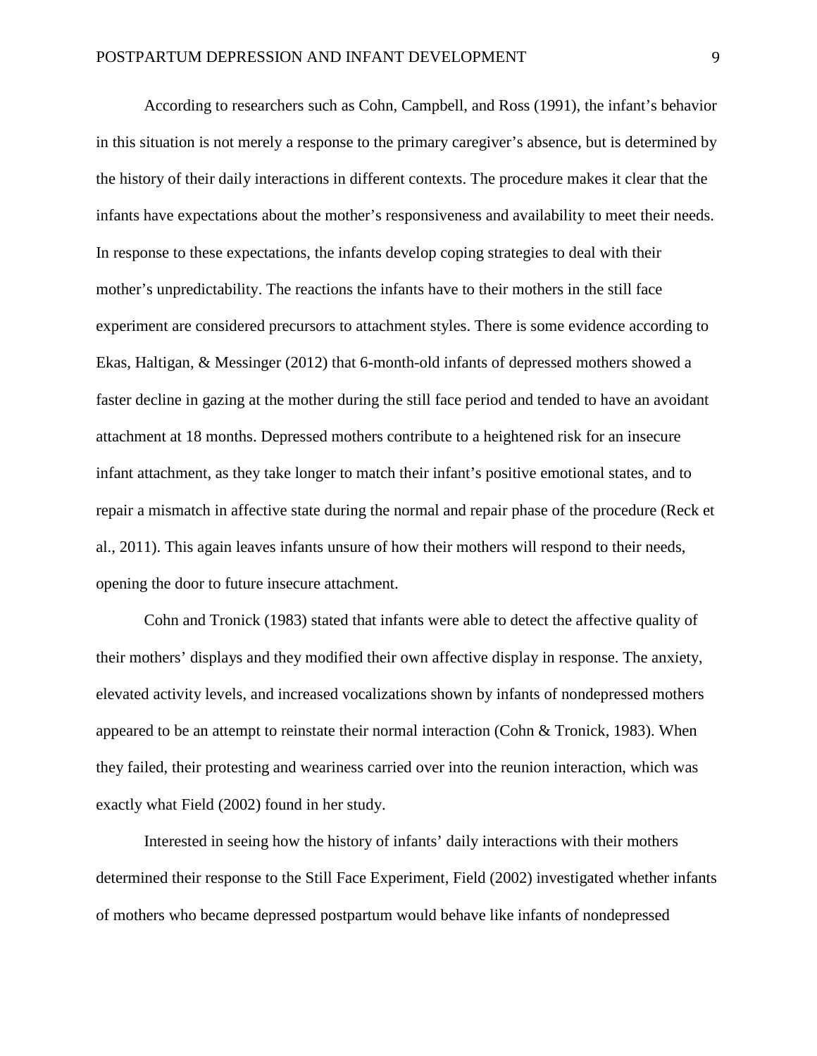According to researchers such as Cohn, Campbell, and Ross (1991), the infant's behavior in this situation is not merely a response to the primary caregiver's absence, but is determined by the history of their daily interactions in different contexts. The procedure makes it clear that the infants have expectations about the mother's responsiveness and availability to meet their needs. In response to these expectations, the infants develop coping strategies to deal with their mother's unpredictability. The reactions the infants have to their mothers in the still face experiment are considered precursors to attachment styles. There is some evidence according to Ekas, Haltigan, & Messinger (2012) that 6-month-old infants of depressed mothers showed a faster decline in gazing at the mother during the still face period and tended to have an avoidant attachment at 18 months. Depressed mothers contribute to a heightened risk for an insecure infant attachment, as they take longer to match their infant's positive emotional states, and to repair a mismatch in affective state during the normal and repair phase of the procedure (Reck et al., 2011). This again leaves infants unsure of how their mothers will respond to their needs, opening the door to future insecure attachment.

Cohn and Tronick (1983) stated that infants were able to detect the affective quality of their mothers' displays and they modified their own affective display in response. The anxiety, elevated activity levels, and increased vocalizations shown by infants of nondepressed mothers appeared to be an attempt to reinstate their normal interaction (Cohn & Tronick, 1983). When they failed, their protesting and weariness carried over into the reunion interaction, which was exactly what Field (2002) found in her study.

Interested in seeing how the history of infants' daily interactions with their mothers determined their response to the Still Face Experiment, Field (2002) investigated whether infants of mothers who became depressed postpartum would behave like infants of nondepressed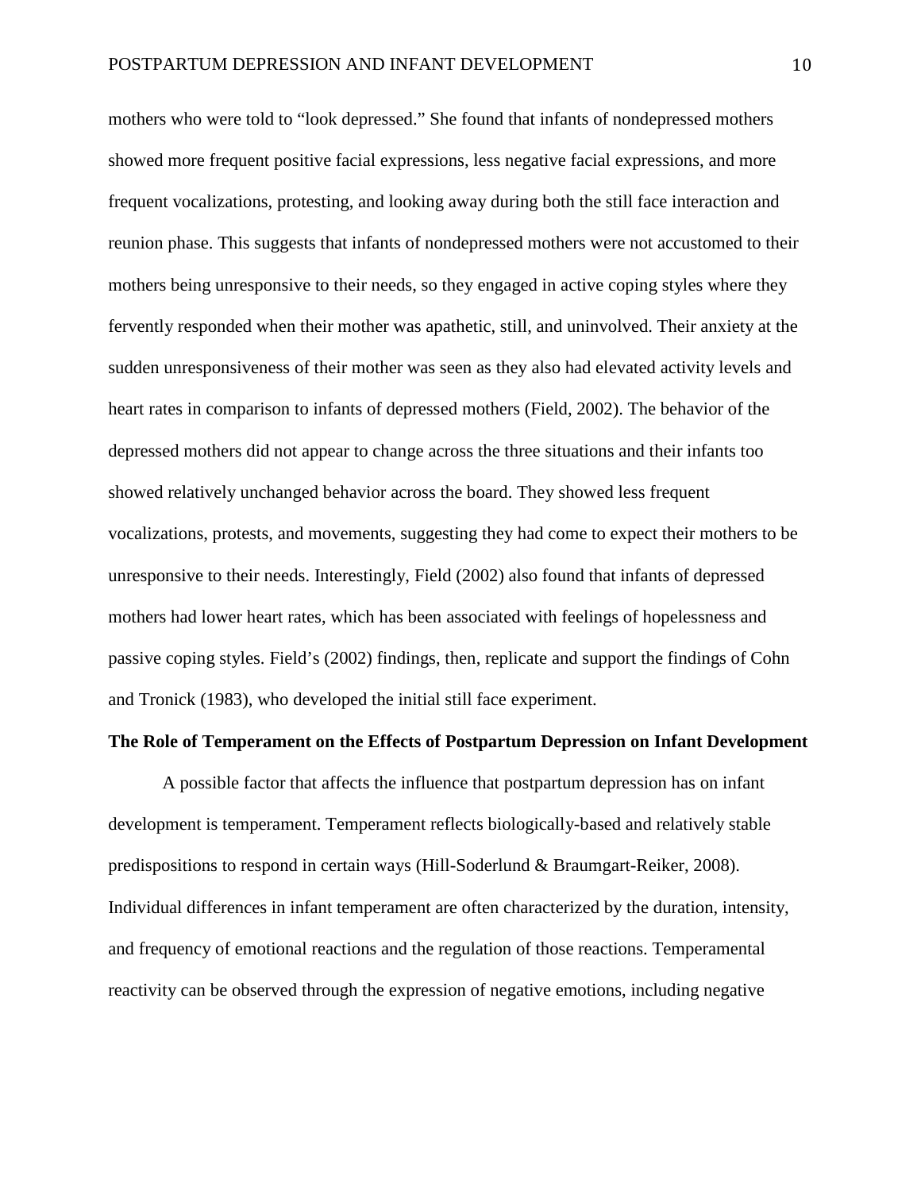mothers who were told to "look depressed." She found that infants of nondepressed mothers showed more frequent positive facial expressions, less negative facial expressions, and more frequent vocalizations, protesting, and looking away during both the still face interaction and reunion phase. This suggests that infants of nondepressed mothers were not accustomed to their mothers being unresponsive to their needs, so they engaged in active coping styles where they fervently responded when their mother was apathetic, still, and uninvolved. Their anxiety at the sudden unresponsiveness of their mother was seen as they also had elevated activity levels and heart rates in comparison to infants of depressed mothers (Field, 2002). The behavior of the depressed mothers did not appear to change across the three situations and their infants too showed relatively unchanged behavior across the board. They showed less frequent vocalizations, protests, and movements, suggesting they had come to expect their mothers to be unresponsive to their needs. Interestingly, Field (2002) also found that infants of depressed mothers had lower heart rates, which has been associated with feelings of hopelessness and passive coping styles. Field's (2002) findings, then, replicate and support the findings of Cohn and Tronick (1983), who developed the initial still face experiment.

## The Role of Temperament on the Effects of Postpartum Depression on Infant Development

A possible factor that affects the influence that postpartum depression has on infant development is temperament. Temperament reflects biologically-based and relatively stable predispositions to respond in certain ways (Hill-Soderlund & Braumgart-Reiker, 2008). Individual differences in infant temperament are often characterized by the duration, intensity, and frequency of emotional reactions and the regulation of those reactions. Temperamental reactivity can be observed through the expression of negative emotions, including negative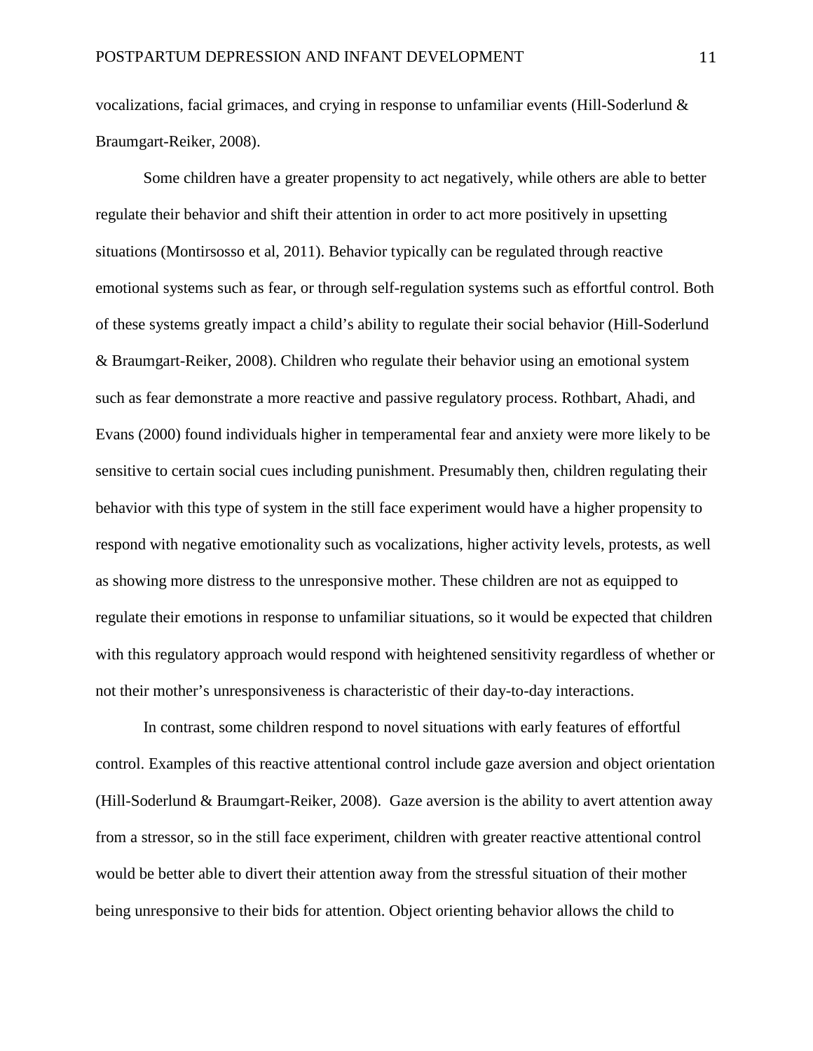vocalizations, facial grimaces, and crying in response to unfamiliar events (Hill-Soderlund & Braumgart-Reiker, 2008).

Some children have a greater propensity to act negatively, while others are able to better regulate their behavior and shift their attention in order to act more positively in upsetting situations (Montirsosso et al, 2011). Behavior typically can be regulated through reactive emotional systems such as fear, or through self-regulation systems such as effortful control. Both of these systems greatly impact a child's ability to regulate their social behavior (Hill-Soderlund & Braumgart-Reiker, 2008). Children who regulate their behavior using an emotional system such as fear demonstrate a more reactive and passive regulatory process. Rothbart, Ahadi, and Evans (2000) found individuals higher in temperamental fear and anxiety were more likely to be sensitive to certain social cues including punishment. Presumably then, children regulating their behavior with this type of system in the still face experiment would have a higher propensity to respond with negative emotionality such as vocalizations, higher activity levels, protests, as well as showing more distress to the unresponsive mother. These children are not as equipped to regulate their emotions in response to unfamiliar situations, so it would be expected that children with this regulatory approach would respond with heightened sensitivity regardless of whether or not their mother's unresponsiveness is characteristic of their day-to-day interactions.

In contrast, some children respond to novel situations with early features of effortful control. Examples of this reactive attentional control include gaze aversion and object orientation (Hill-Soderlund & Braumgart-Reiker, 2008). Gaze aversion is the ability to avert attention away from a stressor, so in the still face experiment, children with greater reactive attentional control would be better able to divert their attention away from the stressful situation of their mother being unresponsive to their bids for attention. Object orienting behavior allows the child to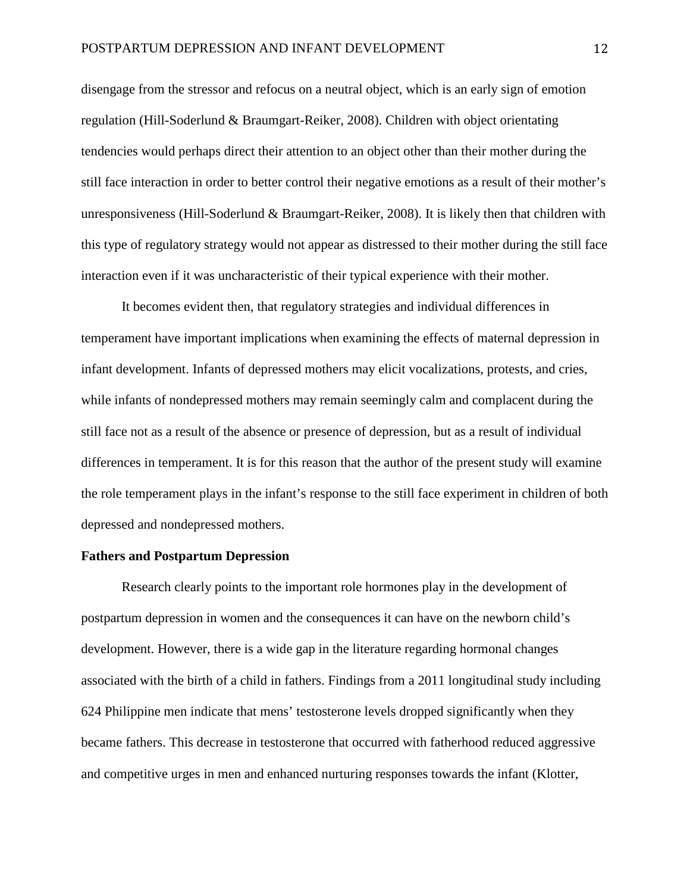disengage from the stressor and refocus on a neutral object, which is an early sign of emotion regulation (Hill-Soderlund & Braumgart-Reiker, 2008). Children with object orientating tendencies would perhaps direct their attention to an object other than their mother during the still face interaction in order to better control their negative emotions as a result of their mother's unresponsiveness (Hill-Soderlund & Braumgart-Reiker, 2008). It is likely then that children with this type of regulatory strategy would not appear as distressed to their mother during the still face interaction even if it was uncharacteristic of their typical experience with their mother.

It becomes evident then, that regulatory strategies and individual differences in temperament have important implications when examining the effects of maternal depression in infant development. Infants of depressed mothers may elicit vocalizations, protests, and cries, while infants of nondepressed mothers may remain seemingly calm and complacent during the still face not as a result of the absence or presence of depression, but as a result of individual differences in temperament. It is for this reason that the author of the present study will examine the role temperament plays in the infant's response to the still face experiment in children of both depressed and nondepressed mothers.

**Fathers and Postpartum Depression**

Research clearly points to the important role hormones play in the development of postpartum depression in women and the consequences it can have on the newborn child's development. However, there is a wide gap in the literature regarding hormonal changes associated with the birth of a child in fathers. Findings from a 2011 longitudinal study including 624 Philippine men indicate that mens' testosterone levels dropped significantly when they became fathers. This decrease in testosterone that occurred with fatherhood reduced aggressive and competitive urges in men and enhanced nurturing responses towards the infant (Klotter,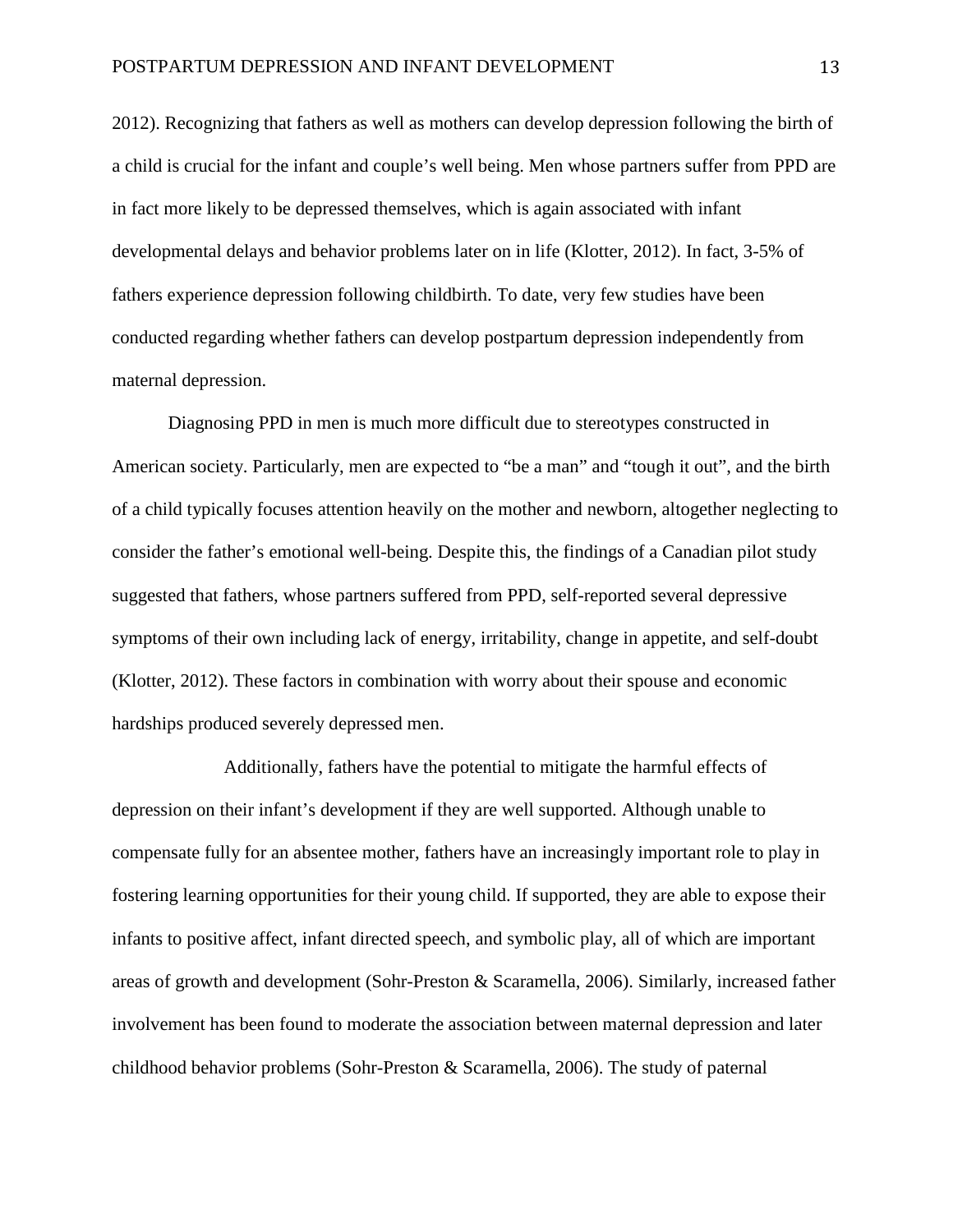2012). Recognizing that fathers as well as mothers can develop depression following the birth of a child is crucial for the infant and couple's well being. Men whose partners suffer from PPD are in fact more likely to be depressed themselves, which is again associated with infant developmental delays and behavior problems later on in life (Klotter, 2012). In fact, 3-5% of fathers experience depression following childbirth. To date, very few studies have been conducted regarding whether fathers can develop postpartum depression independently from maternal depression.

Diagnosing PPD in men is much more difficult due to stereotypes constructed in American society. Particularly, men are expected to "be a man" and "tough it out", and the birth of a child typically focuses attention heavily on the mother and newborn, altogether neglecting to consider the father's emotional well-being. Despite this, the findings of a Canadian pilot study suggested that fathers, whose partners suffered from PPD, self-reported several depressive symptoms of their own including lack of energy, irritability, change in appetite, and self-doubt (Klotter, 2012). These factors in combination with worry about their spouse and economic hardships produced severely depressed men.

Additionally, fathers have the potential to mitigate the harmful effects of depression on their infant's development if they are well supported. Although unable to compensate fully for an absentee mother, fathers have an increasingly important role to play in fostering learning opportunities for their young child. If supported, they are able to expose their infants to positive affect, infant directed speech, and symbolic play, all of which are important areas of growth and development (Sohr-Preston & Scaramella, 2006). Similarly, increased father involvement has been found to moderate the association between maternal depression and later childhood behavior problems (Sohr-Preston & Scaramella, 2006). The study of paternal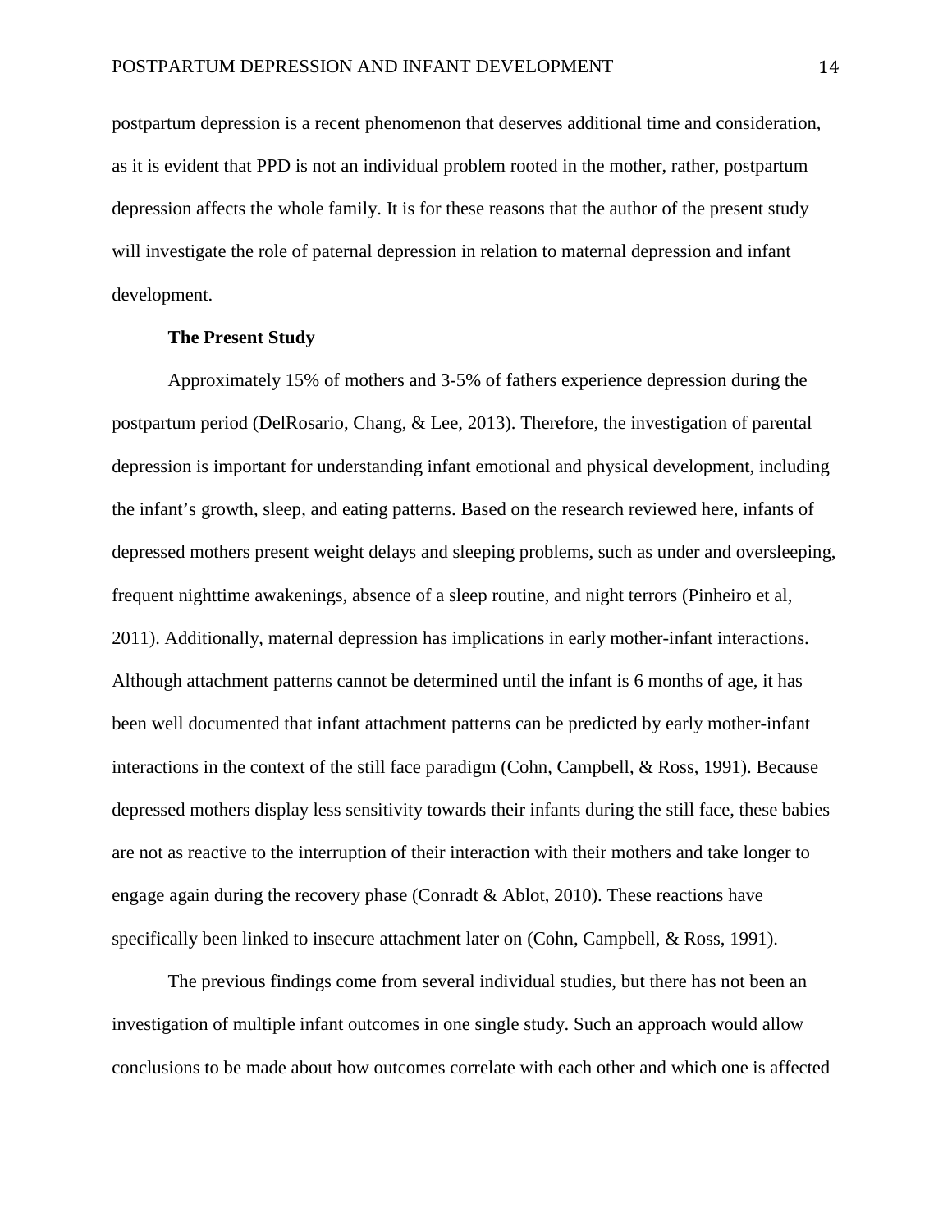postpartum depression is a recent phenomenon that deserves additional time and consideration, as it is evident that PPD is not an individual problem rooted in the mother, rather, postpartum depression affects the whole family. It is for these reasons that the author of the present study will investigate the role of paternal depression in relation to maternal depression and infant development.

**The Present Study**

Approximately 15% of mothers and 3-5% of fathers experience depression during the postpartum period (DelRosario, Chang, & Lee, 2013). Therefore, the investigation of parental depression is important for understanding infant emotional and physical development, including the infant's growth, sleep, and eating patterns. Based on the research reviewed here, infants of depressed mothers present weight delays and sleeping problems, such as under and oversleeping, frequent nighttime awakenings, absence of a sleep routine, and night terrors (Pinheiro et al, 2011). Additionally, maternal depression has implications in early mother-infant interactions. Although attachment patterns cannot be determined until the infant is 6 months of age, it has been well documented that infant attachment patterns can be predicted by early mother-infant interactions in the context of the still face paradigm (Cohn, Campbell, & Ross, 1991). Because depressed mothers display less sensitivity towards their infants during the still face, these babies are not as reactive to the interruption of their interaction with their mothers and take longer to engage again during the recovery phase (Conradt & Ablot, 2010). These reactions have specifically been linked to insecure attachment later on (Cohn, Campbell, & Ross, 1991).

The previous findings come from several individual studies, but there has not been an investigation of multiple infant outcomes in one single study. Such an approach would allow conclusions to be made about how outcomes correlate with each other and which one is affected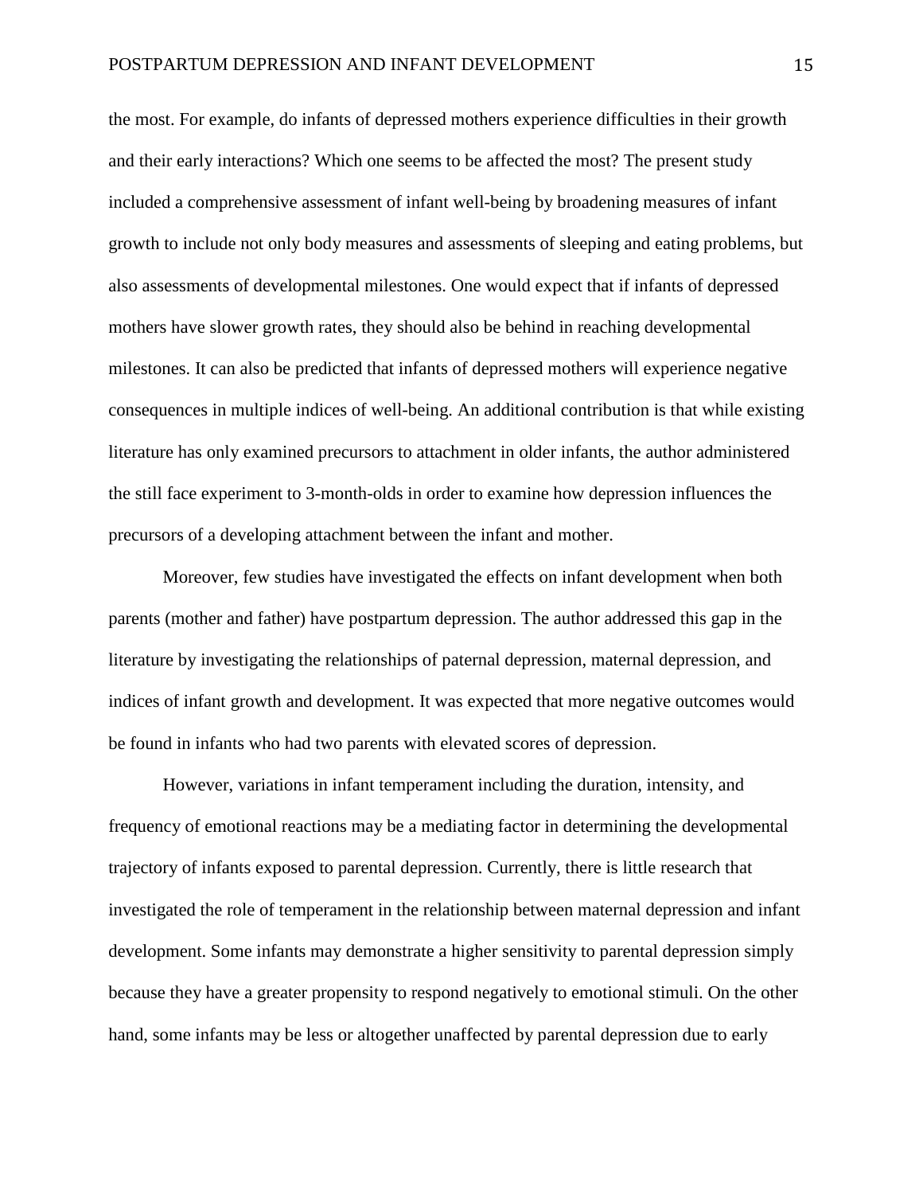the most. For example, do infants of depressed mothers experience difficulties in their growth and their early interactions? Which one seems to be affected the most? The present study included a comprehensive assessment of infant well-being by broadening measures of infant growth to include not only body measures and assessments of sleeping and eating problems, but also assessments of developmental milestones. One would expect that if infants of depressed mothers have slower growth rates, they should also be behind in reaching developmental milestones. It can also be predicted that infants of depressed mothers will experience negative consequences in multiple indices of well-being. An additional contribution is that while existing literature has only examined precursors to attachment in older infants, the author administered the still face experiment to 3-month-olds in order to examine how depression influences the precursors of a developing attachment between the infant and mother.

Moreover, few studies have investigated the effects on infant development when both parents (mother and father) have postpartum depression. The author addressed this gap in the literature by investigating the relationships of paternal depression, maternal depression, and indices of infant growth and development. It was expected that more negative outcomes would be found in infants who had two parents with elevated scores of depression.

However, variations in infant temperament including the duration, intensity, and frequency of emotional reactions may be a mediating factor in determining the developmental trajectory of infants exposed to parental depression. Currently, there is little research that investigated the role of temperament in the relationship between maternal depression and infant development. Some infants may demonstrate a higher sensitivity to parental depression simply because they have a greater propensity to respond negatively to emotional stimuli. On the other hand, some infants may be less or altogether unaffected by parental depression due to early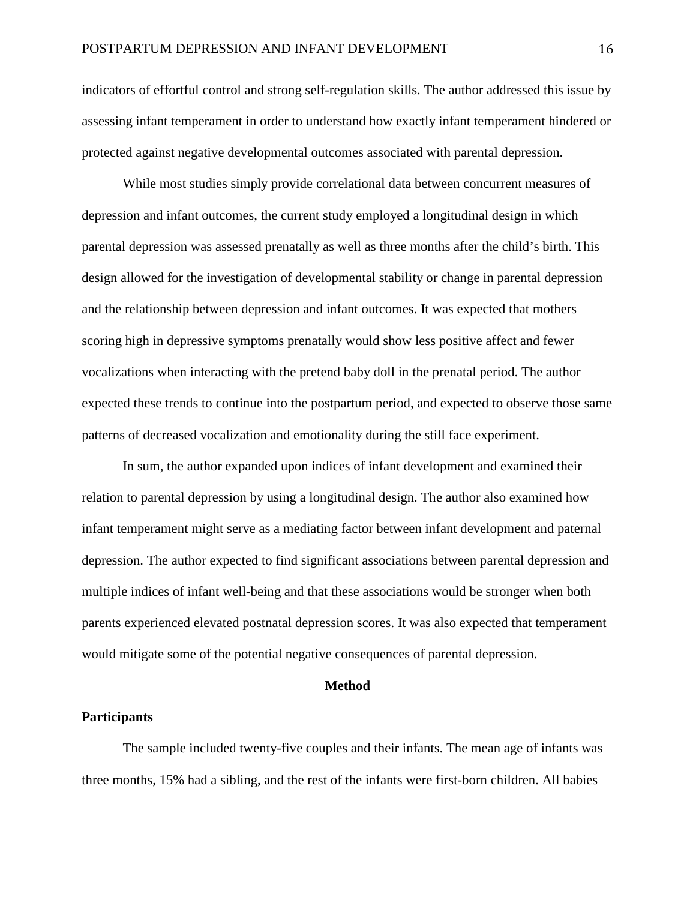indicators of effortful control and strong self-regulation skills. The author addressed this issue by assessing infant temperament in order to understand how exactly infant temperament hindered or protected against negative developmental outcomes associated with parental depression.

While most studies simply provide correlational data between concurrent measures of depression and infant outcomes, the current study employed a longitudinal design in which parental depression was assessed prenatally as well as three months after the child's birth. This design allowed for the investigation of developmental stability or change in parental depression and the relationship between depression and infant outcomes. It was expected that mothers scoring high in depressive symptoms prenatally would show less positive affect and fewer vocalizations when interacting with the pretend baby doll in the prenatal period. The author expected these trends to continue into the postpartum period, and expected to observe those same patterns of decreased vocalization and emotionality during the still face experiment.

In sum, the author expanded upon indices of infant development and examined their relation to parental depression by using a longitudinal design. The author also examined how infant temperament might serve as a mediating factor between infant development and paternal depression. The author expected to find significant associations between parental depression and multiple indices of infant well-being and that these associations would be stronger when both parents experienced elevated postnatal depression scores. It was also expected that temperament would mitigate some of the potential negative consequences of parental depression.

## Method

### Participants

The sample included twenty-five couples and their infants. The mean age of infants was three months, 15% had a sibling, and the rest of the infants were first-born children. All babies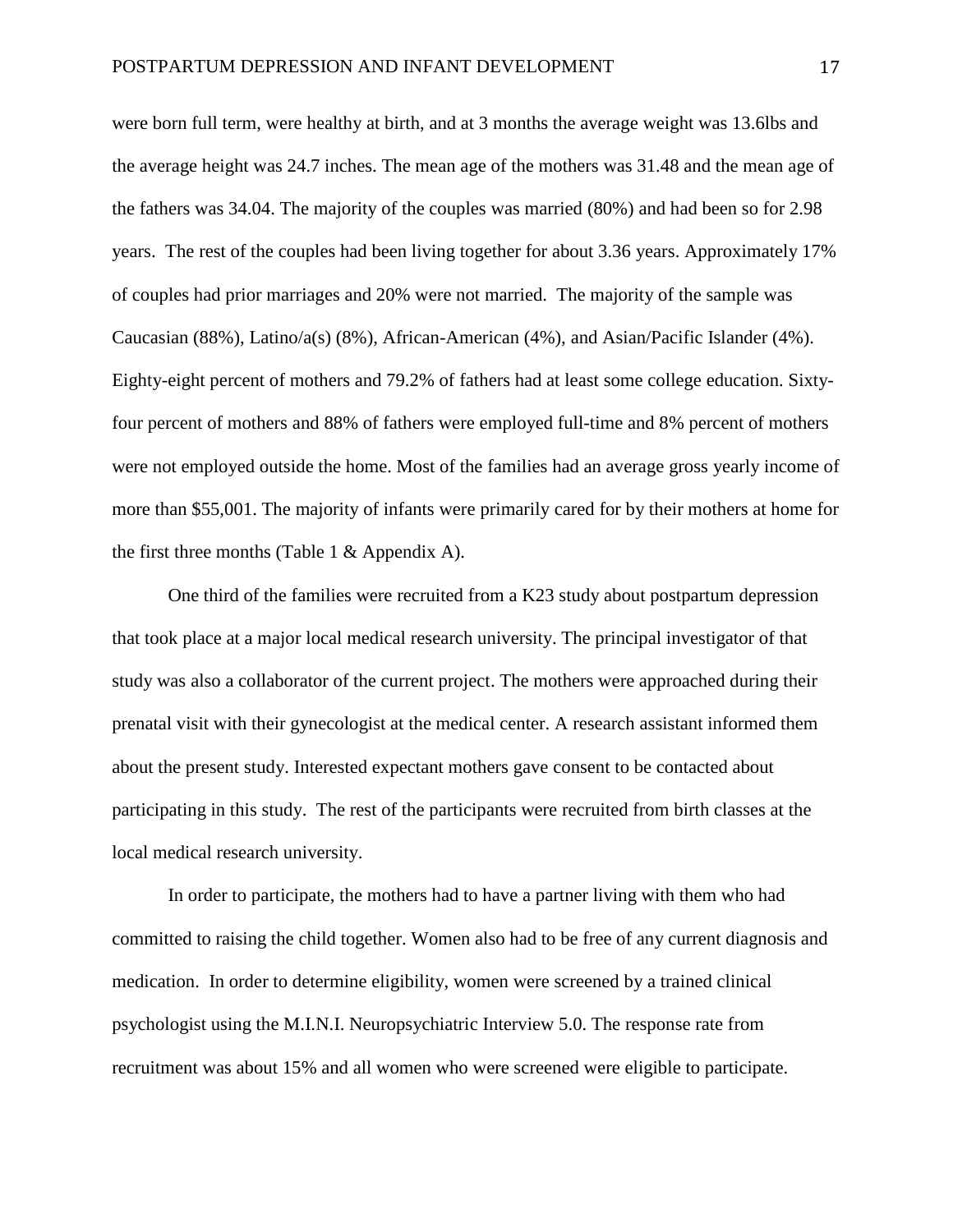were born full term, were healthy at birth, and at 3 months the average weight was 13.6lbs and the average height was 24.7 inches. The mean age of the mothers was 31.48 and the mean age of the fathers was 34.04. The majority of the couples was married (80%) and had been so for 2.98 years. The rest of the couples had been living together for about 3.36 years. Approximately 17% of couples had prior marriages and 20% were not married. The majority of the sample was Caucasian (88%), Latino/a(s) (8%), African-American (4%), and Asian/Pacific Islander (4%). Eighty-eight percent of mothers and 79.2% of fathers had at least some college education. Sixty-four percent of mothers and 88% of fathers were employed full-time and 8% percent of mothers were not employed outside the home. Most of the families had an average gross yearly income of more than $55,001. The majority of infants were primarily cared for by their mothers at home for the first three months (Table 1 & Appendix A).

One third of the families were recruited from a K23 study about postpartum depression that took place at a major local medical research university. The principal investigator of that study was also a collaborator of the current project. The mothers were approached during their prenatal visit with their gynecologist at the medical center. A research assistant informed them about the present study. Interested expectant mothers gave consent to be contacted about participating in this study. The rest of the participants were recruited from birth classes at the local medical research university.

In order to participate, the mothers had to have a partner living with them who had committed to raising the child together. Women also had to be free of any current diagnosis and medication. In order to determine eligibility, women were screened by a trained clinical psychologist using the M.I.N.I. Neuropsychiatric Interview 5.0. The response rate from recruitment was about 15% and all women who were screened were eligible to participate.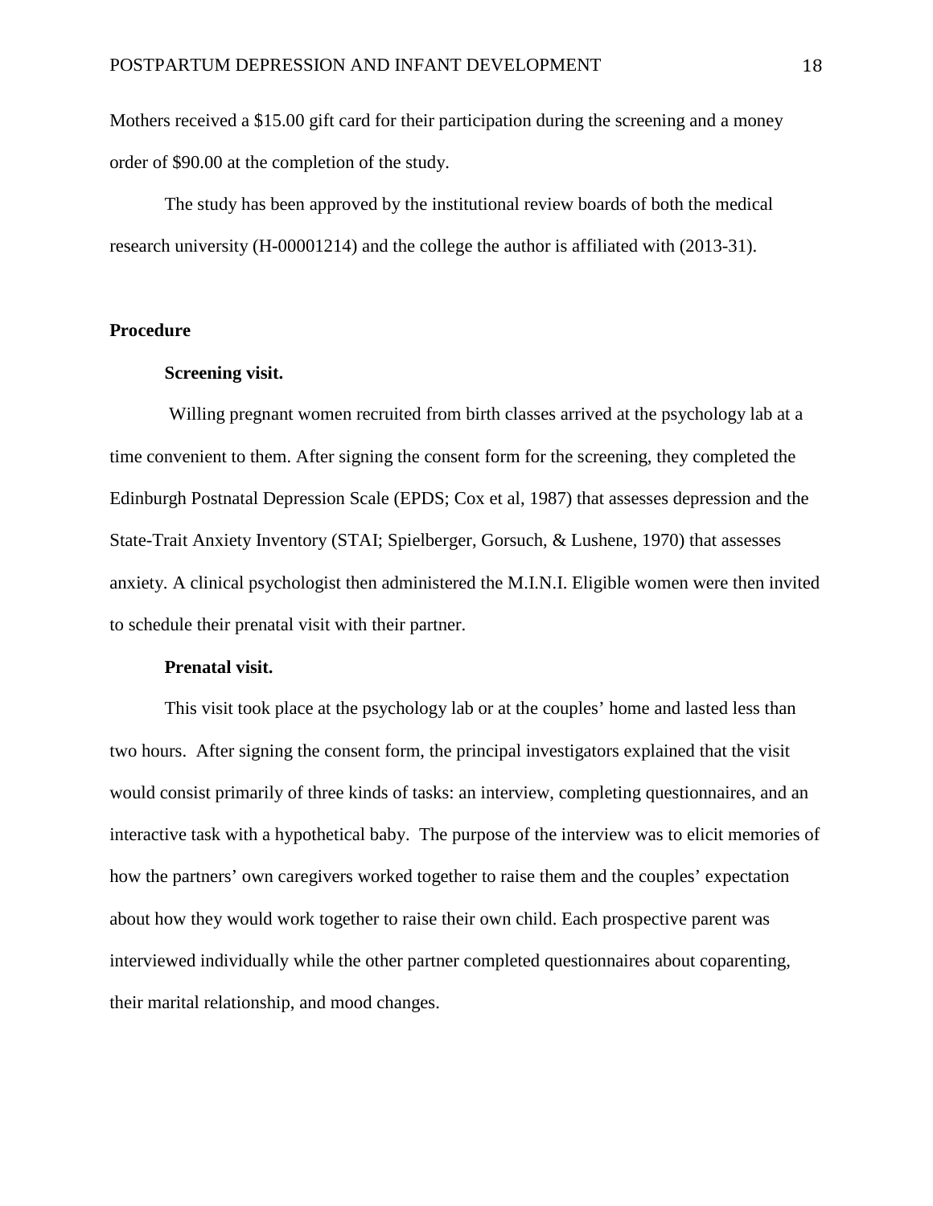Mothers received a $15.00 gift card for their participation during the screening and a money order of $90.00 at the completion of the study.

The study has been approved by the institutional review boards of both the medical research university (H-00001214) and the college the author is affiliated with (2013-31).

## Procedure

### Screening visit.

Willing pregnant women recruited from birth classes arrived at the psychology lab at a time convenient to them. After signing the consent form for the screening, they completed the Edinburgh Postnatal Depression Scale (EPDS; Cox et al, 1987) that assesses depression and the State-Trait Anxiety Inventory (STAI; Spielberger, Gorsuch, & Lushene, 1970) that assesses anxiety. A clinical psychologist then administered the M.I.N.I. Eligible women were then invited to schedule their prenatal visit with their partner.

### Prenatal visit.

This visit took place at the psychology lab or at the couples' home and lasted less than two hours. After signing the consent form, the principal investigators explained that the visit would consist primarily of three kinds of tasks: an interview, completing questionnaires, and an interactive task with a hypothetical baby. The purpose of the interview was to elicit memories of how the partners' own caregivers worked together to raise them and the couples' expectation about how they would work together to raise their own child. Each prospective parent was interviewed individually while the other partner completed questionnaires about coparenting, their marital relationship, and mood changes.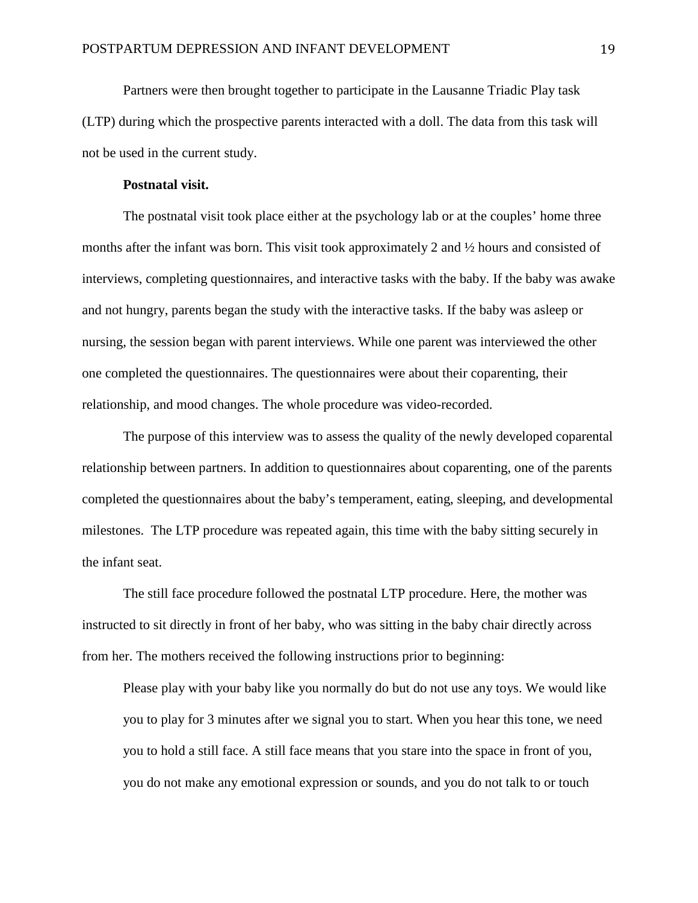Partners were then brought together to participate in the Lausanne Triadic Play task (LTP) during which the prospective parents interacted with a doll. The data from this task will not be used in the current study.

**Postnatal visit.**

The postnatal visit took place either at the psychology lab or at the couples' home three months after the infant was born. This visit took approximately 2 and ½ hours and consisted of interviews, completing questionnaires, and interactive tasks with the baby. If the baby was awake and not hungry, parents began the study with the interactive tasks. If the baby was asleep or nursing, the session began with parent interviews. While one parent was interviewed the other one completed the questionnaires. The questionnaires were about their coparenting, their relationship, and mood changes. The whole procedure was video-recorded.

The purpose of this interview was to assess the quality of the newly developed coparental relationship between partners. In addition to questionnaires about coparenting, one of the parents completed the questionnaires about the baby's temperament, eating, sleeping, and developmental milestones. The LTP procedure was repeated again, this time with the baby sitting securely in the infant seat.

The still face procedure followed the postnatal LTP procedure. Here, the mother was instructed to sit directly in front of her baby, who was sitting in the baby chair directly across from her. The mothers received the following instructions prior to beginning:

> Please play with your baby like you normally do but do not use any toys. We would like you to play for 3 minutes after we signal you to start. When you hear this tone, we need you to hold a still face. A still face means that you stare into the space in front of you, you do not make any emotional expression or sounds, and you do not talk to or touch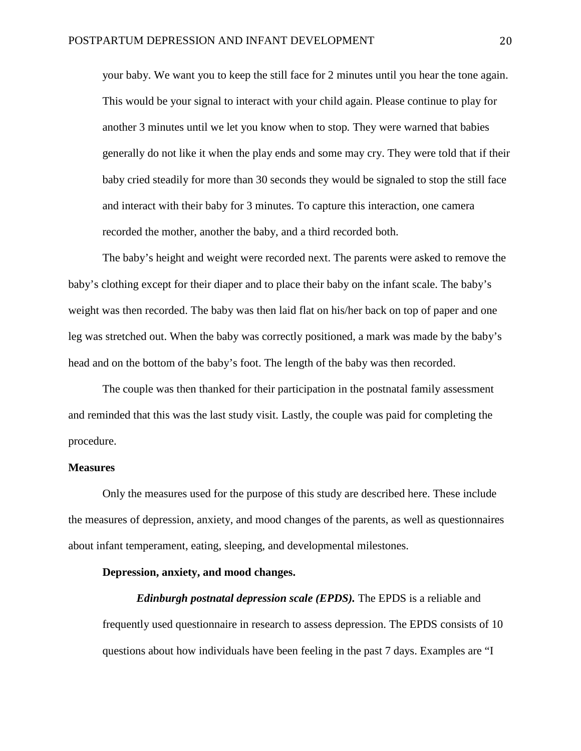your baby. We want you to keep the still face for 2 minutes until you hear the tone again. This would be your signal to interact with your child again. Please continue to play for another 3 minutes until we let you know when to stop. They were warned that babies generally do not like it when the play ends and some may cry. They were told that if their baby cried steadily for more than 30 seconds they would be signaled to stop the still face and interact with their baby for 3 minutes. To capture this interaction, one camera recorded the mother, another the baby, and a third recorded both.

The baby's height and weight were recorded next. The parents were asked to remove the baby's clothing except for their diaper and to place their baby on the infant scale. The baby's weight was then recorded. The baby was then laid flat on his/her back on top of paper and one leg was stretched out. When the baby was correctly positioned, a mark was made by the baby's head and on the bottom of the baby's foot. The length of the baby was then recorded.

The couple was then thanked for their participation in the postnatal family assessment and reminded that this was the last study visit. Lastly, the couple was paid for completing the procedure.

**Measures**

Only the measures used for the purpose of this study are described here. These include the measures of depression, anxiety, and mood changes of the parents, as well as questionnaires about infant temperament, eating, sleeping, and developmental milestones.

**Depression, anxiety, and mood changes.**

***Edinburgh postnatal depression scale (EPDS).*** The EPDS is a reliable and frequently used questionnaire in research to assess depression. The EPDS consists of 10 questions about how individuals have been feeling in the past 7 days. Examples are "I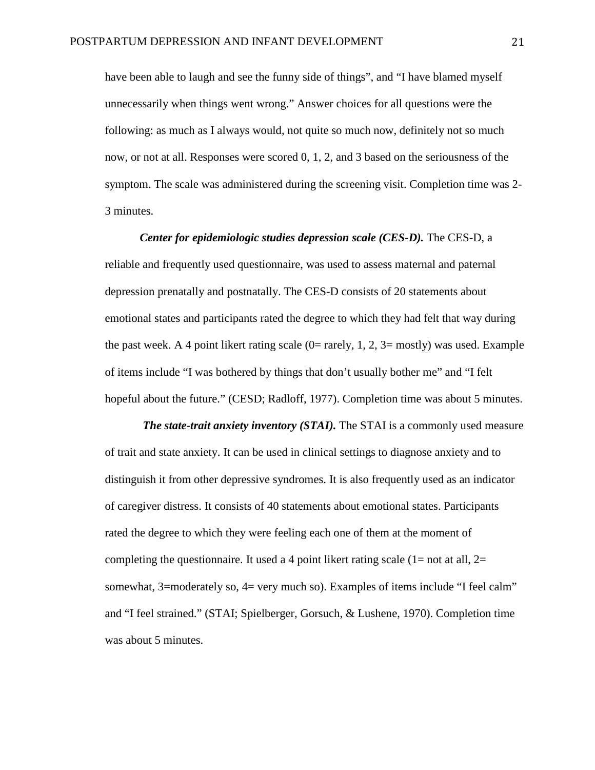have been able to laugh and see the funny side of things", and "I have blamed myself unnecessarily when things went wrong." Answer choices for all questions were the following: as much as I always would, not quite so much now, definitely not so much now, or not at all. Responses were scored 0, 1, 2, and 3 based on the seriousness of the symptom. The scale was administered during the screening visit. Completion time was 2-3 minutes.

***Center for epidemiologic studies depression scale (CES-D).*** The CES-D, a reliable and frequently used questionnaire, was used to assess maternal and paternal depression prenatally and postnatally. The CES-D consists of 20 statements about emotional states and participants rated the degree to which they had felt that way during the past week. A 4 point likert rating scale (0= rarely, 1, 2, 3= mostly) was used. Example of items include "I was bothered by things that don't usually bother me" and "I felt hopeful about the future." (CESD; Radloff, 1977). Completion time was about 5 minutes.

***The state-trait anxiety inventory (STAI).*** The STAI is a commonly used measure of trait and state anxiety. It can be used in clinical settings to diagnose anxiety and to distinguish it from other depressive syndromes. It is also frequently used as an indicator of caregiver distress. It consists of 40 statements about emotional states. Participants rated the degree to which they were feeling each one of them at the moment of completing the questionnaire. It used a 4 point likert rating scale (1= not at all, 2= somewhat, 3=moderately so, 4= very much so). Examples of items include "I feel calm" and "I feel strained." (STAI; Spielberger, Gorsuch, & Lushene, 1970). Completion time was about 5 minutes.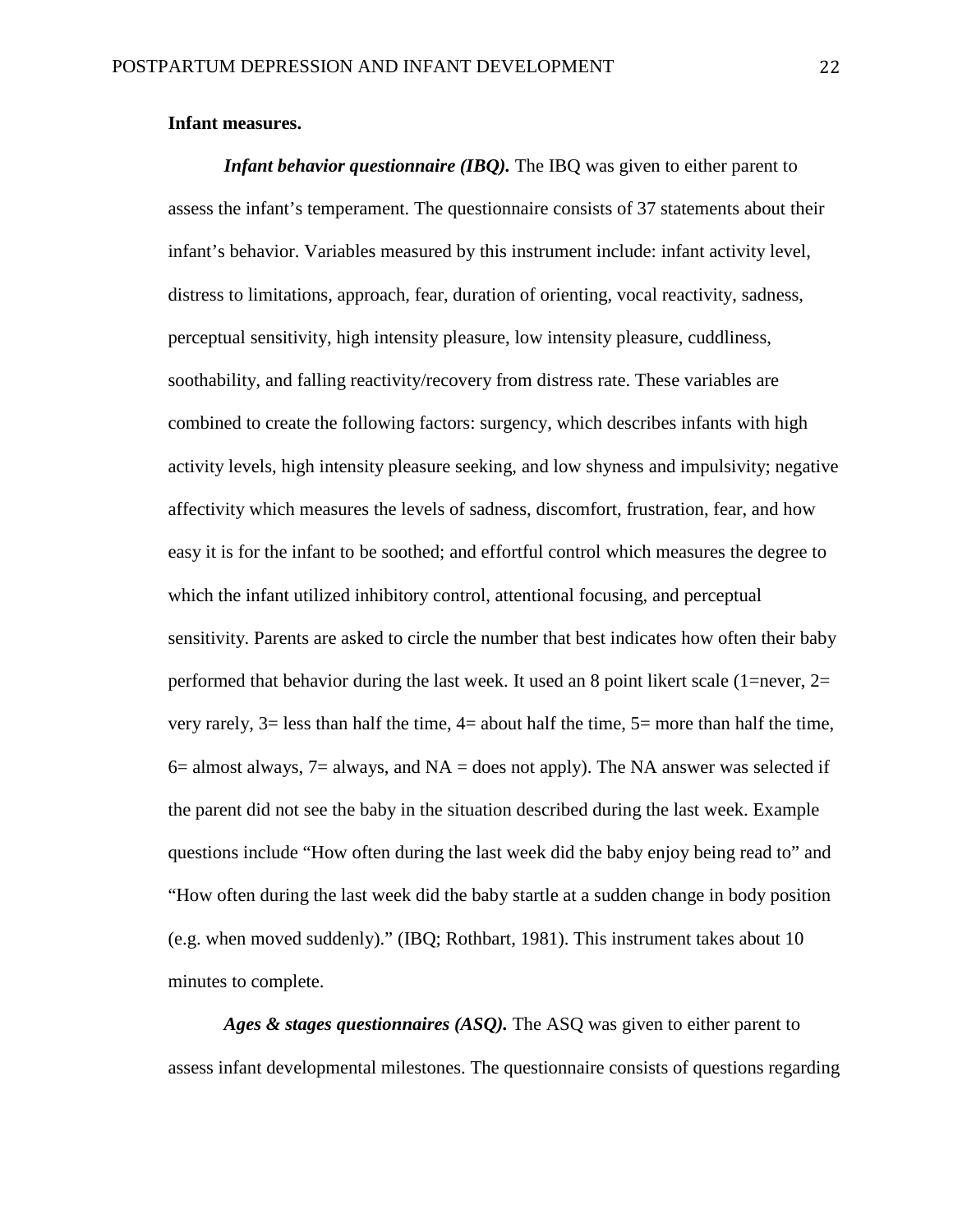**Infant measures.**

***Infant behavior questionnaire (IBQ).*** The IBQ was given to either parent to assess the infant's temperament. The questionnaire consists of 37 statements about their infant's behavior. Variables measured by this instrument include: infant activity level, distress to limitations, approach, fear, duration of orienting, vocal reactivity, sadness, perceptual sensitivity, high intensity pleasure, low intensity pleasure, cuddliness, soothability, and falling reactivity/recovery from distress rate. These variables are combined to create the following factors: surgency, which describes infants with high activity levels, high intensity pleasure seeking, and low shyness and impulsivity; negative affectivity which measures the levels of sadness, discomfort, frustration, fear, and how easy it is for the infant to be soothed; and effortful control which measures the degree to which the infant utilized inhibitory control, attentional focusing, and perceptual sensitivity. Parents are asked to circle the number that best indicates how often their baby performed that behavior during the last week. It used an 8 point likert scale (1=never, 2= very rarely, 3= less than half the time, 4= about half the time, 5= more than half the time, 6= almost always, 7= always, and NA = does not apply). The NA answer was selected if the parent did not see the baby in the situation described during the last week. Example questions include "How often during the last week did the baby enjoy being read to" and "How often during the last week did the baby startle at a sudden change in body position (e.g. when moved suddenly)." (IBQ; Rothbart, 1981). This instrument takes about 10 minutes to complete.

***Ages & stages questionnaires (ASQ).*** The ASQ was given to either parent to assess infant developmental milestones. The questionnaire consists of questions regarding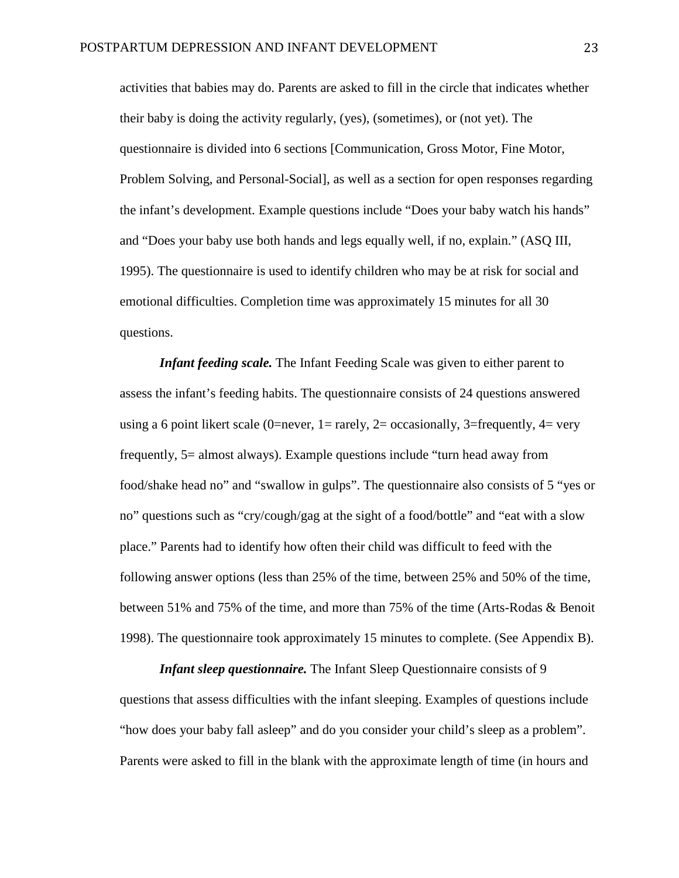activities that babies may do. Parents are asked to fill in the circle that indicates whether their baby is doing the activity regularly, (yes), (sometimes), or (not yet). The questionnaire is divided into 6 sections [Communication, Gross Motor, Fine Motor, Problem Solving, and Personal-Social], as well as a section for open responses regarding the infant's development. Example questions include "Does your baby watch his hands" and "Does your baby use both hands and legs equally well, if no, explain." (ASQ III, 1995). The questionnaire is used to identify children who may be at risk for social and emotional difficulties. Completion time was approximately 15 minutes for all 30 questions.

***Infant feeding scale.*** The Infant Feeding Scale was given to either parent to assess the infant's feeding habits. The questionnaire consists of 24 questions answered using a 6 point likert scale (0=never, 1= rarely, 2= occasionally, 3=frequently, 4= very frequently, 5= almost always). Example questions include "turn head away from food/shake head no" and "swallow in gulps". The questionnaire also consists of 5 "yes or no" questions such as "cry/cough/gag at the sight of a food/bottle" and "eat with a slow place." Parents had to identify how often their child was difficult to feed with the following answer options (less than 25% of the time, between 25% and 50% of the time, between 51% and 75% of the time, and more than 75% of the time (Arts-Rodas & Benoit 1998). The questionnaire took approximately 15 minutes to complete. (See Appendix B).

***Infant sleep questionnaire.*** The Infant Sleep Questionnaire consists of 9 questions that assess difficulties with the infant sleeping. Examples of questions include "how does your baby fall asleep" and do you consider your child's sleep as a problem". Parents were asked to fill in the blank with the approximate length of time (in hours and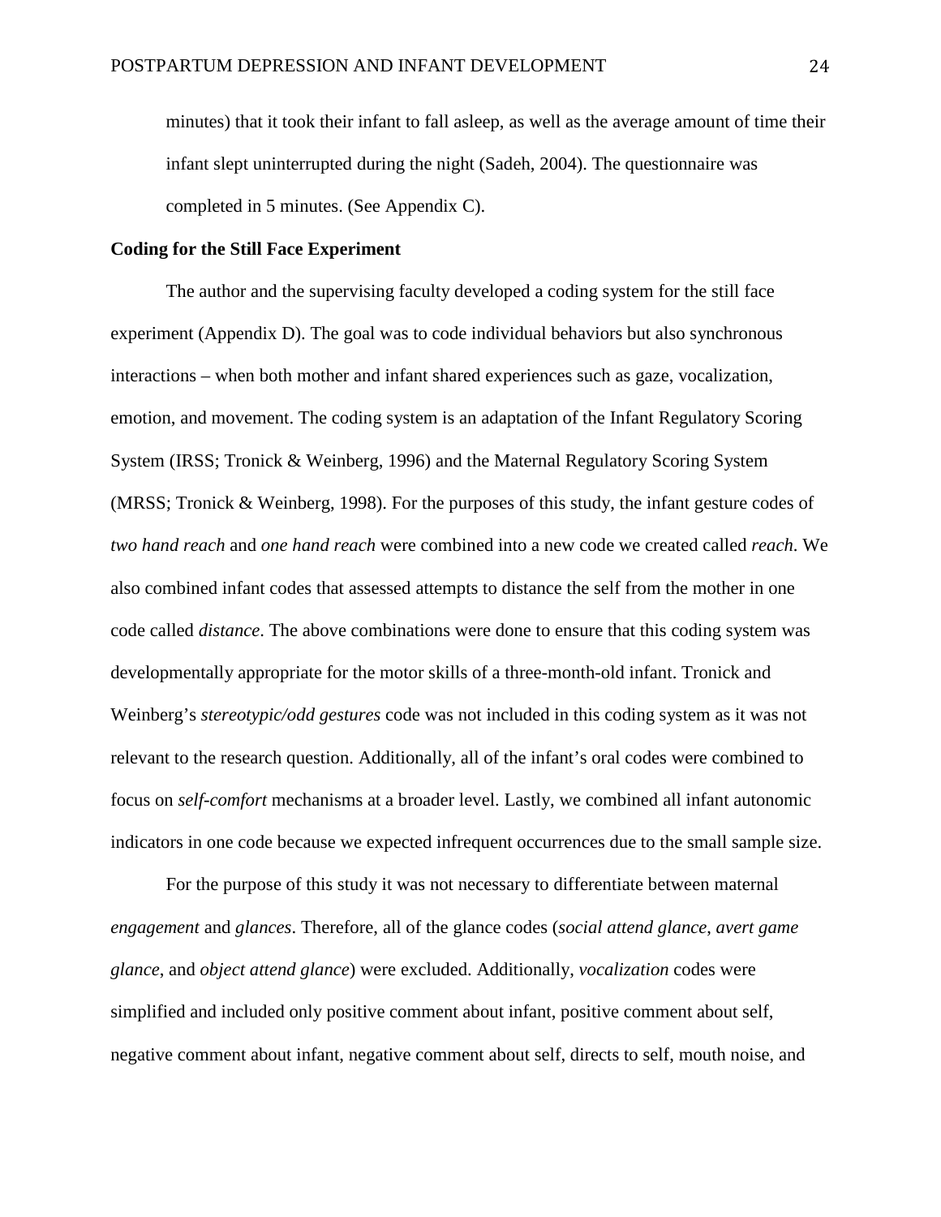minutes) that it took their infant to fall asleep, as well as the average amount of time their infant slept uninterrupted during the night (Sadeh, 2004). The questionnaire was completed in 5 minutes. (See Appendix C).

**Coding for the Still Face Experiment**

The author and the supervising faculty developed a coding system for the still face experiment (Appendix D). The goal was to code individual behaviors but also synchronous interactions – when both mother and infant shared experiences such as gaze, vocalization, emotion, and movement. The coding system is an adaptation of the Infant Regulatory Scoring System (IRSS; Tronick & Weinberg, 1996) and the Maternal Regulatory Scoring System (MRSS; Tronick & Weinberg, 1998). For the purposes of this study, the infant gesture codes of *two hand reach* and *one hand reach* were combined into a new code we created called *reach*. We also combined infant codes that assessed attempts to distance the self from the mother in one code called *distance*. The above combinations were done to ensure that this coding system was developmentally appropriate for the motor skills of a three-month-old infant. Tronick and Weinberg's *stereotypic/odd gestures* code was not included in this coding system as it was not relevant to the research question. Additionally, all of the infant's oral codes were combined to focus on *self-comfort* mechanisms at a broader level. Lastly, we combined all infant autonomic indicators in one code because we expected infrequent occurrences due to the small sample size.

For the purpose of this study it was not necessary to differentiate between maternal *engagement* and *glances*. Therefore, all of the glance codes (*social attend glance*, *avert game glance*, and *object attend glance*) were excluded. Additionally, *vocalization* codes were simplified and included only positive comment about infant, positive comment about self, negative comment about infant, negative comment about self, directs to self, mouth noise, and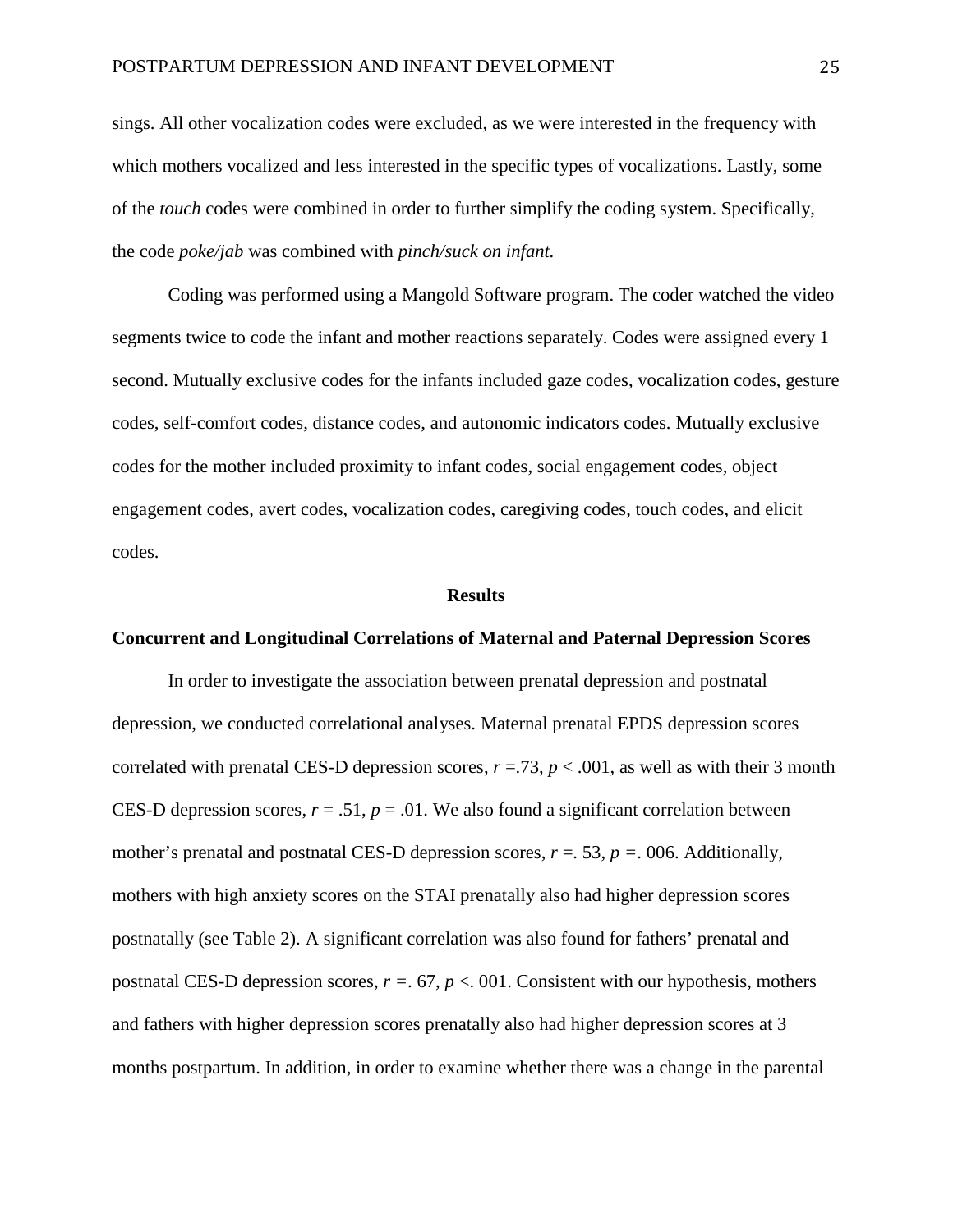sings. All other vocalization codes were excluded, as we were interested in the frequency with which mothers vocalized and less interested in the specific types of vocalizations. Lastly, some of the *touch* codes were combined in order to further simplify the coding system. Specifically, the code *poke/jab* was combined with *pinch/suck on infant.*

Coding was performed using a Mangold Software program. The coder watched the video segments twice to code the infant and mother reactions separately. Codes were assigned every 1 second. Mutually exclusive codes for the infants included gaze codes, vocalization codes, gesture codes, self-comfort codes, distance codes, and autonomic indicators codes. Mutually exclusive codes for the mother included proximity to infant codes, social engagement codes, object engagement codes, avert codes, vocalization codes, caregiving codes, touch codes, and elicit codes.

## Results

### Concurrent and Longitudinal Correlations of Maternal and Paternal Depression Scores

In order to investigate the association between prenatal depression and postnatal depression, we conducted correlational analyses. Maternal prenatal EPDS depression scores correlated with prenatal CES-D depression scores, $r$ =.73, $p$ < .001, as well as with their 3 month CES-D depression scores, $r$ = .51, $p$ = .01. We also found a significant correlation between mother's prenatal and postnatal CES-D depression scores, $r$ =. 53, $p$ =. 006. Additionally, mothers with high anxiety scores on the STAI prenatally also had higher depression scores postnatally (see Table 2). A significant correlation was also found for fathers' prenatal and postnatal CES-D depression scores, $r$ =. 67, $p$ <. 001. Consistent with our hypothesis, mothers and fathers with higher depression scores prenatally also had higher depression scores at 3 months postpartum. In addition, in order to examine whether there was a change in the parental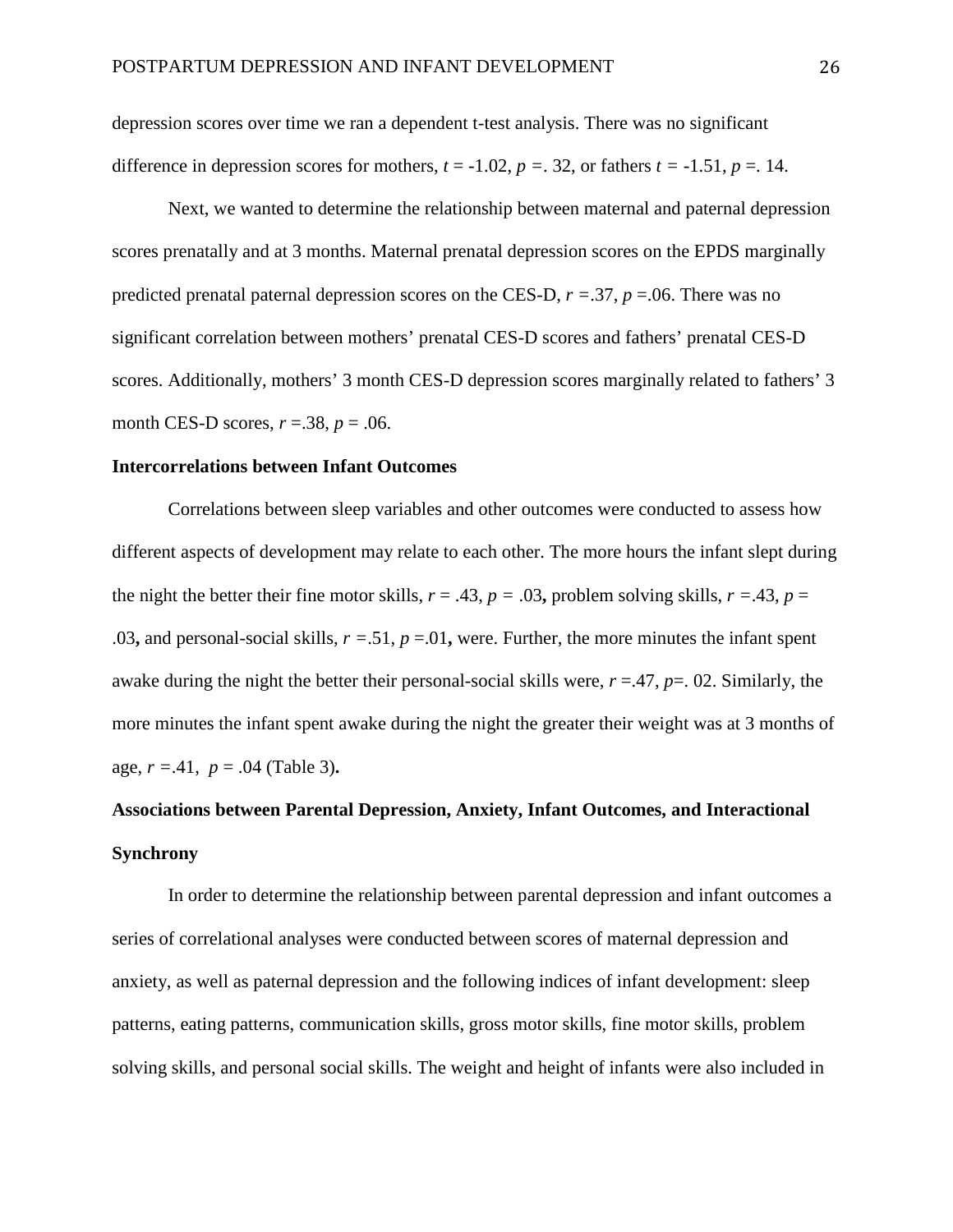depression scores over time we ran a dependent t-test analysis. There was no significant difference in depression scores for mothers, $t = -1.02$, $p = .32$, or fathers $t = -1.51$, $p = .14$.

Next, we wanted to determine the relationship between maternal and paternal depression scores prenatally and at 3 months. Maternal prenatal depression scores on the EPDS marginally predicted prenatal paternal depression scores on the CES-D, $r = .37$, $p = .06$. There was no significant correlation between mothers' prenatal CES-D scores and fathers' prenatal CES-D scores. Additionally, mothers' 3 month CES-D depression scores marginally related to fathers' 3 month CES-D scores, $r = .38$, $p = .06$.

**Intercorrelations between Infant Outcomes**

Correlations between sleep variables and other outcomes were conducted to assess how different aspects of development may relate to each other. The more hours the infant slept during the night the better their fine motor skills, $r = .43$, $p = .03$**,** problem solving skills, $r = .43$, $p = .03$**,** and personal-social skills, $r = .51$, $p = .01$**,** were. Further, the more minutes the infant spent awake during the night the better their personal-social skills were, $r = .47$, $p = .02$. Similarly, the more minutes the infant spent awake during the night the greater their weight was at 3 months of age, $r = .41$, $p = .04$ (Table 3)**.**

**Associations between Parental Depression, Anxiety, Infant Outcomes, and Interactional Synchrony**

In order to determine the relationship between parental depression and infant outcomes a series of correlational analyses were conducted between scores of maternal depression and anxiety, as well as paternal depression and the following indices of infant development: sleep patterns, eating patterns, communication skills, gross motor skills, fine motor skills, problem solving skills, and personal social skills. The weight and height of infants were also included in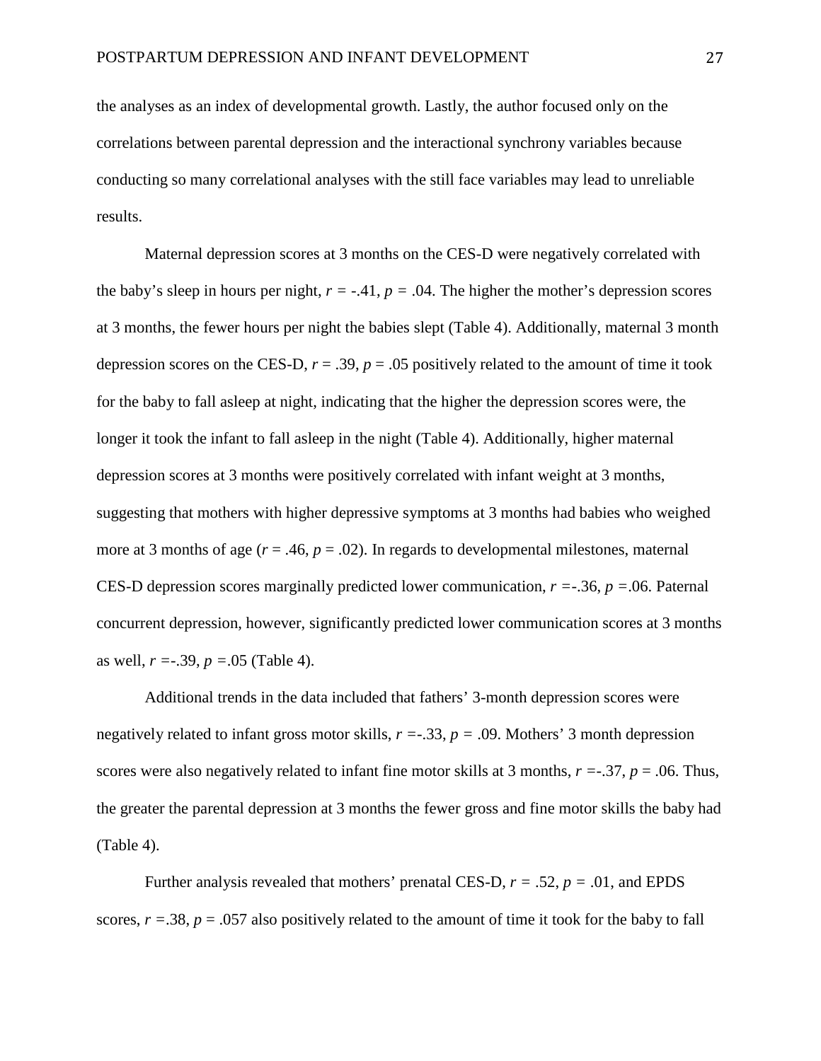the analyses as an index of developmental growth. Lastly, the author focused only on the correlations between parental depression and the interactional synchrony variables because conducting so many correlational analyses with the still face variables may lead to unreliable results.

Maternal depression scores at 3 months on the CES-D were negatively correlated with the baby's sleep in hours per night, $r = -.41$, $p = .04$. The higher the mother's depression scores at 3 months, the fewer hours per night the babies slept (Table 4). Additionally, maternal 3 month depression scores on the CES-D, $r = .39$, $p = .05$ positively related to the amount of time it took for the baby to fall asleep at night, indicating that the higher the depression scores were, the longer it took the infant to fall asleep in the night (Table 4). Additionally, higher maternal depression scores at 3 months were positively correlated with infant weight at 3 months, suggesting that mothers with higher depressive symptoms at 3 months had babies who weighed more at 3 months of age ($r = .46$, $p = .02$). In regards to developmental milestones, maternal CES-D depression scores marginally predicted lower communication, $r = -.36$, $p = .06$. Paternal concurrent depression, however, significantly predicted lower communication scores at 3 months as well, $r = -.39$, $p = .05$ (Table 4).

Additional trends in the data included that fathers' 3-month depression scores were negatively related to infant gross motor skills, $r = -.33$, $p = .09$. Mothers' 3 month depression scores were also negatively related to infant fine motor skills at 3 months, $r = -.37$, $p = .06$. Thus, the greater the parental depression at 3 months the fewer gross and fine motor skills the baby had (Table 4).

Further analysis revealed that mothers' prenatal CES-D, $r = .52$, $p = .01$, and EPDS scores, $r = .38$, $p = .057$ also positively related to the amount of time it took for the baby to fall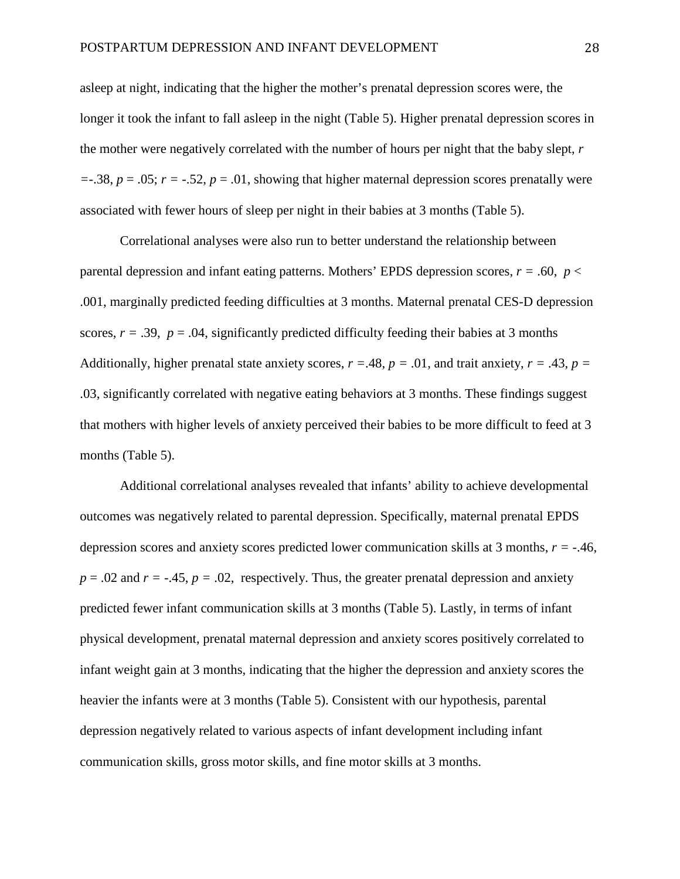asleep at night, indicating that the higher the mother's prenatal depression scores were, the longer it took the infant to fall asleep in the night (Table 5). Higher prenatal depression scores in the mother were negatively correlated with the number of hours per night that the baby slept, $r = -.38$, $p = .05$; $r = -.52$, $p = .01$, showing that higher maternal depression scores prenatally were associated with fewer hours of sleep per night in their babies at 3 months (Table 5).

Correlational analyses were also run to better understand the relationship between parental depression and infant eating patterns. Mothers' EPDS depression scores, $r = .60$, $p < .001$, marginally predicted feeding difficulties at 3 months. Maternal prenatal CES-D depression scores, $r = .39$, $p = .04$, significantly predicted difficulty feeding their babies at 3 months Additionally, higher prenatal state anxiety scores, $r = .48$, $p = .01$, and trait anxiety, $r = .43$, $p = .03$, significantly correlated with negative eating behaviors at 3 months. These findings suggest that mothers with higher levels of anxiety perceived their babies to be more difficult to feed at 3 months (Table 5).

Additional correlational analyses revealed that infants' ability to achieve developmental outcomes was negatively related to parental depression. Specifically, maternal prenatal EPDS depression scores and anxiety scores predicted lower communication skills at 3 months, $r = -.46$, $p = .02$ and $r = -.45$, $p = .02$, respectively. Thus, the greater prenatal depression and anxiety predicted fewer infant communication skills at 3 months (Table 5). Lastly, in terms of infant physical development, prenatal maternal depression and anxiety scores positively correlated to infant weight gain at 3 months, indicating that the higher the depression and anxiety scores the heavier the infants were at 3 months (Table 5). Consistent with our hypothesis, parental depression negatively related to various aspects of infant development including infant communication skills, gross motor skills, and fine motor skills at 3 months.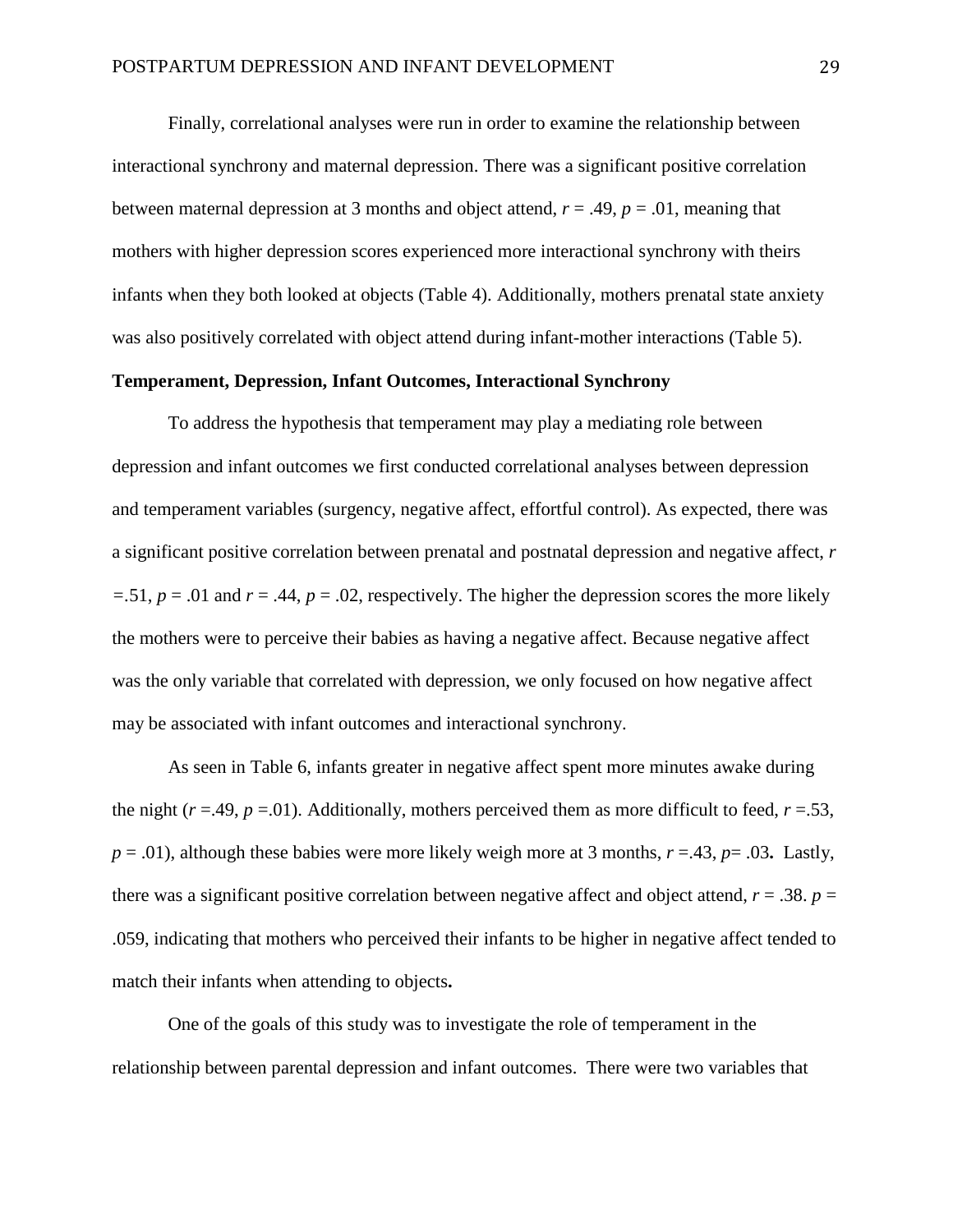Finally, correlational analyses were run in order to examine the relationship between interactional synchrony and maternal depression. There was a significant positive correlation between maternal depression at 3 months and object attend, $r = .49$, $p = .01$, meaning that mothers with higher depression scores experienced more interactional synchrony with theirs infants when they both looked at objects (Table 4). Additionally, mothers prenatal state anxiety was also positively correlated with object attend during infant-mother interactions (Table 5).

**Temperament, Depression, Infant Outcomes, Interactional Synchrony**

To address the hypothesis that temperament may play a mediating role between depression and infant outcomes we first conducted correlational analyses between depression and temperament variables (surgency, negative affect, effortful control). As expected, there was a significant positive correlation between prenatal and postnatal depression and negative affect, $r = .51$, $p = .01$ and $r = .44$, $p = .02$, respectively. The higher the depression scores the more likely the mothers were to perceive their babies as having a negative affect. Because negative affect was the only variable that correlated with depression, we only focused on how negative affect may be associated with infant outcomes and interactional synchrony.

As seen in Table 6, infants greater in negative affect spent more minutes awake during the night ($r = .49$, $p = .01$). Additionally, mothers perceived them as more difficult to feed, $r = .53$, $p = .01$), although these babies were more likely weigh more at 3 months, $r = .43$, $p = .03$**.** Lastly, there was a significant positive correlation between negative affect and object attend, $r = .38$. $p = .059$, indicating that mothers who perceived their infants to be higher in negative affect tended to match their infants when attending to objects**.**

One of the goals of this study was to investigate the role of temperament in the relationship between parental depression and infant outcomes. There were two variables that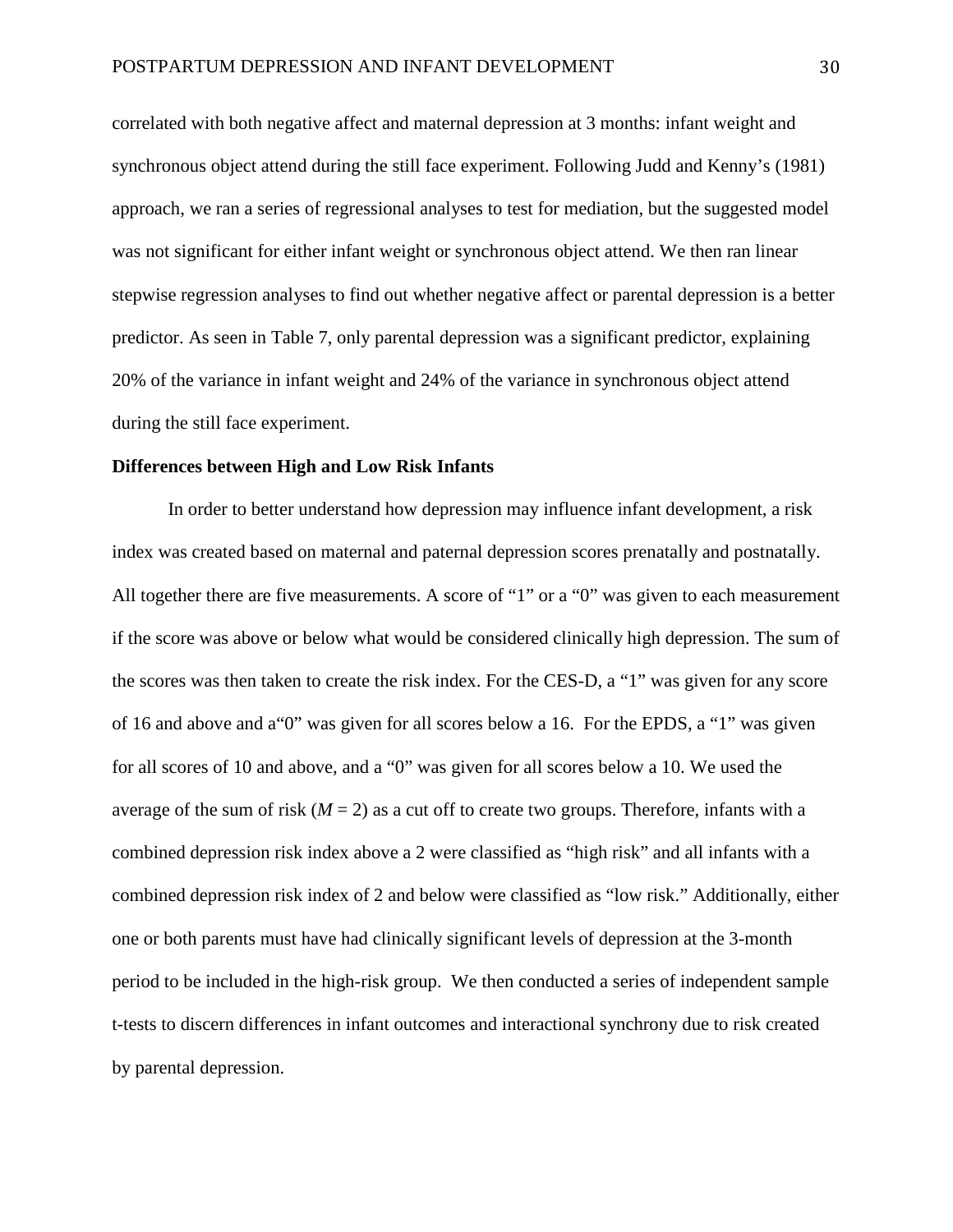correlated with both negative affect and maternal depression at 3 months: infant weight and synchronous object attend during the still face experiment. Following Judd and Kenny's (1981) approach, we ran a series of regressional analyses to test for mediation, but the suggested model was not significant for either infant weight or synchronous object attend. We then ran linear stepwise regression analyses to find out whether negative affect or parental depression is a better predictor. As seen in Table 7, only parental depression was a significant predictor, explaining 20% of the variance in infant weight and 24% of the variance in synchronous object attend during the still face experiment.

**Differences between High and Low Risk Infants**

In order to better understand how depression may influence infant development, a risk index was created based on maternal and paternal depression scores prenatally and postnatally. All together there are five measurements. A score of "1" or a "0" was given to each measurement if the score was above or below what would be considered clinically high depression. The sum of the scores was then taken to create the risk index. For the CES-D, a "1" was given for any score of 16 and above and a"0" was given for all scores below a 16. For the EPDS, a "1" was given for all scores of 10 and above, and a "0" was given for all scores below a 10. We used the average of the sum of risk ($M = 2$) as a cut off to create two groups. Therefore, infants with a combined depression risk index above a 2 were classified as "high risk" and all infants with a combined depression risk index of 2 and below were classified as "low risk." Additionally, either one or both parents must have had clinically significant levels of depression at the 3-month period to be included in the high-risk group. We then conducted a series of independent sample t-tests to discern differences in infant outcomes and interactional synchrony due to risk created by parental depression.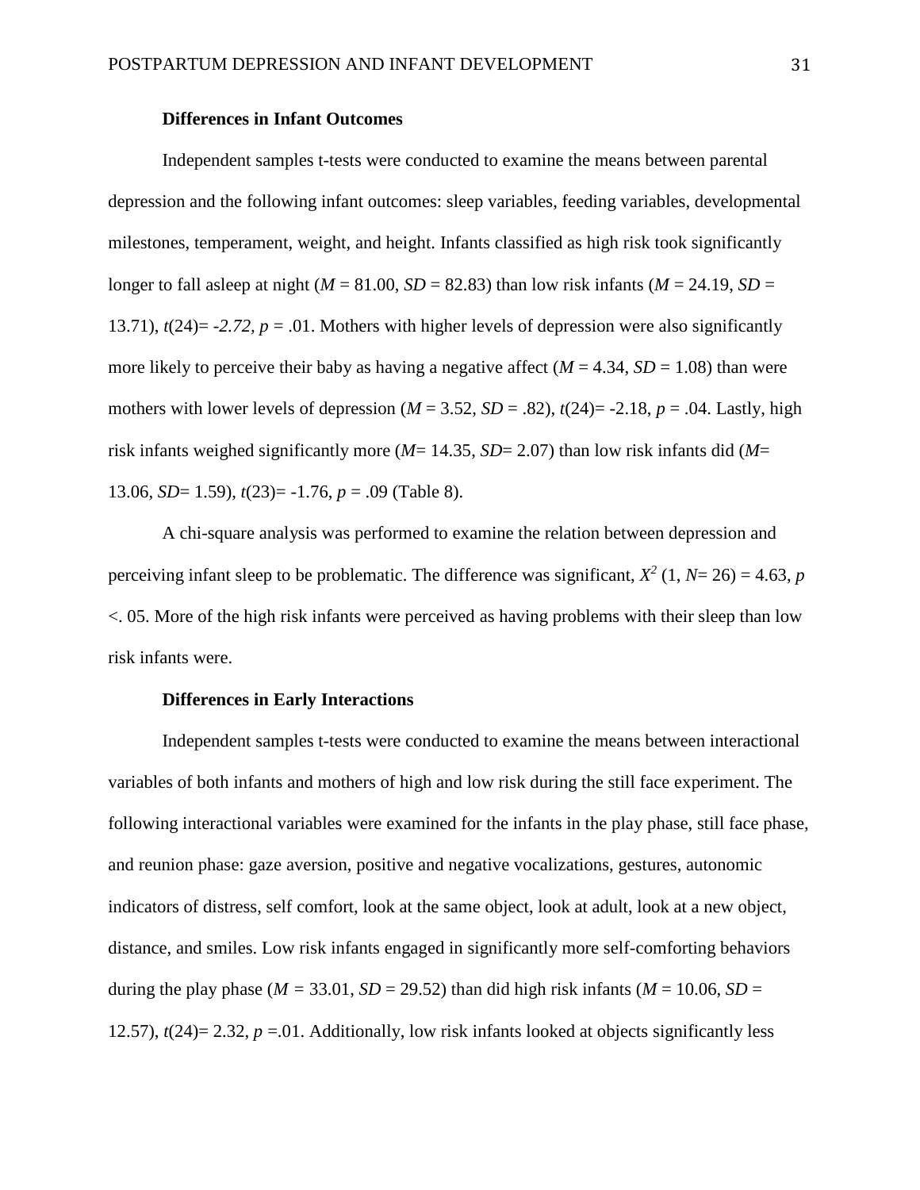**Differences in Infant Outcomes**

Independent samples t-tests were conducted to examine the means between parental depression and the following infant outcomes: sleep variables, feeding variables, developmental milestones, temperament, weight, and height. Infants classified as high risk took significantly longer to fall asleep at night (*M* = 81.00, *SD* = 82.83) than low risk infants (*M* = 24.19, *SD* = 13.71), $t(24) = -2.72$, $p = .01$. Mothers with higher levels of depression were also significantly more likely to perceive their baby as having a negative affect (*M* = 4.34, *SD* = 1.08) than were mothers with lower levels of depression (*M* = 3.52, *SD* = .82), $t(24) = -2.18$, $p = .04$. Lastly, high risk infants weighed significantly more (*M*= 14.35, *SD*= 2.07) than low risk infants did (*M*= 13.06, *SD*= 1.59), $t(23) = -1.76$, $p = .09$ (Table 8).

A chi-square analysis was performed to examine the relation between depression and perceiving infant sleep to be problematic. The difference was significant, $X^2$ (1, *N*= 26) = 4.63, $p < .05$. More of the high risk infants were perceived as having problems with their sleep than low risk infants were.

**Differences in Early Interactions**

Independent samples t-tests were conducted to examine the means between interactional variables of both infants and mothers of high and low risk during the still face experiment. The following interactional variables were examined for the infants in the play phase, still face phase, and reunion phase: gaze aversion, positive and negative vocalizations, gestures, autonomic indicators of distress, self comfort, look at the same object, look at adult, look at a new object, distance, and smiles. Low risk infants engaged in significantly more self-comforting behaviors during the play phase (*M* = 33.01, *SD* = 29.52) than did high risk infants (*M* = 10.06, *SD* = 12.57), $t(24) = 2.32$, $p = .01$. Additionally, low risk infants looked at objects significantly less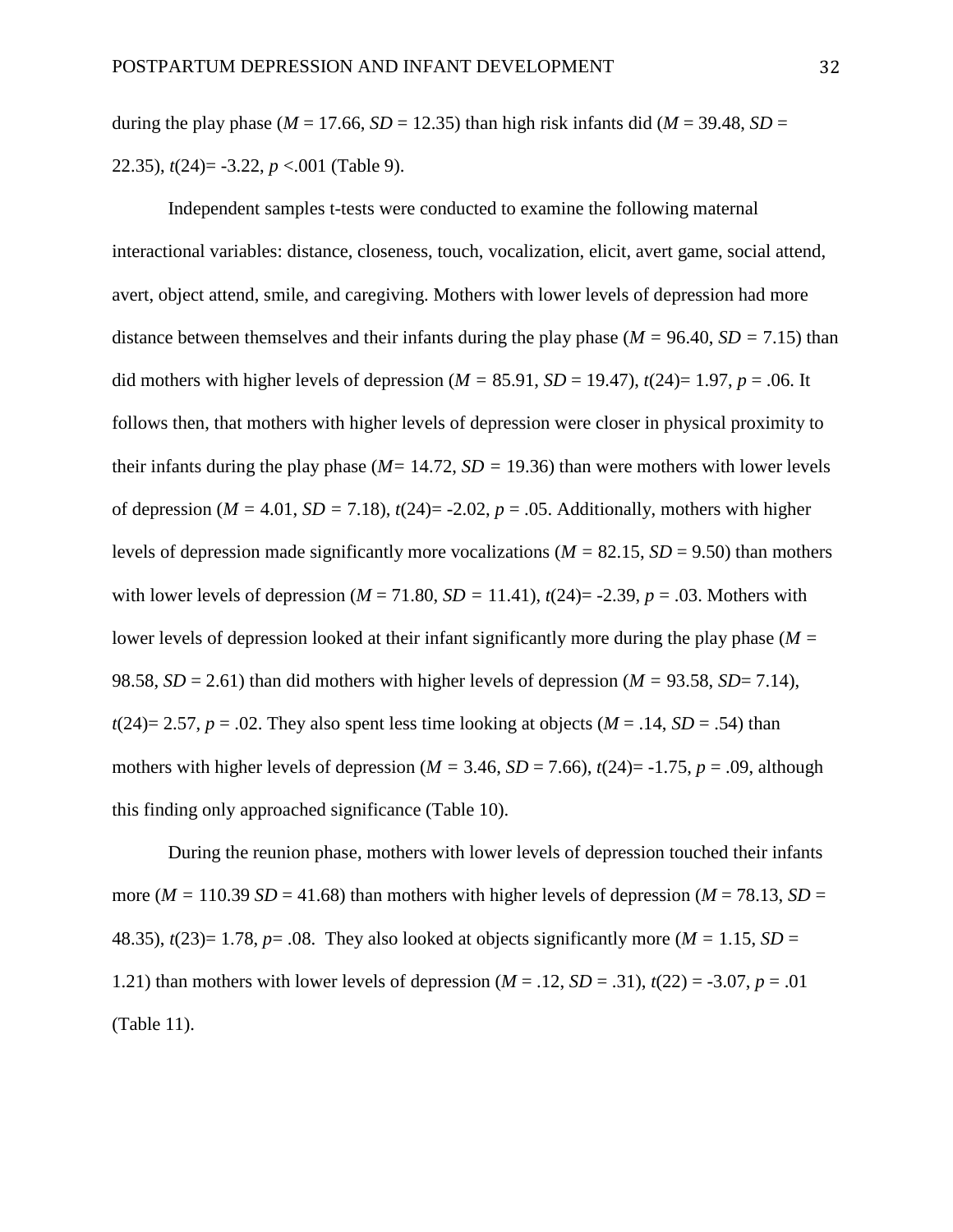during the play phase ($M$ = 17.66, $SD$ = 12.35) than high risk infants did ($M$ = 39.48, $SD$ = 22.35), $t(24)$= -3.22, $p$ <.001 (Table 9).

Independent samples t-tests were conducted to examine the following maternal interactional variables: distance, closeness, touch, vocalization, elicit, avert game, social attend, avert, object attend, smile, and caregiving. Mothers with lower levels of depression had more distance between themselves and their infants during the play phase ($M$ = 96.40, $SD$ = 7.15) than did mothers with higher levels of depression ($M$ = 85.91, $SD$ = 19.47), $t(24)$= 1.97, $p$ = .06. It follows then, that mothers with higher levels of depression were closer in physical proximity to their infants during the play phase ($M$= 14.72, $SD$ = 19.36) than were mothers with lower levels of depression ($M$ = 4.01, $SD$ = 7.18), $t(24)$= -2.02, $p$ = .05. Additionally, mothers with higher levels of depression made significantly more vocalizations ($M$ = 82.15, $SD$ = 9.50) than mothers with lower levels of depression ($M$ = 71.80, $SD$ = 11.41), $t(24)$= -2.39, $p$ = .03. Mothers with lower levels of depression looked at their infant significantly more during the play phase ($M$ = 98.58, $SD$ = 2.61) than did mothers with higher levels of depression ($M$ = 93.58, $SD$= 7.14), $t(24)$= 2.57, $p$ = .02. They also spent less time looking at objects ($M$ = .14, $SD$ = .54) than mothers with higher levels of depression ($M$ = 3.46, $SD$ = 7.66), $t(24)$= -1.75, $p$ = .09, although this finding only approached significance (Table 10).

During the reunion phase, mothers with lower levels of depression touched their infants more ($M$ = 110.39 $SD$ = 41.68) than mothers with higher levels of depression ($M$ = 78.13, $SD$ = 48.35), $t(23)$= 1.78, $p$= .08. They also looked at objects significantly more ($M$ = 1.15, $SD$ = 1.21) than mothers with lower levels of depression ($M$ = .12, $SD$ = .31), $t(22)$ = -3.07, $p$ = .01 (Table 11).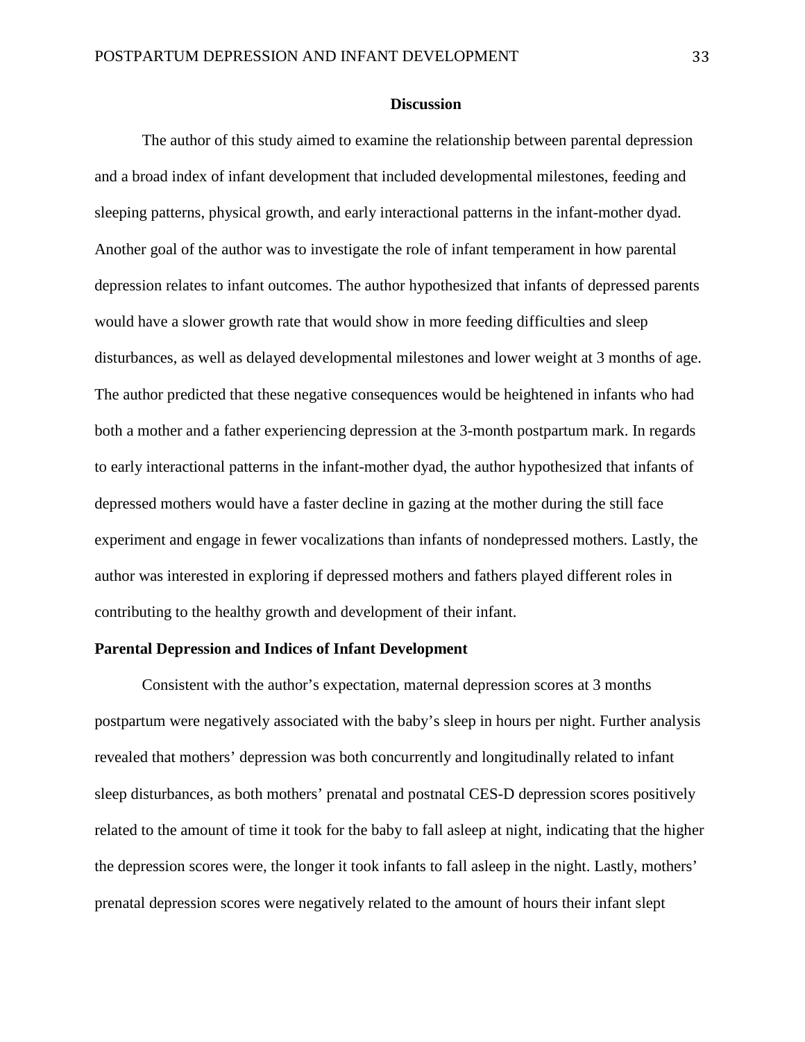## Discussion

The author of this study aimed to examine the relationship between parental depression and a broad index of infant development that included developmental milestones, feeding and sleeping patterns, physical growth, and early interactional patterns in the infant-mother dyad. Another goal of the author was to investigate the role of infant temperament in how parental depression relates to infant outcomes. The author hypothesized that infants of depressed parents would have a slower growth rate that would show in more feeding difficulties and sleep disturbances, as well as delayed developmental milestones and lower weight at 3 months of age. The author predicted that these negative consequences would be heightened in infants who had both a mother and a father experiencing depression at the 3-month postpartum mark. In regards to early interactional patterns in the infant-mother dyad, the author hypothesized that infants of depressed mothers would have a faster decline in gazing at the mother during the still face experiment and engage in fewer vocalizations than infants of nondepressed mothers. Lastly, the author was interested in exploring if depressed mothers and fathers played different roles in contributing to the healthy growth and development of their infant.

### Parental Depression and Indices of Infant Development

Consistent with the author's expectation, maternal depression scores at 3 months postpartum were negatively associated with the baby's sleep in hours per night. Further analysis revealed that mothers' depression was both concurrently and longitudinally related to infant sleep disturbances, as both mothers' prenatal and postnatal CES-D depression scores positively related to the amount of time it took for the baby to fall asleep at night, indicating that the higher the depression scores were, the longer it took infants to fall asleep in the night. Lastly, mothers' prenatal depression scores were negatively related to the amount of hours their infant slept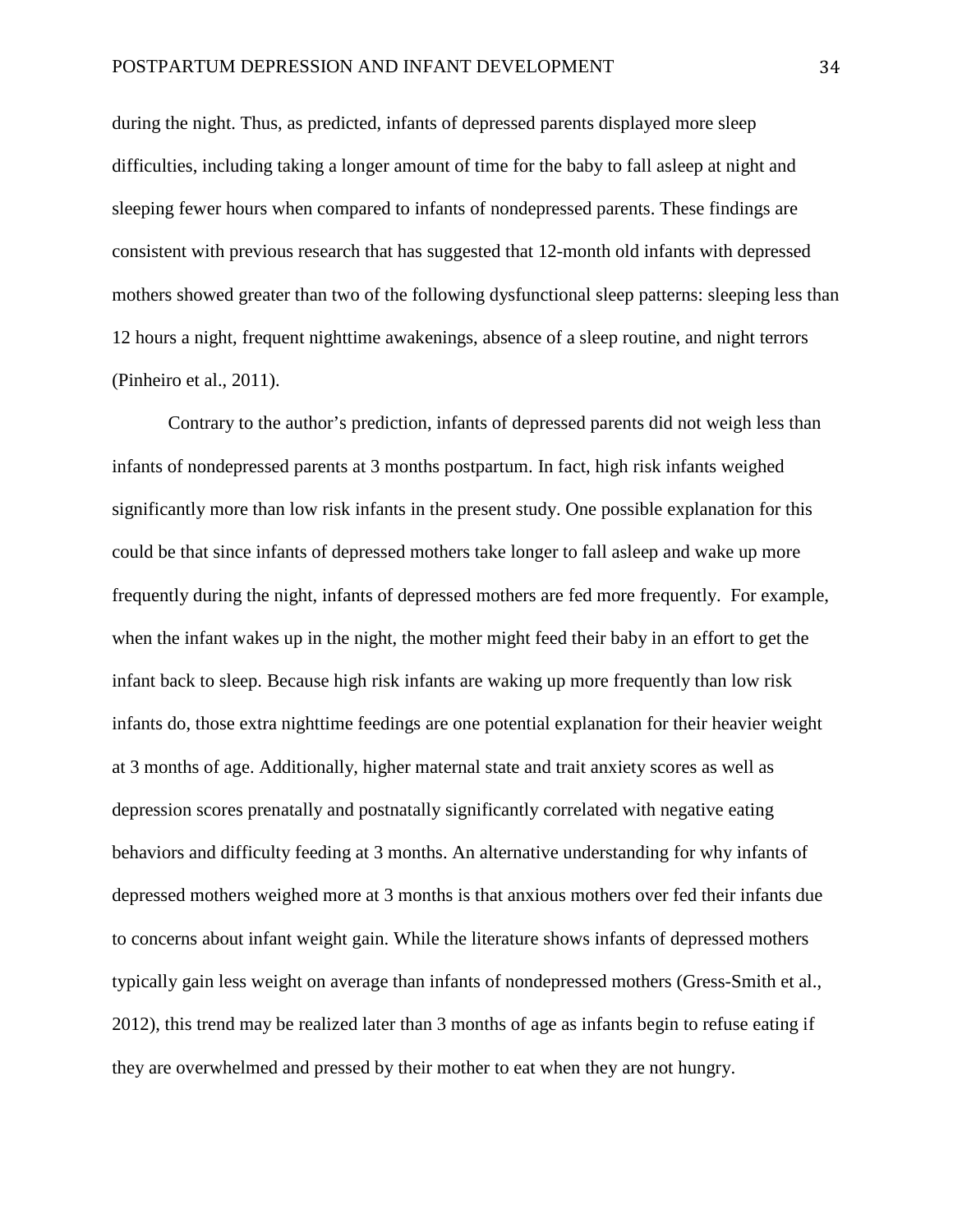during the night. Thus, as predicted, infants of depressed parents displayed more sleep difficulties, including taking a longer amount of time for the baby to fall asleep at night and sleeping fewer hours when compared to infants of nondepressed parents. These findings are consistent with previous research that has suggested that 12-month old infants with depressed mothers showed greater than two of the following dysfunctional sleep patterns: sleeping less than 12 hours a night, frequent nighttime awakenings, absence of a sleep routine, and night terrors (Pinheiro et al., 2011).

Contrary to the author's prediction, infants of depressed parents did not weigh less than infants of nondepressed parents at 3 months postpartum. In fact, high risk infants weighed significantly more than low risk infants in the present study. One possible explanation for this could be that since infants of depressed mothers take longer to fall asleep and wake up more frequently during the night, infants of depressed mothers are fed more frequently. For example, when the infant wakes up in the night, the mother might feed their baby in an effort to get the infant back to sleep. Because high risk infants are waking up more frequently than low risk infants do, those extra nighttime feedings are one potential explanation for their heavier weight at 3 months of age. Additionally, higher maternal state and trait anxiety scores as well as depression scores prenatally and postnatally significantly correlated with negative eating behaviors and difficulty feeding at 3 months. An alternative understanding for why infants of depressed mothers weighed more at 3 months is that anxious mothers over fed their infants due to concerns about infant weight gain. While the literature shows infants of depressed mothers typically gain less weight on average than infants of nondepressed mothers (Gress-Smith et al., 2012), this trend may be realized later than 3 months of age as infants begin to refuse eating if they are overwhelmed and pressed by their mother to eat when they are not hungry.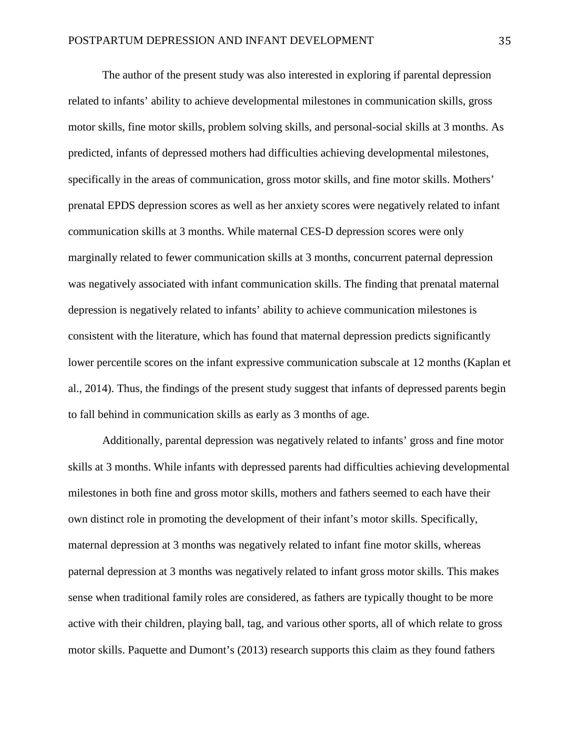The author of the present study was also interested in exploring if parental depression related to infants' ability to achieve developmental milestones in communication skills, gross motor skills, fine motor skills, problem solving skills, and personal-social skills at 3 months. As predicted, infants of depressed mothers had difficulties achieving developmental milestones, specifically in the areas of communication, gross motor skills, and fine motor skills. Mothers' prenatal EPDS depression scores as well as her anxiety scores were negatively related to infant communication skills at 3 months. While maternal CES-D depression scores were only marginally related to fewer communication skills at 3 months, concurrent paternal depression was negatively associated with infant communication skills. The finding that prenatal maternal depression is negatively related to infants' ability to achieve communication milestones is consistent with the literature, which has found that maternal depression predicts significantly lower percentile scores on the infant expressive communication subscale at 12 months (Kaplan et al., 2014). Thus, the findings of the present study suggest that infants of depressed parents begin to fall behind in communication skills as early as 3 months of age.

Additionally, parental depression was negatively related to infants' gross and fine motor skills at 3 months. While infants with depressed parents had difficulties achieving developmental milestones in both fine and gross motor skills, mothers and fathers seemed to each have their own distinct role in promoting the development of their infant's motor skills. Specifically, maternal depression at 3 months was negatively related to infant fine motor skills, whereas paternal depression at 3 months was negatively related to infant gross motor skills. This makes sense when traditional family roles are considered, as fathers are typically thought to be more active with their children, playing ball, tag, and various other sports, all of which relate to gross motor skills. Paquette and Dumont's (2013) research supports this claim as they found fathers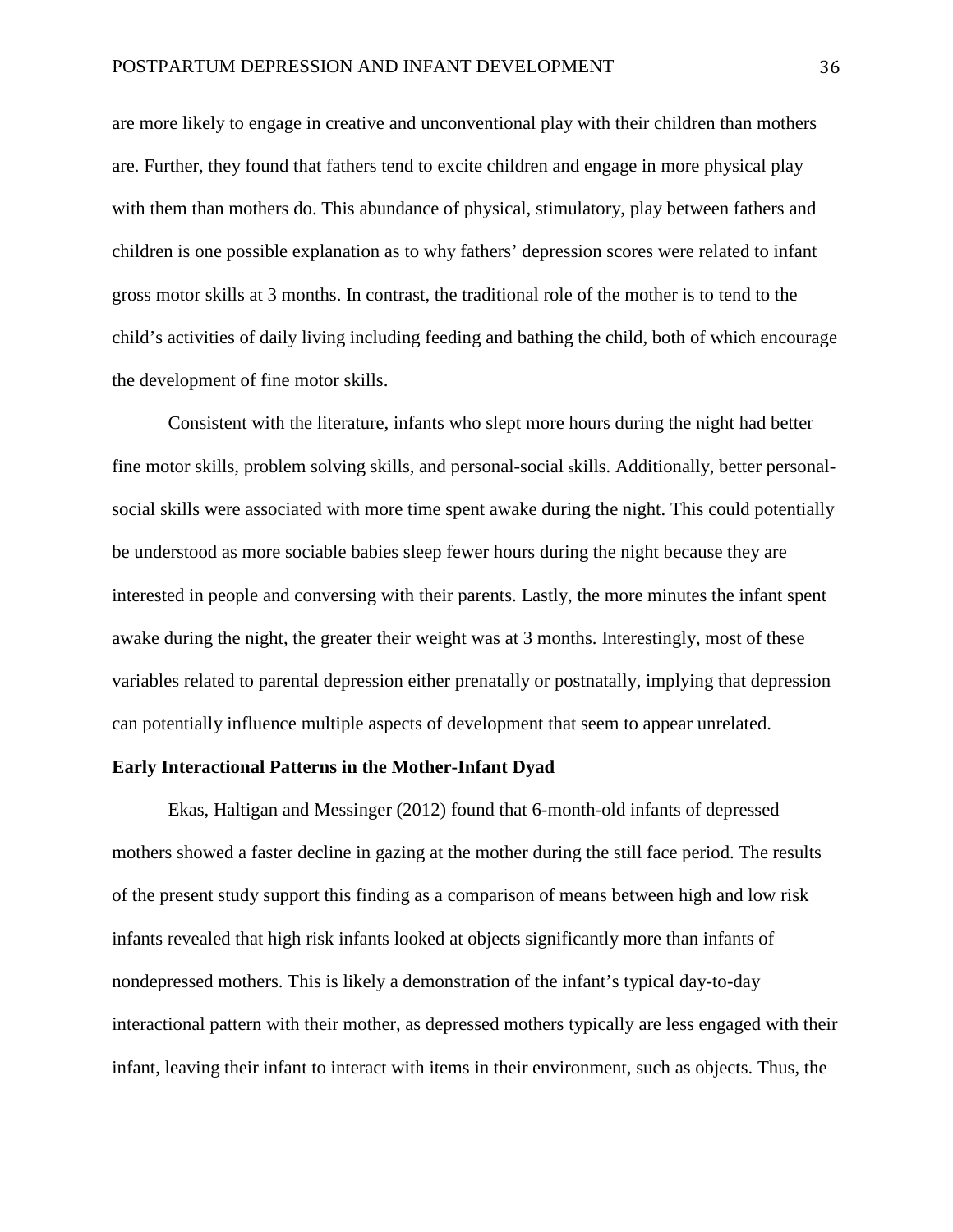are more likely to engage in creative and unconventional play with their children than mothers are. Further, they found that fathers tend to excite children and engage in more physical play with them than mothers do. This abundance of physical, stimulatory, play between fathers and children is one possible explanation as to why fathers' depression scores were related to infant gross motor skills at 3 months. In contrast, the traditional role of the mother is to tend to the child's activities of daily living including feeding and bathing the child, both of which encourage the development of fine motor skills.

Consistent with the literature, infants who slept more hours during the night had better fine motor skills, problem solving skills, and personal-social skills. Additionally, better personal-social skills were associated with more time spent awake during the night. This could potentially be understood as more sociable babies sleep fewer hours during the night because they are interested in people and conversing with their parents. Lastly, the more minutes the infant spent awake during the night, the greater their weight was at 3 months. Interestingly, most of these variables related to parental depression either prenatally or postnatally, implying that depression can potentially influence multiple aspects of development that seem to appear unrelated.

**Early Interactional Patterns in the Mother-Infant Dyad**

Ekas, Haltigan and Messinger (2012) found that 6-month-old infants of depressed mothers showed a faster decline in gazing at the mother during the still face period. The results of the present study support this finding as a comparison of means between high and low risk infants revealed that high risk infants looked at objects significantly more than infants of nondepressed mothers. This is likely a demonstration of the infant's typical day-to-day interactional pattern with their mother, as depressed mothers typically are less engaged with their infant, leaving their infant to interact with items in their environment, such as objects. Thus, the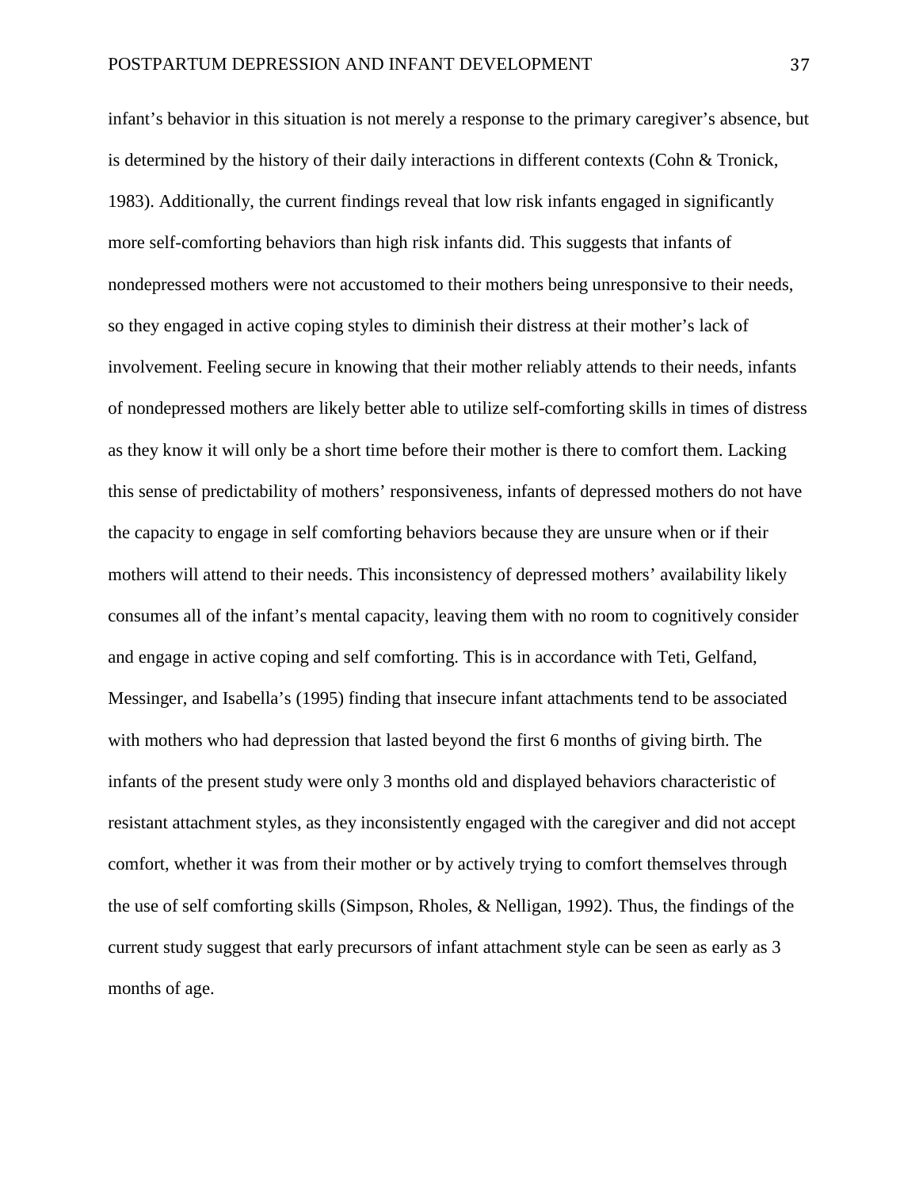infant's behavior in this situation is not merely a response to the primary caregiver's absence, but is determined by the history of their daily interactions in different contexts (Cohn & Tronick, 1983). Additionally, the current findings reveal that low risk infants engaged in significantly more self-comforting behaviors than high risk infants did. This suggests that infants of nondepressed mothers were not accustomed to their mothers being unresponsive to their needs, so they engaged in active coping styles to diminish their distress at their mother's lack of involvement. Feeling secure in knowing that their mother reliably attends to their needs, infants of nondepressed mothers are likely better able to utilize self-comforting skills in times of distress as they know it will only be a short time before their mother is there to comfort them. Lacking this sense of predictability of mothers' responsiveness, infants of depressed mothers do not have the capacity to engage in self comforting behaviors because they are unsure when or if their mothers will attend to their needs. This inconsistency of depressed mothers' availability likely consumes all of the infant's mental capacity, leaving them with no room to cognitively consider and engage in active coping and self comforting. This is in accordance with Teti, Gelfand, Messinger, and Isabella's (1995) finding that insecure infant attachments tend to be associated with mothers who had depression that lasted beyond the first 6 months of giving birth. The infants of the present study were only 3 months old and displayed behaviors characteristic of resistant attachment styles, as they inconsistently engaged with the caregiver and did not accept comfort, whether it was from their mother or by actively trying to comfort themselves through the use of self comforting skills (Simpson, Rholes, & Nelligan, 1992). Thus, the findings of the current study suggest that early precursors of infant attachment style can be seen as early as 3 months of age.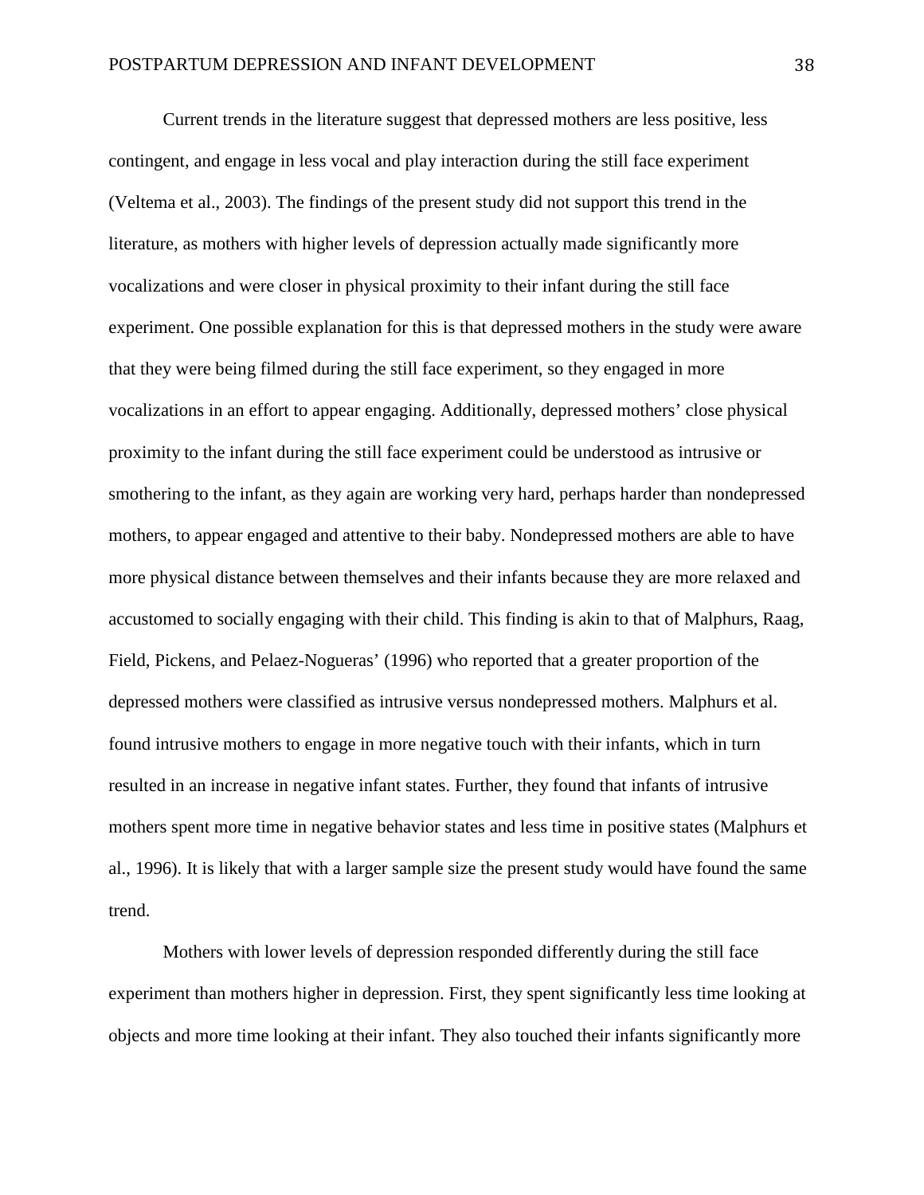Current trends in the literature suggest that depressed mothers are less positive, less contingent, and engage in less vocal and play interaction during the still face experiment (Veltema et al., 2003). The findings of the present study did not support this trend in the literature, as mothers with higher levels of depression actually made significantly more vocalizations and were closer in physical proximity to their infant during the still face experiment. One possible explanation for this is that depressed mothers in the study were aware that they were being filmed during the still face experiment, so they engaged in more vocalizations in an effort to appear engaging. Additionally, depressed mothers' close physical proximity to the infant during the still face experiment could be understood as intrusive or smothering to the infant, as they again are working very hard, perhaps harder than nondepressed mothers, to appear engaged and attentive to their baby. Nondepressed mothers are able to have more physical distance between themselves and their infants because they are more relaxed and accustomed to socially engaging with their child. This finding is akin to that of Malphurs, Raag, Field, Pickens, and Pelaez-Nogueras' (1996) who reported that a greater proportion of the depressed mothers were classified as intrusive versus nondepressed mothers. Malphurs et al. found intrusive mothers to engage in more negative touch with their infants, which in turn resulted in an increase in negative infant states. Further, they found that infants of intrusive mothers spent more time in negative behavior states and less time in positive states (Malphurs et al., 1996). It is likely that with a larger sample size the present study would have found the same trend.

Mothers with lower levels of depression responded differently during the still face experiment than mothers higher in depression. First, they spent significantly less time looking at objects and more time looking at their infant. They also touched their infants significantly more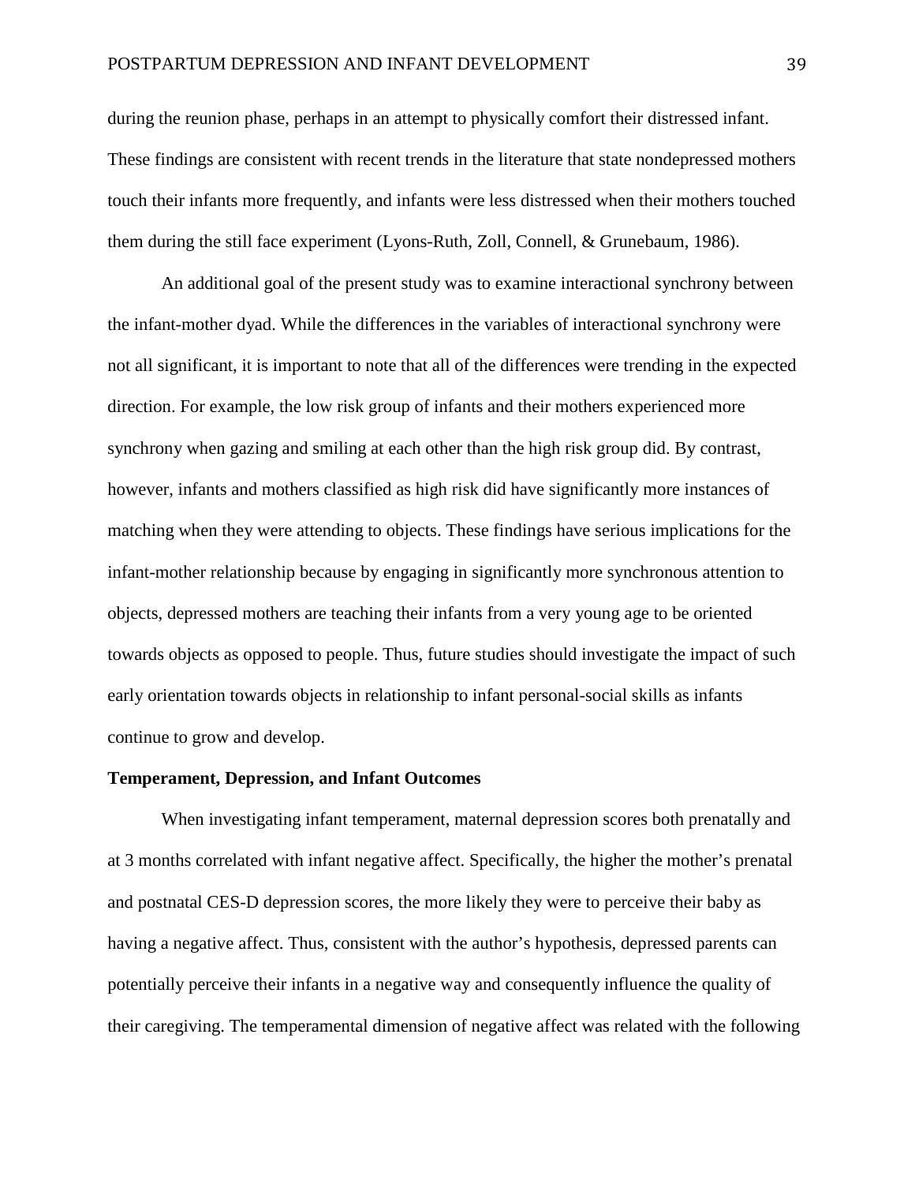during the reunion phase, perhaps in an attempt to physically comfort their distressed infant. These findings are consistent with recent trends in the literature that state nondepressed mothers touch their infants more frequently, and infants were less distressed when their mothers touched them during the still face experiment (Lyons-Ruth, Zoll, Connell, & Grunebaum, 1986).

An additional goal of the present study was to examine interactional synchrony between the infant-mother dyad. While the differences in the variables of interactional synchrony were not all significant, it is important to note that all of the differences were trending in the expected direction. For example, the low risk group of infants and their mothers experienced more synchrony when gazing and smiling at each other than the high risk group did. By contrast, however, infants and mothers classified as high risk did have significantly more instances of matching when they were attending to objects. These findings have serious implications for the infant-mother relationship because by engaging in significantly more synchronous attention to objects, depressed mothers are teaching their infants from a very young age to be oriented towards objects as opposed to people. Thus, future studies should investigate the impact of such early orientation towards objects in relationship to infant personal-social skills as infants continue to grow and develop.

**Temperament, Depression, and Infant Outcomes**

When investigating infant temperament, maternal depression scores both prenatally and at 3 months correlated with infant negative affect. Specifically, the higher the mother's prenatal and postnatal CES-D depression scores, the more likely they were to perceive their baby as having a negative affect. Thus, consistent with the author's hypothesis, depressed parents can potentially perceive their infants in a negative way and consequently influence the quality of their caregiving. The temperamental dimension of negative affect was related with the following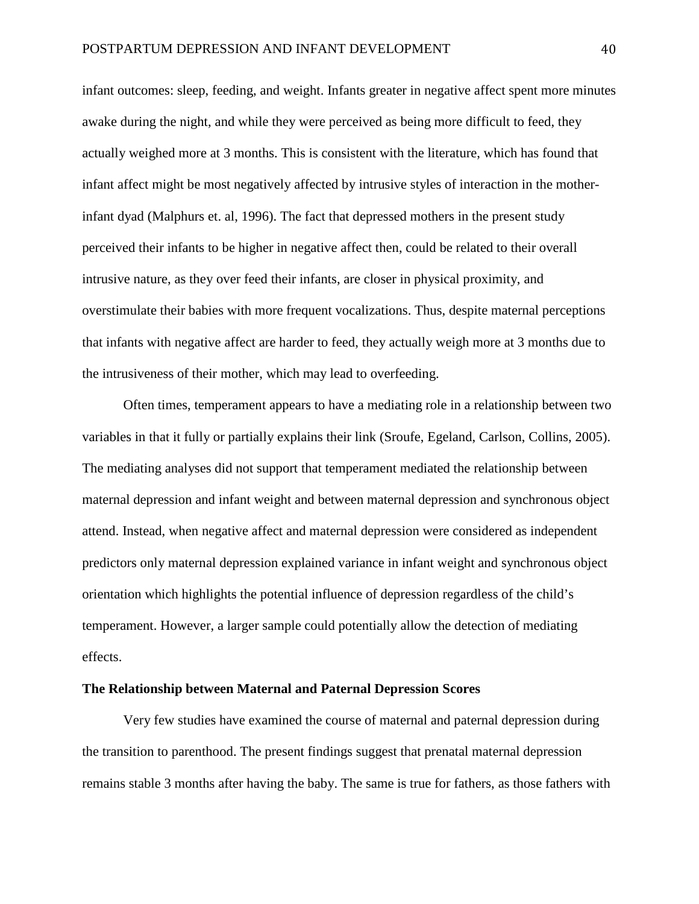infant outcomes: sleep, feeding, and weight. Infants greater in negative affect spent more minutes awake during the night, and while they were perceived as being more difficult to feed, they actually weighed more at 3 months. This is consistent with the literature, which has found that infant affect might be most negatively affected by intrusive styles of interaction in the mother-infant dyad (Malphurs et. al, 1996). The fact that depressed mothers in the present study perceived their infants to be higher in negative affect then, could be related to their overall intrusive nature, as they over feed their infants, are closer in physical proximity, and overstimulate their babies with more frequent vocalizations. Thus, despite maternal perceptions that infants with negative affect are harder to feed, they actually weigh more at 3 months due to the intrusiveness of their mother, which may lead to overfeeding.

Often times, temperament appears to have a mediating role in a relationship between two variables in that it fully or partially explains their link (Sroufe, Egeland, Carlson, Collins, 2005). The mediating analyses did not support that temperament mediated the relationship between maternal depression and infant weight and between maternal depression and synchronous object attend. Instead, when negative affect and maternal depression were considered as independent predictors only maternal depression explained variance in infant weight and synchronous object orientation which highlights the potential influence of depression regardless of the child's temperament. However, a larger sample could potentially allow the detection of mediating effects.

**The Relationship between Maternal and Paternal Depression Scores**

Very few studies have examined the course of maternal and paternal depression during the transition to parenthood. The present findings suggest that prenatal maternal depression remains stable 3 months after having the baby. The same is true for fathers, as those fathers with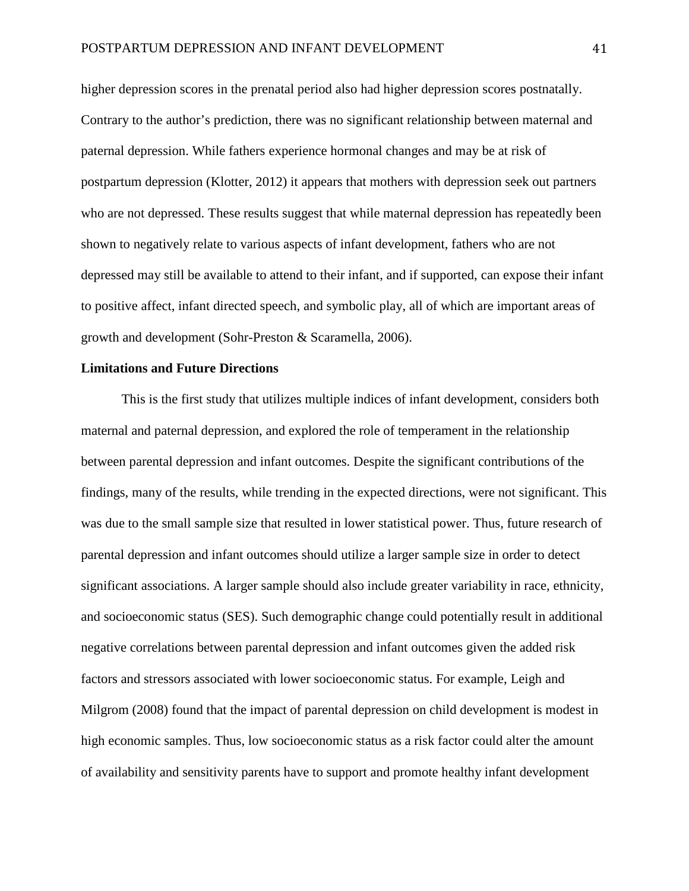higher depression scores in the prenatal period also had higher depression scores postnatally. Contrary to the author's prediction, there was no significant relationship between maternal and paternal depression. While fathers experience hormonal changes and may be at risk of postpartum depression (Klotter, 2012) it appears that mothers with depression seek out partners who are not depressed. These results suggest that while maternal depression has repeatedly been shown to negatively relate to various aspects of infant development, fathers who are not depressed may still be available to attend to their infant, and if supported, can expose their infant to positive affect, infant directed speech, and symbolic play, all of which are important areas of growth and development (Sohr-Preston & Scaramella, 2006).

**Limitations and Future Directions**

This is the first study that utilizes multiple indices of infant development, considers both maternal and paternal depression, and explored the role of temperament in the relationship between parental depression and infant outcomes. Despite the significant contributions of the findings, many of the results, while trending in the expected directions, were not significant. This was due to the small sample size that resulted in lower statistical power. Thus, future research of parental depression and infant outcomes should utilize a larger sample size in order to detect significant associations. A larger sample should also include greater variability in race, ethnicity, and socioeconomic status (SES). Such demographic change could potentially result in additional negative correlations between parental depression and infant outcomes given the added risk factors and stressors associated with lower socioeconomic status. For example, Leigh and Milgrom (2008) found that the impact of parental depression on child development is modest in high economic samples. Thus, low socioeconomic status as a risk factor could alter the amount of availability and sensitivity parents have to support and promote healthy infant development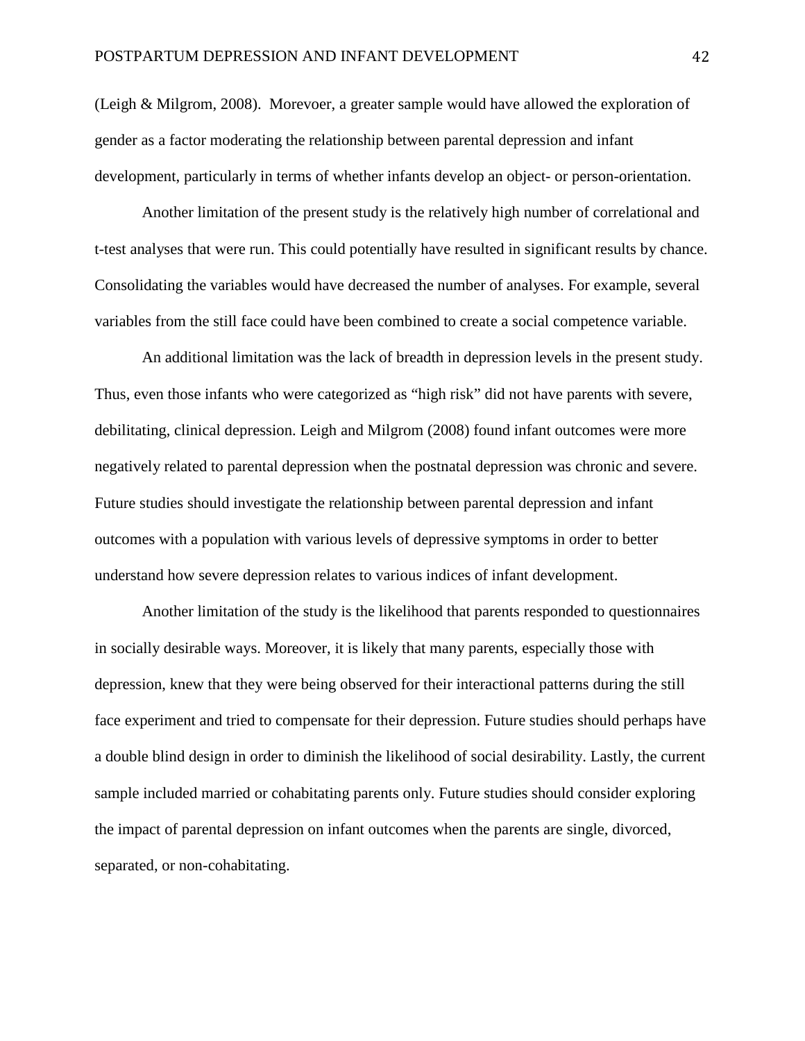(Leigh & Milgrom, 2008). Morevoer, a greater sample would have allowed the exploration of gender as a factor moderating the relationship between parental depression and infant development, particularly in terms of whether infants develop an object- or person-orientation.

Another limitation of the present study is the relatively high number of correlational and t-test analyses that were run. This could potentially have resulted in significant results by chance. Consolidating the variables would have decreased the number of analyses. For example, several variables from the still face could have been combined to create a social competence variable.

An additional limitation was the lack of breadth in depression levels in the present study. Thus, even those infants who were categorized as "high risk" did not have parents with severe, debilitating, clinical depression. Leigh and Milgrom (2008) found infant outcomes were more negatively related to parental depression when the postnatal depression was chronic and severe. Future studies should investigate the relationship between parental depression and infant outcomes with a population with various levels of depressive symptoms in order to better understand how severe depression relates to various indices of infant development.

Another limitation of the study is the likelihood that parents responded to questionnaires in socially desirable ways. Moreover, it is likely that many parents, especially those with depression, knew that they were being observed for their interactional patterns during the still face experiment and tried to compensate for their depression. Future studies should perhaps have a double blind design in order to diminish the likelihood of social desirability. Lastly, the current sample included married or cohabitating parents only. Future studies should consider exploring the impact of parental depression on infant outcomes when the parents are single, divorced, separated, or non-cohabitating.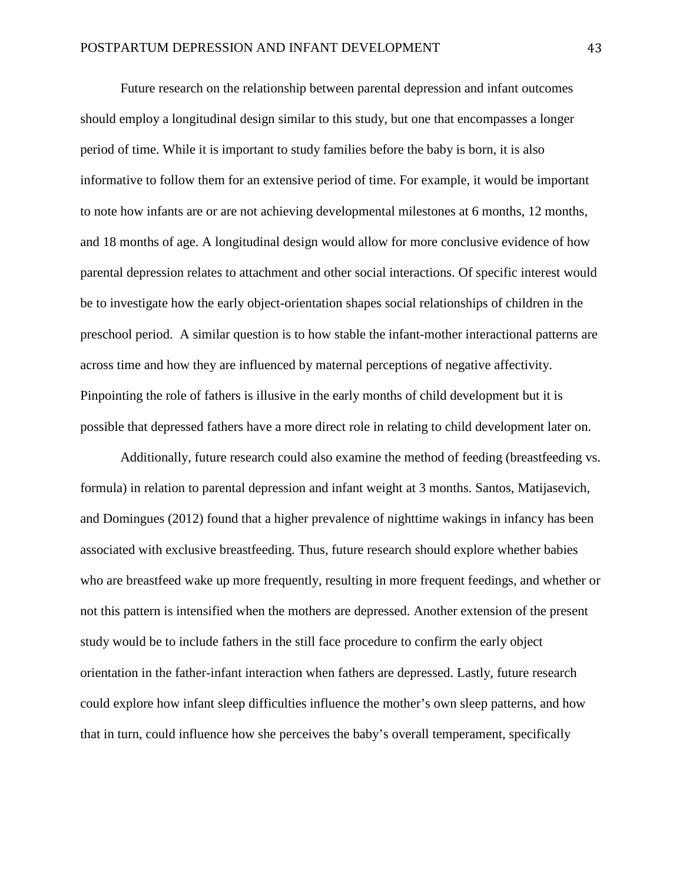Future research on the relationship between parental depression and infant outcomes should employ a longitudinal design similar to this study, but one that encompasses a longer period of time. While it is important to study families before the baby is born, it is also informative to follow them for an extensive period of time. For example, it would be important to note how infants are or are not achieving developmental milestones at 6 months, 12 months, and 18 months of age. A longitudinal design would allow for more conclusive evidence of how parental depression relates to attachment and other social interactions. Of specific interest would be to investigate how the early object-orientation shapes social relationships of children in the preschool period.  A similar question is to how stable the infant-mother interactional patterns are across time and how they are influenced by maternal perceptions of negative affectivity. Pinpointing the role of fathers is illusive in the early months of child development but it is possible that depressed fathers have a more direct role in relating to child development later on.

Additionally, future research could also examine the method of feeding (breastfeeding vs. formula) in relation to parental depression and infant weight at 3 months. Santos, Matijasevich, and Domingues (2012) found that a higher prevalence of nighttime wakings in infancy has been associated with exclusive breastfeeding. Thus, future research should explore whether babies who are breastfeed wake up more frequently, resulting in more frequent feedings, and whether or not this pattern is intensified when the mothers are depressed. Another extension of the present study would be to include fathers in the still face procedure to confirm the early object orientation in the father-infant interaction when fathers are depressed. Lastly, future research could explore how infant sleep difficulties influence the mother's own sleep patterns, and how that in turn, could influence how she perceives the baby's overall temperament, specifically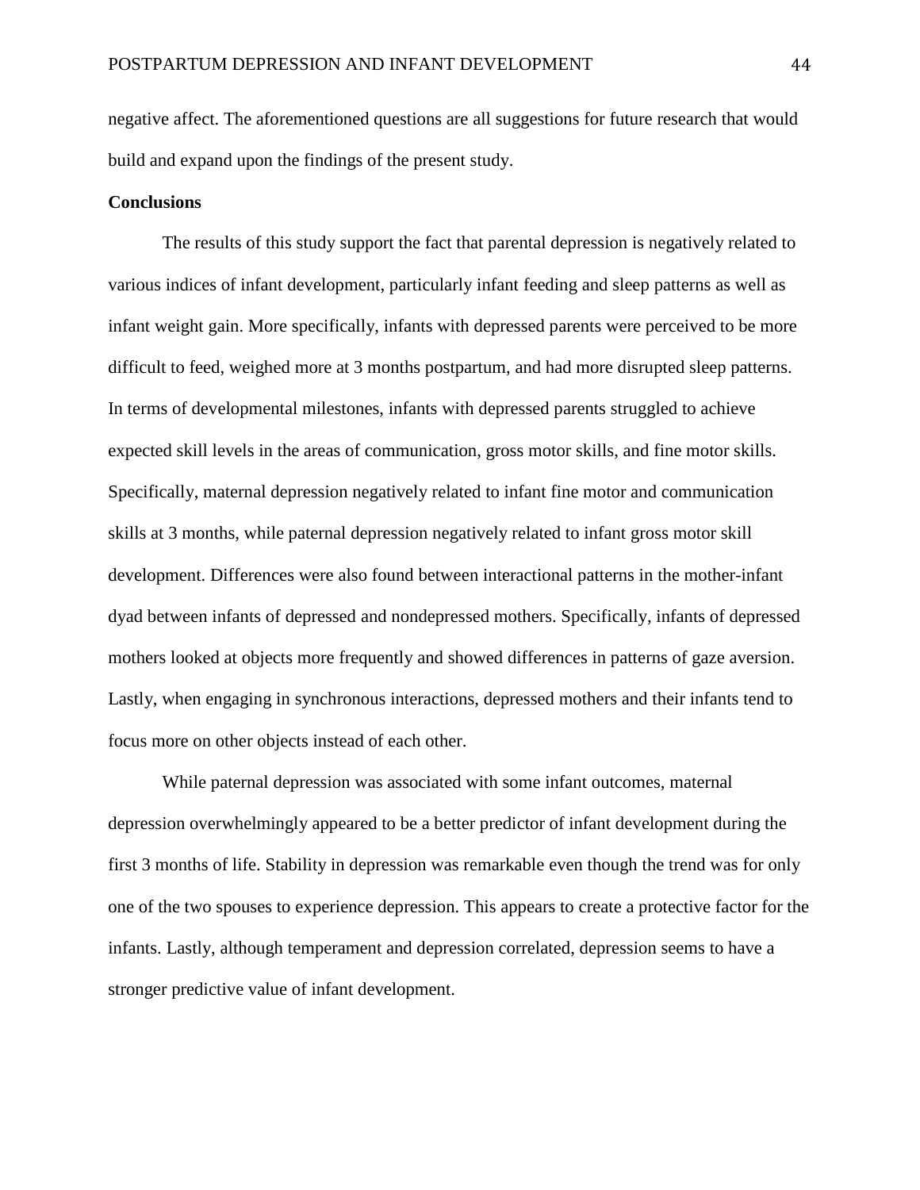negative affect. The aforementioned questions are all suggestions for future research that would build and expand upon the findings of the present study.

**Conclusions**

The results of this study support the fact that parental depression is negatively related to various indices of infant development, particularly infant feeding and sleep patterns as well as infant weight gain. More specifically, infants with depressed parents were perceived to be more difficult to feed, weighed more at 3 months postpartum, and had more disrupted sleep patterns. In terms of developmental milestones, infants with depressed parents struggled to achieve expected skill levels in the areas of communication, gross motor skills, and fine motor skills. Specifically, maternal depression negatively related to infant fine motor and communication skills at 3 months, while paternal depression negatively related to infant gross motor skill development. Differences were also found between interactional patterns in the mother-infant dyad between infants of depressed and nondepressed mothers. Specifically, infants of depressed mothers looked at objects more frequently and showed differences in patterns of gaze aversion. Lastly, when engaging in synchronous interactions, depressed mothers and their infants tend to focus more on other objects instead of each other.

While paternal depression was associated with some infant outcomes, maternal depression overwhelmingly appeared to be a better predictor of infant development during the first 3 months of life. Stability in depression was remarkable even though the trend was for only one of the two spouses to experience depression. This appears to create a protective factor for the infants. Lastly, although temperament and depression correlated, depression seems to have a stronger predictive value of infant development.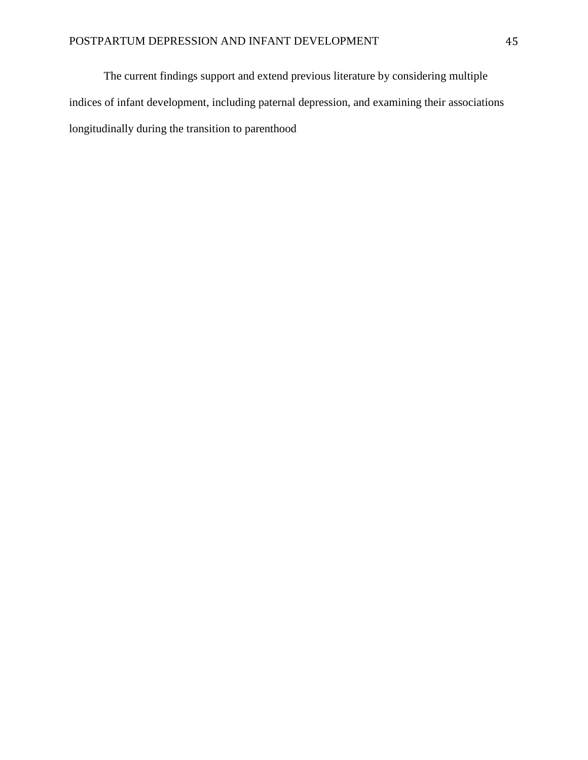The current findings support and extend previous literature by considering multiple indices of infant development, including paternal depression, and examining their associations longitudinally during the transition to parenthood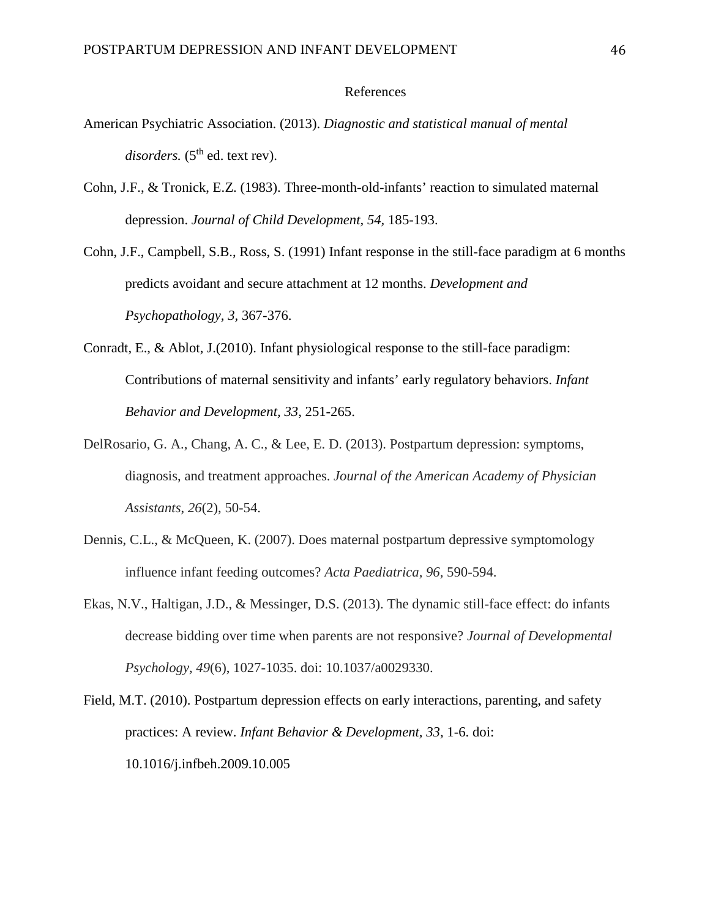# References

American Psychiatric Association. (2013). *Diagnostic and statistical manual of mental disorders.* (5th ed. text rev).

Cohn, J.F., & Tronick, E.Z. (1983). Three-month-old-infants' reaction to simulated maternal depression. *Journal of Child Development, 54,* 185-193.

Cohn, J.F., Campbell, S.B., Ross, S. (1991) Infant response in the still-face paradigm at 6 months predicts avoidant and secure attachment at 12 months. *Development and Psychopathology, 3,* 367-376.

Conradt, E., & Ablot, J.(2010). Infant physiological response to the still-face paradigm: Contributions of maternal sensitivity and infants' early regulatory behaviors. *Infant Behavior and Development, 33,* 251-265.

DelRosario, G. A., Chang, A. C., & Lee, E. D. (2013). Postpartum depression: symptoms, diagnosis, and treatment approaches. *Journal of the American Academy of Physician Assistants*, *26*(2), 50-54.

Dennis, C.L., & McQueen, K. (2007). Does maternal postpartum depressive symptomology influence infant feeding outcomes? *Acta Paediatrica, 96,* 590-594.

Ekas, N.V., Haltigan, J.D., & Messinger, D.S. (2013). The dynamic still-face effect: do infants decrease bidding over time when parents are not responsive? *Journal of Developmental Psychology, 49*(6), 1027-1035. doi: 10.1037/a0029330.

Field, M.T. (2010). Postpartum depression effects on early interactions, parenting, and safety practices: A review. *Infant Behavior & Development, 33,* 1-6. doi: 10.1016/j.infbeh.2009.10.005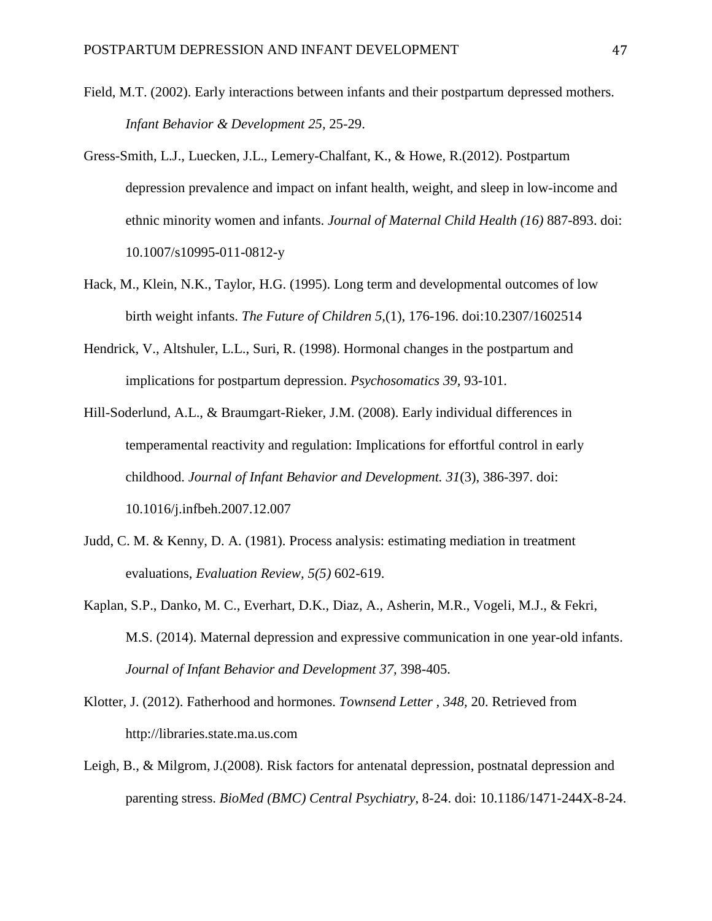Field, M.T. (2002). Early interactions between infants and their postpartum depressed mothers. *Infant Behavior & Development 25,* 25-29.

Gress-Smith, L.J., Luecken, J.L., Lemery-Chalfant, K., & Howe, R.(2012). Postpartum depression prevalence and impact on infant health, weight, and sleep in low-income and ethnic minority women and infants. *Journal of Maternal Child Health (16)* 887-893. doi: 10.1007/s10995-011-0812-y

Hack, M., Klein, N.K., Taylor, H.G. (1995). Long term and developmental outcomes of low birth weight infants. *The Future of Children 5,*(1), 176-196. doi:10.2307/1602514

Hendrick, V., Altshuler, L.L., Suri, R. (1998). Hormonal changes in the postpartum and implications for postpartum depression. *Psychosomatics 39,* 93-101.

Hill-Soderlund, A.L., & Braumgart-Rieker, J.M. (2008). Early individual differences in temperamental reactivity and regulation: Implications for effortful control in early childhood. *Journal of Infant Behavior and Development. 31*(3), 386-397. doi: 10.1016/j.infbeh.2007.12.007

Judd, C. M. & Kenny, D. A. (1981). Process analysis: estimating mediation in treatment evaluations, *Evaluation Review, 5(5)* 602-619.

Kaplan, S.P., Danko, M. C., Everhart, D.K., Diaz, A., Asherin, M.R., Vogeli, M.J., & Fekri, M.S. (2014). Maternal depression and expressive communication in one year-old infants. *Journal of Infant Behavior and Development 37,* 398-405.

Klotter, J. (2012). Fatherhood and hormones. *Townsend Letter , 348,* 20. Retrieved from http://libraries.state.ma.us.com

Leigh, B., & Milgrom, J.(2008). Risk factors for antenatal depression, postnatal depression and parenting stress. *BioMed (BMC) Central Psychiatry,* 8-24. doi: 10.1186/1471-244X-8-24.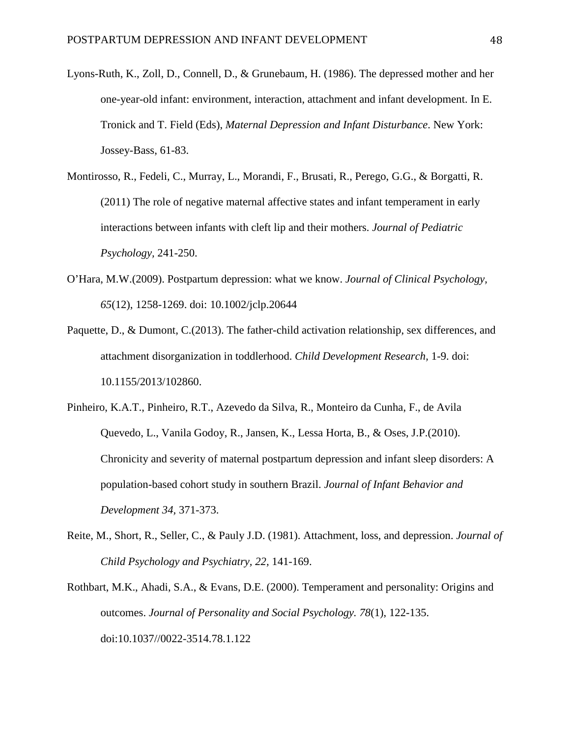Lyons-Ruth, K., Zoll, D., Connell, D., & Grunebaum, H. (1986). The depressed mother and her one-year-old infant: environment, interaction, attachment and infant development. In E. Tronick and T. Field (Eds), *Maternal Depression and Infant Disturbance*. New York: Jossey-Bass, 61-83.

Montirosso, R., Fedeli, C., Murray, L., Morandi, F., Brusati, R., Perego, G.G., & Borgatti, R. (2011) The role of negative maternal affective states and infant temperament in early interactions between infants with cleft lip and their mothers. *Journal of Pediatric Psychology*, 241-250.

O'Hara, M.W.(2009). Postpartum depression: what we know. *Journal of Clinical Psychology, 65*(12), 1258-1269. doi: 10.1002/jclp.20644

Paquette, D., & Dumont, C.(2013). The father-child activation relationship, sex differences, and attachment disorganization in toddlerhood. *Child Development Research*, 1-9. doi: 10.1155/2013/102860.

Pinheiro, K.A.T., Pinheiro, R.T., Azevedo da Silva, R., Monteiro da Cunha, F., de Avila Quevedo, L., Vanila Godoy, R., Jansen, K., Lessa Horta, B., & Oses, J.P.(2010). Chronicity and severity of maternal postpartum depression and infant sleep disorders: A population-based cohort study in southern Brazil. *Journal of Infant Behavior and Development 34,* 371-373.

Reite, M., Short, R., Seller, C., & Pauly J.D. (1981). Attachment, loss, and depression. *Journal of Child Psychology and Psychiatry, 22,* 141-169.

Rothbart, M.K., Ahadi, S.A., & Evans, D.E. (2000). Temperament and personality: Origins and outcomes. *Journal of Personality and Social Psychology. 78*(1), 122-135. doi:10.1037//0022-3514.78.1.122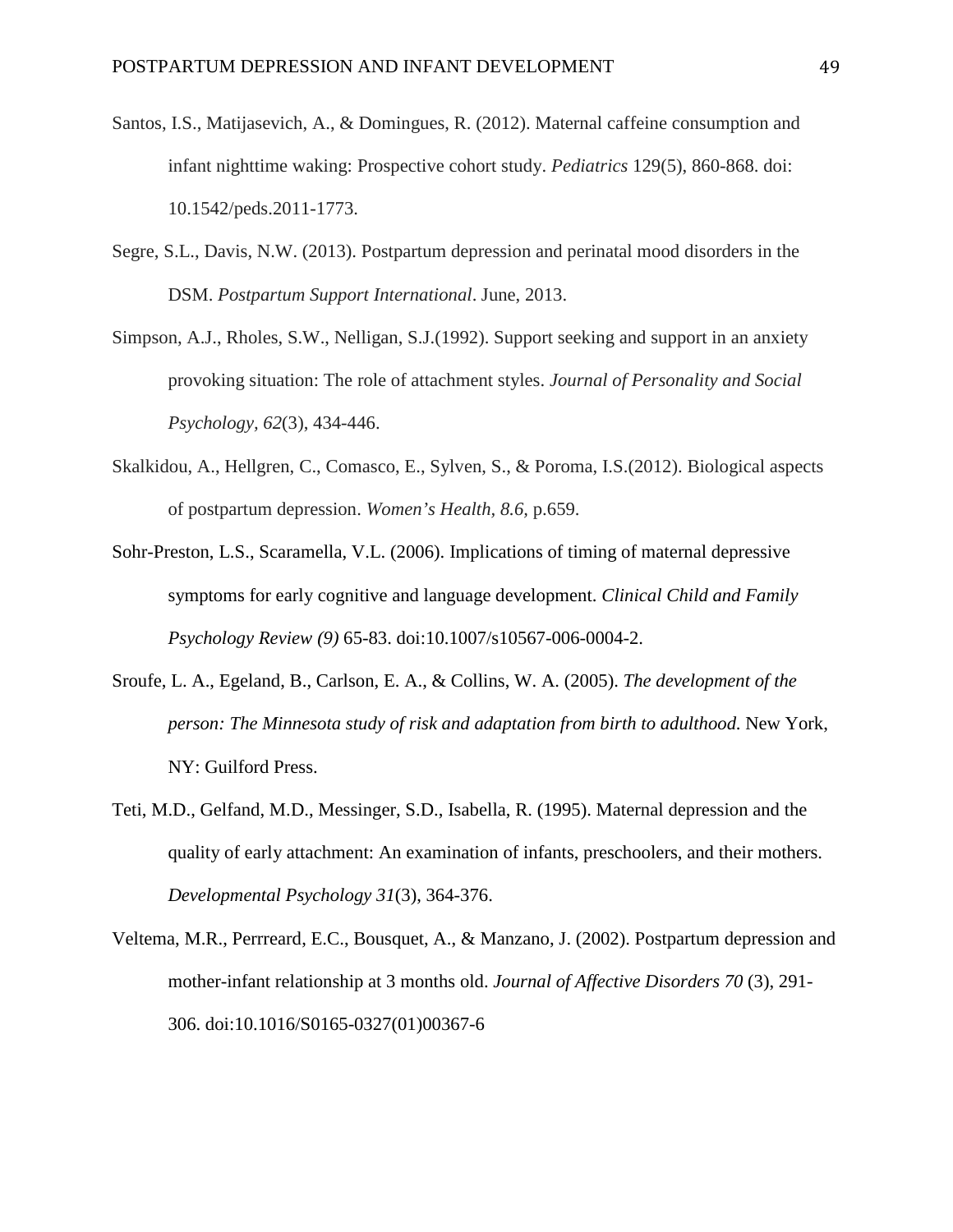Santos, I.S., Matijasevich, A., & Domingues, R. (2012). Maternal caffeine consumption and infant nighttime waking: Prospective cohort study. *Pediatrics* 129(5), 860-868. doi: 10.1542/peds.2011-1773.

Segre, S.L., Davis, N.W. (2013). Postpartum depression and perinatal mood disorders in the DSM. *Postpartum Support International*. June, 2013.

Simpson, A.J., Rholes, S.W., Nelligan, S.J.(1992). Support seeking and support in an anxiety provoking situation: The role of attachment styles. *Journal of Personality and Social Psychology, 62*(3), 434-446.

Skalkidou, A., Hellgren, C., Comasco, E., Sylven, S., & Poroma, I.S.(2012). Biological aspects of postpartum depression. *Women's Health, 8.6,* p.659.

Sohr-Preston, L.S., Scaramella, V.L. (2006). Implications of timing of maternal depressive symptoms for early cognitive and language development. *Clinical Child and Family Psychology Review (9)* 65-83. doi:10.1007/s10567-006-0004-2.

Sroufe, L. A., Egeland, B., Carlson, E. A., & Collins, W. A. (2005). *The development of the person: The Minnesota study of risk and adaptation from birth to adulthood.* New York, NY: Guilford Press.

Teti, M.D., Gelfand, M.D., Messinger, S.D., Isabella, R. (1995). Maternal depression and the quality of early attachment: An examination of infants, preschoolers, and their mothers. *Developmental Psychology 31*(3), 364-376.

Veltema, M.R., Perrreard, E.C., Bousquet, A., & Manzano, J. (2002). Postpartum depression and mother-infant relationship at 3 months old. *Journal of Affective Disorders 70* (3), 291-306. doi:10.1016/S0165-0327(01)00367-6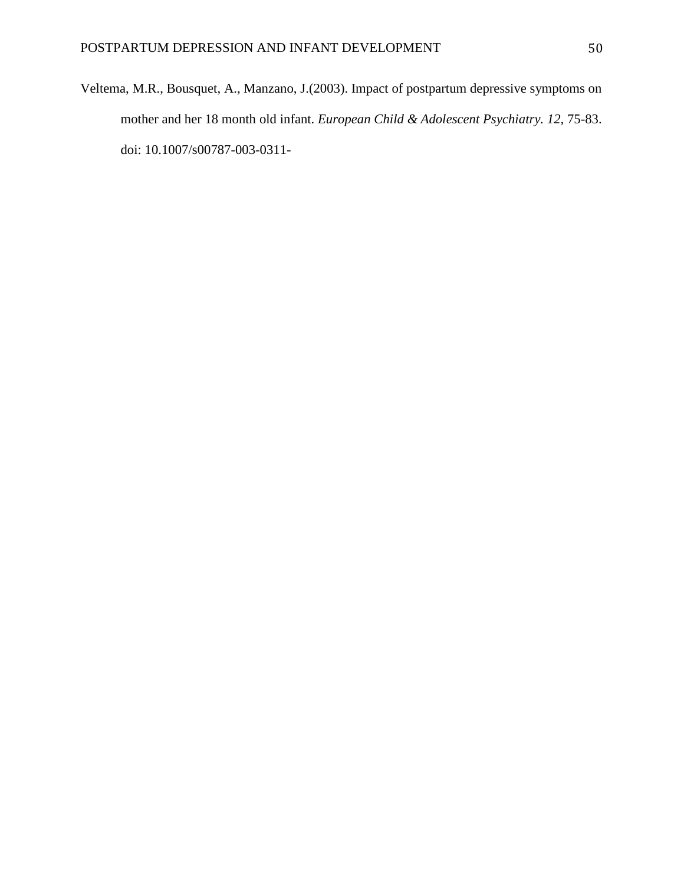Veltema, M.R., Bousquet, A., Manzano, J.(2003). Impact of postpartum depressive symptoms on mother and her 18 month old infant. *European Child & Adolescent Psychiatry. 12*, 75-83. doi: 10.1007/s00787-003-0311-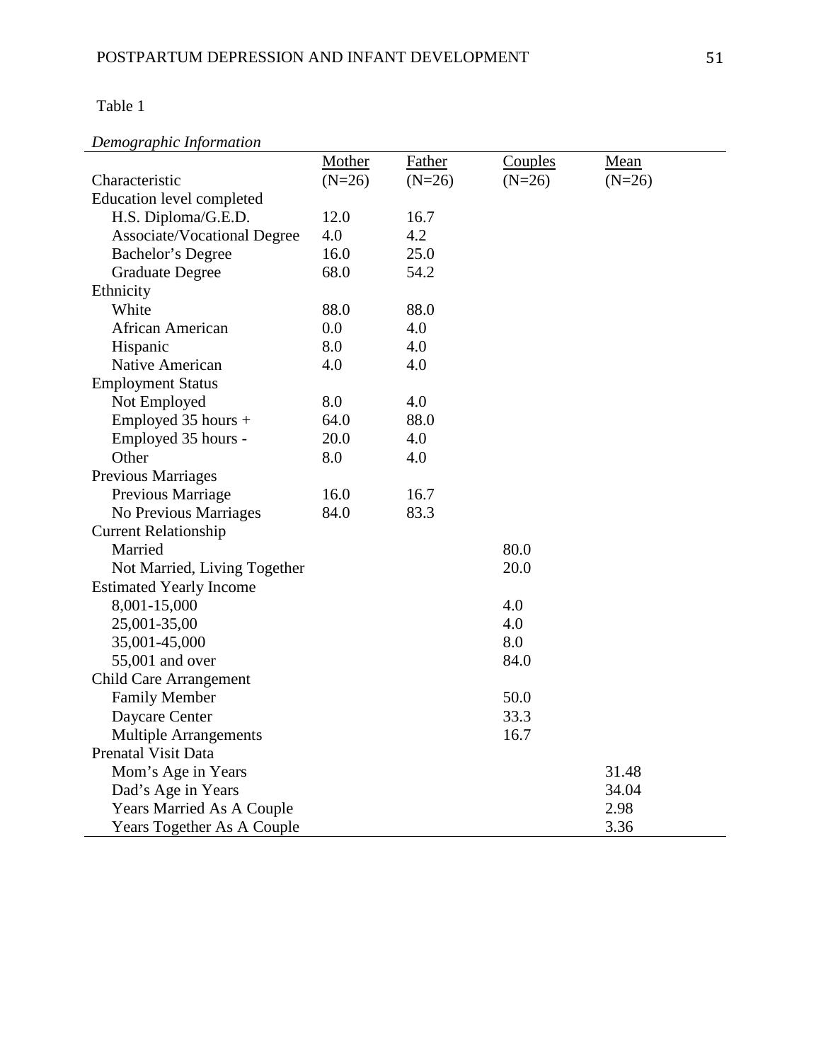Table 1

*Demographic Information*

| Characteristic | Mother (N=26) | Father (N=26) | Couples (N=26) | Mean (N=26) |
|---|---|---|---|---|
| Education level completed | | | | |
| H.S. Diploma/G.E.D. | 12.0 | 16.7 | | |
| Associate/Vocational Degree | 4.0 | 4.2 | | |
| Bachelor's Degree | 16.0 | 25.0 | | |
| Graduate Degree | 68.0 | 54.2 | | |
| Ethnicity | | | | |
| White | 88.0 | 88.0 | | |
| African American | 0.0 | 4.0 | | |
| Hispanic | 8.0 | 4.0 | | |
| Native American | 4.0 | 4.0 | | |
| Employment Status | | | | |
| Not Employed | 8.0 | 4.0 | | |
| Employed 35 hours + | 64.0 | 88.0 | | |
| Employed 35 hours - | 20.0 | 4.0 | | |
| Other | 8.0 | 4.0 | | |
| Previous Marriages | | | | |
| Previous Marriage | 16.0 | 16.7 | | |
| No Previous Marriages | 84.0 | 83.3 | | |
| Current Relationship | | | | |
| Married | | | 80.0 | |
| Not Married, Living Together | | | 20.0 | |
| Estimated Yearly Income | | | | |
| 8,001-15,000 | | | 4.0 | |
| 25,001-35,00 | | | 4.0 | |
| 35,001-45,000 | | | 8.0 | |
| 55,001 and over | | | 84.0 | |
| Child Care Arrangement | | | | |
| Family Member | | | 50.0 | |
| Daycare Center | | | 33.3 | |
| Multiple Arrangements | | | 16.7 | |
| Prenatal Visit Data | | | | |
| Mom's Age in Years | | | | 31.48 |
| Dad's Age in Years | | | | 34.04 |
| Years Married As A Couple | | | | 2.98 |
| Years Together As A Couple | | | | 3.36 |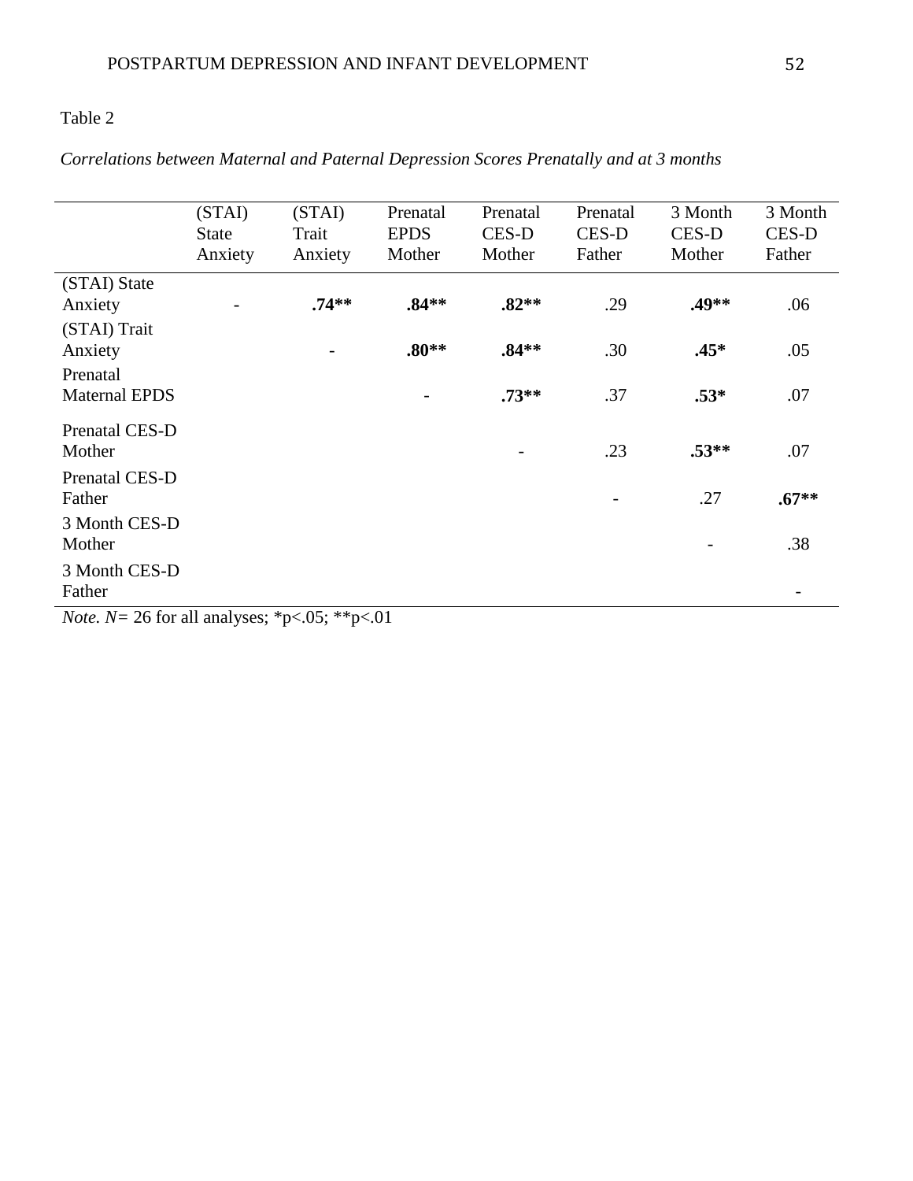Table 2

*Correlations between Maternal and Paternal Depression Scores Prenatally and at 3 months*

| | (STAI) State Anxiety | (STAI) Trait Anxiety | Prenatal EPDS Mother | Prenatal CES-D Mother | Prenatal CES-D Father | 3 Month CES-D Mother | 3 Month CES-D Father |
|---|---|---|---|---|---|---|---|
| (STAI) State Anxiety | - | **.74**** | **.84**** | **.82**** | .29 | **.49**** | .06 |
| (STAI) Trait Anxiety | | - | **.80**** | **.84**** | .30 | **.45*** | .05 |
| Prenatal Maternal EPDS | | | - | **.73**** | .37 | **.53*** | .07 |
| Prenatal CES-D Mother | | | | - | .23 | **.53**** | .07 |
| Prenatal CES-D Father | | | | | - | .27 | **.67**** |
| 3 Month CES-D Mother | | | | | | - | .38 |
| 3 Month CES-D Father | | | | | | | - |

*Note. N*= 26 for all analyses; *p<.05; **p<.01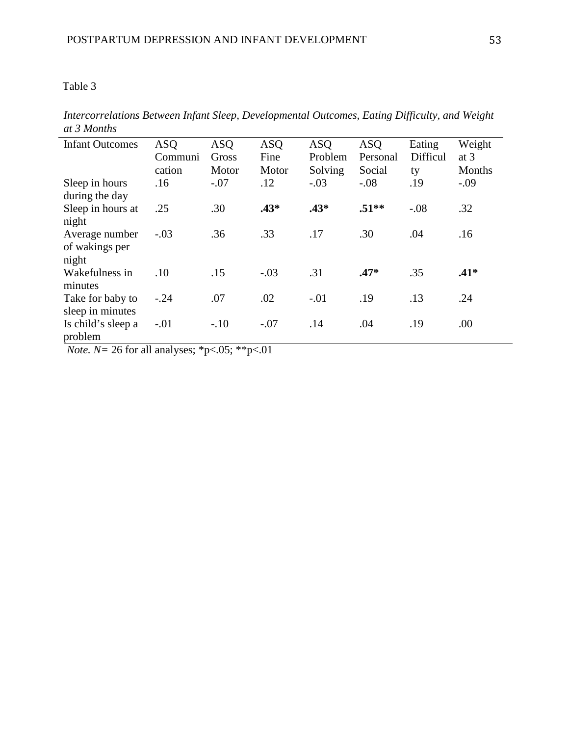Table 3

*Intercorrelations Between Infant Sleep, Developmental Outcomes, Eating Difficulty, and Weight at 3 Months*

| Infant Outcomes | ASQ Communication | ASQ Gross Motor | ASQ Fine Motor | ASQ Problem Solving | ASQ Personal Social | Eating Difficulty | Weight at 3 Months |
|---|---|---|---|---|---|---|---|
| Sleep in hours during the day | .16 | -.07 | .12 | -.03 | -.08 | .19 | -.09 |
| Sleep in hours at night | .25 | .30 | **.43*** | **.43*** | **.51**** | -.08 | .32 |
| Average number of wakings per night | -.03 | .36 | .33 | .17 | .30 | .04 | .16 |
| Wakefulness in minutes | .10 | .15 | -.03 | .31 | **.47*** | .35 | **.41*** |
| Take for baby to sleep in minutes | -.24 | .07 | .02 | -.01 | .19 | .13 | .24 |
| Is child's sleep a problem | -.01 | -.10 | -.07 | .14 | .04 | .19 | .00 |

*Note. N*= 26 for all analyses; $*p<.05$; $**p<.01$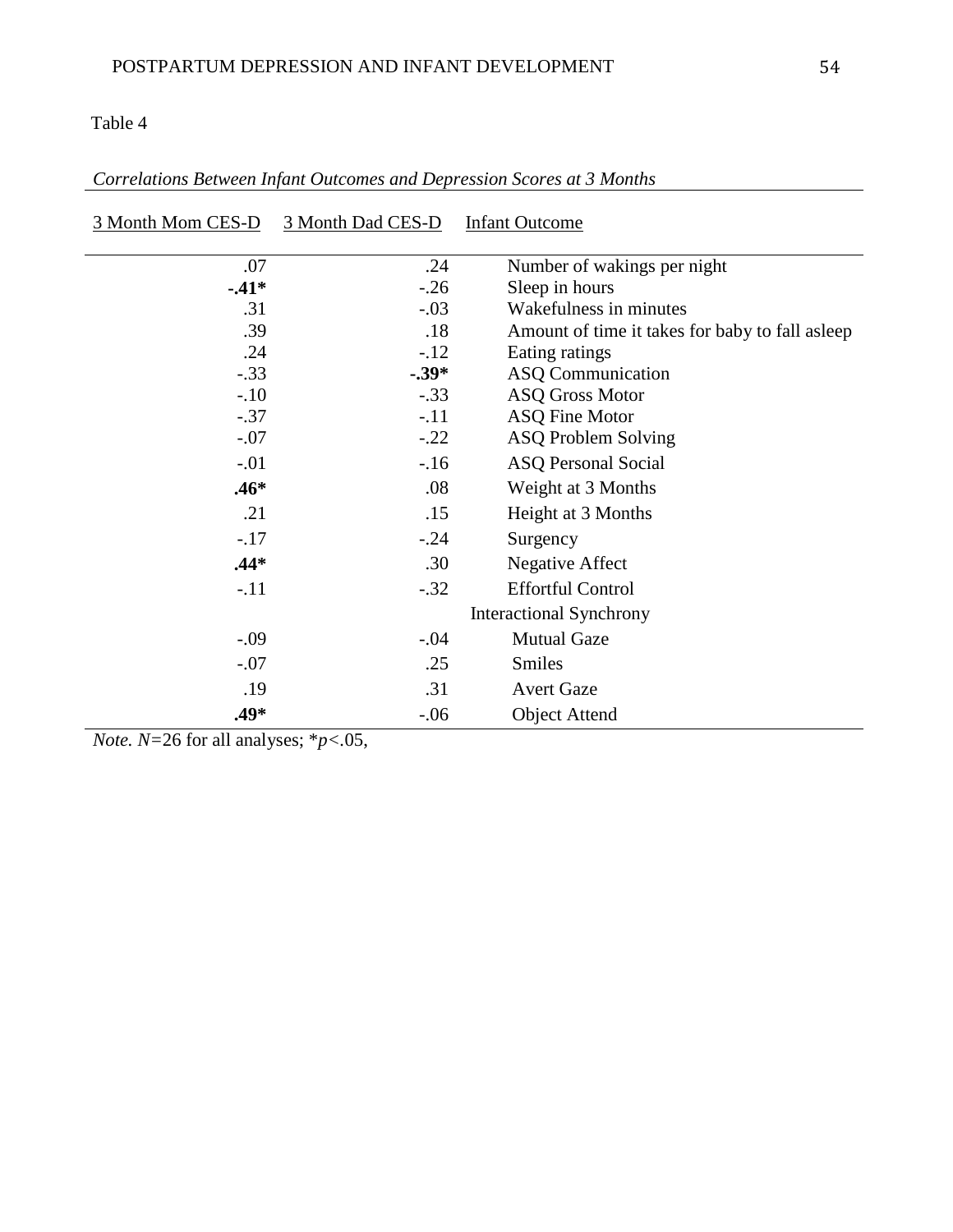Table 4

*Correlations Between Infant Outcomes and Depression Scores at 3 Months*

| 3 Month Mom CES-D | 3 Month Dad CES-D | Infant Outcome |
|---|---|---|
| .07 | .24 | Number of wakings per night |
| **-.41*** | -.26 | Sleep in hours |
| .31 | -.03 | Wakefulness in minutes |
| .39 | .18 | Amount of time it takes for baby to fall asleep |
| .24 | -.12 | Eating ratings |
| -.33 | **-.39*** | ASQ Communication |
| -.10 | -.33 | ASQ Gross Motor |
| -.37 | -.11 | ASQ Fine Motor |
| -.07 | -.22 | ASQ Problem Solving |
| -.01 | -.16 | ASQ Personal Social |
| **.46*** | .08 | Weight at 3 Months |
| .21 | .15 | Height at 3 Months |
| -.17 | -.24 | Surgency |
| **.44*** | .30 | Negative Affect |
| -.11 | -.32 | Effortful Control |
| | | Interactional Synchrony |
| -.09 | -.04 | Mutual Gaze |
| -.07 | .25 | Smiles |
| .19 | .31 | Avert Gaze |
| **.49*** | -.06 | Object Attend |

*Note.* $N$=26 for all analyses; *$p$<.05,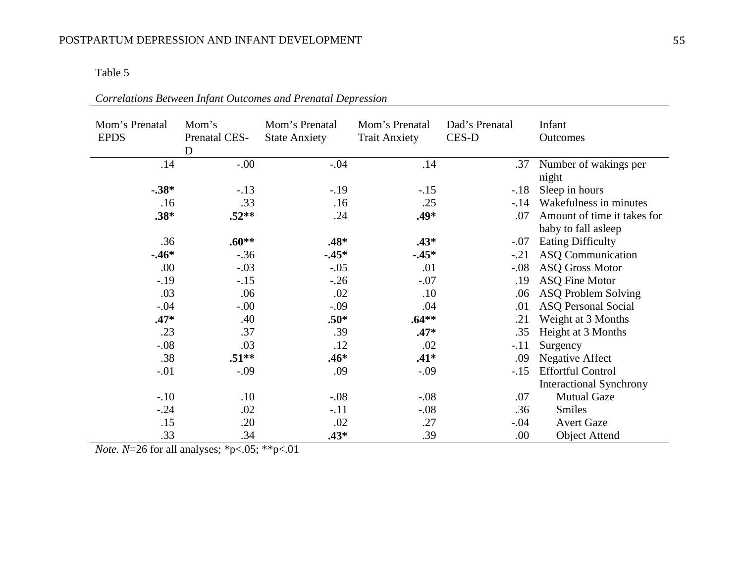Table 5

*Correlations Between Infant Outcomes and Prenatal Depression*

| Mom's Prenatal EPDS | Mom's Prenatal CES-D | Mom's Prenatal State Anxiety | Mom's Prenatal Trait Anxiety | Dad's Prenatal CES-D | Infant Outcomes |
|---|---|---|---|---|---|
| .14 | -.00 | -.04 | .14 | .37 | Number of wakings per night |
| **-.38*** | -.13 | -.19 | -.15 | -.18 | Sleep in hours |
| .16 | .33 | .16 | .25 | -.14 | Wakefulness in minutes |
| **.38*** | **.52**** | .24 | **.49*** | .07 | Amount of time it takes for baby to fall asleep |
| .36 | **.60**** | **.48*** | **.43*** | -.07 | Eating Difficulty |
| **-.46*** | -.36 | **-.45*** | **-.45*** | -.21 | ASQ Communication |
| .00 | -.03 | -.05 | .01 | -.08 | ASQ Gross Motor |
| -.19 | -.15 | -.26 | -.07 | .19 | ASQ Fine Motor |
| .03 | .06 | .02 | .10 | .06 | ASQ Problem Solving |
| -.04 | -.00 | -.09 | .04 | .01 | ASQ Personal Social |
| **.47*** | .40 | **.50*** | **.64**** | .21 | Weight at 3 Months |
| .23 | .37 | .39 | **.47*** | .35 | Height at 3 Months |
| -.08 | .03 | .12 | .02 | -.11 | Surgency |
| .38 | **.51**** | **.46*** | **.41*** | .09 | Negative Affect |
| -.01 | -.09 | .09 | -.09 | -.15 | Effortful Control |
| | | | | | Interactional Synchrony |
| -.10 | .10 | -.08 | -.08 | .07 | Mutual Gaze |
| -.24 | .02 | -.11 | -.08 | .36 | Smiles |
| .15 | .20 | .02 | .27 | -.04 | Avert Gaze |
| .33 | .34 | **.43*** | .39 | .00 | Object Attend |

*Note. N*=26 for all analyses; *$p<.05$; **$p<.01$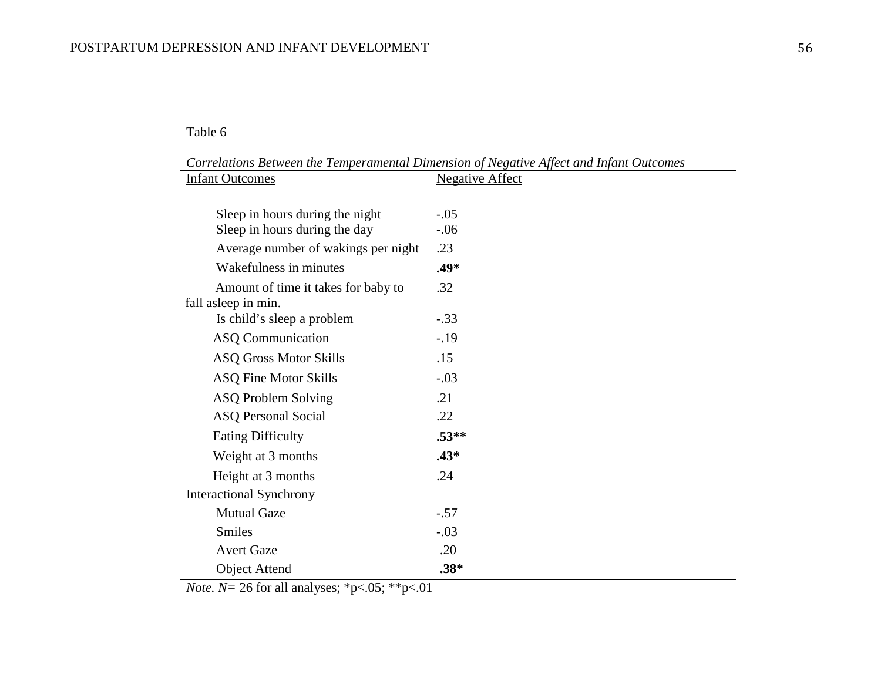Table 6

*Correlations Between the Temperamental Dimension of Negative Affect and Infant Outcomes*

| Infant Outcomes | Negative Affect |
|---|---|
| Sleep in hours during the night | -.05 |
| Sleep in hours during the day | -.06 |
| Average number of wakings per night | .23 |
| Wakefulness in minutes | **.49*** |
| Amount of time it takes for baby to fall asleep in min. | .32 |
| Is child's sleep a problem | -.33 |
| ASQ Communication | -.19 |
| ASQ Gross Motor Skills | .15 |
| ASQ Fine Motor Skills | -.03 |
| ASQ Problem Solving | .21 |
| ASQ Personal Social | .22 |
| Eating Difficulty | **.53**** |
| Weight at 3 months | **.43*** |
| Height at 3 months | .24 |
| Interactional Synchrony | |
| Mutual Gaze | -.57 |
| Smiles | -.03 |
| Avert Gaze | .20 |
| Object Attend | **.38*** |

*Note. N*= 26 for all analyses; *p<.05; **p<.01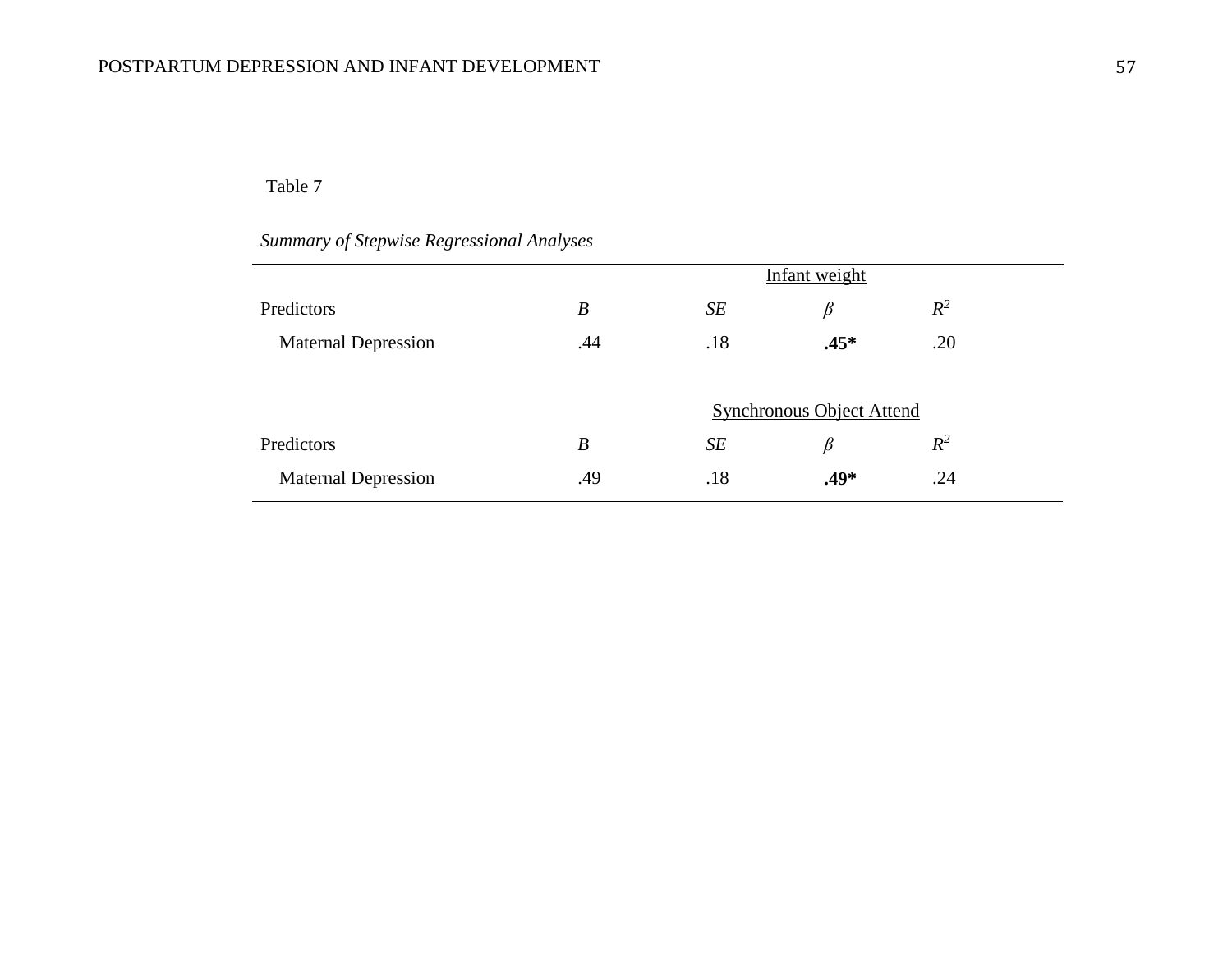Table 7

*Summary of Stepwise Regressional Analyses*

| | | Infant weight | | |
|---|---|---|---|---|
| Predictors | *B* | *SE* | *β* | $R^2$ |
| Maternal Depression | .44 | .18 | **.45*** | .20 |
| | | **Synchronous Object Attend** | | |
| Predictors | *B* | *SE* | *β* | $R^2$ |
| Maternal Depression | .49 | .18 | **.49*** | .24 |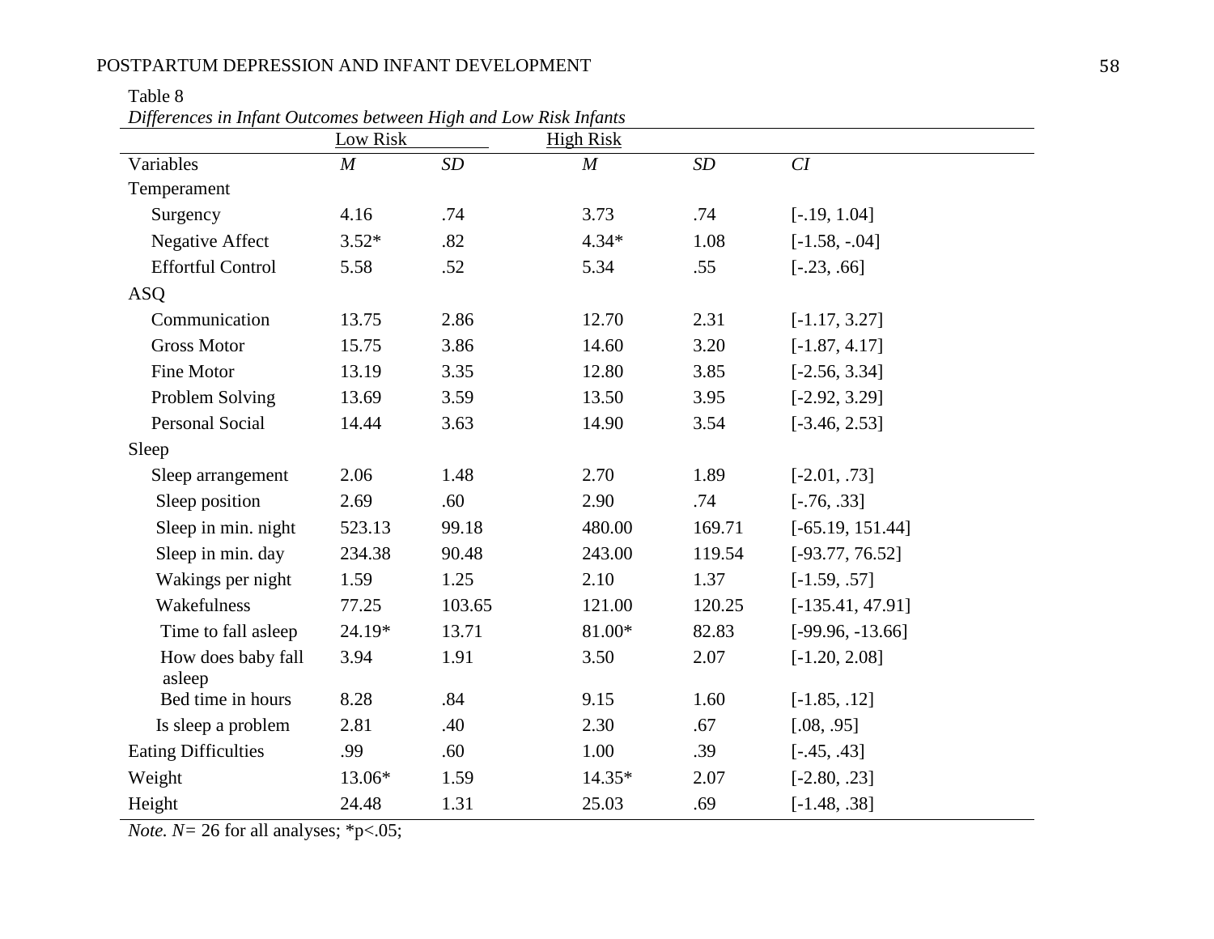Table 8

*Differences in Infant Outcomes between High and Low Risk Infants*

| | Low Risk | | High Risk | | |
|---|---|---|---|---|---|
| Variables | *M* | *SD* | *M* | *SD* | *CI* |
| Temperament | | | | | |
| Surgency | 4.16 | .74 | 3.73 | .74 | [-.19, 1.04] |
| Negative Affect | 3.52* | .82 | 4.34* | 1.08 | [-1.58, -.04] |
| Effortful Control | 5.58 | .52 | 5.34 | .55 | [-.23, .66] |
| ASQ | | | | | |
| Communication | 13.75 | 2.86 | 12.70 | 2.31 | [-1.17, 3.27] |
| Gross Motor | 15.75 | 3.86 | 14.60 | 3.20 | [-1.87, 4.17] |
| Fine Motor | 13.19 | 3.35 | 12.80 | 3.85 | [-2.56, 3.34] |
| Problem Solving | 13.69 | 3.59 | 13.50 | 3.95 | [-2.92, 3.29] |
| Personal Social | 14.44 | 3.63 | 14.90 | 3.54 | [-3.46, 2.53] |
| Sleep | | | | | |
| Sleep arrangement | 2.06 | 1.48 | 2.70 | 1.89 | [-2.01, .73] |
| Sleep position | 2.69 | .60 | 2.90 | .74 | [-.76, .33] |
| Sleep in min. night | 523.13 | 99.18 | 480.00 | 169.71 | [-65.19, 151.44] |
| Sleep in min. day | 234.38 | 90.48 | 243.00 | 119.54 | [-93.77, 76.52] |
| Wakings per night | 1.59 | 1.25 | 2.10 | 1.37 | [-1.59, .57] |
| Wakefulness | 77.25 | 103.65 | 121.00 | 120.25 | [-135.41, 47.91] |
| Time to fall asleep | 24.19* | 13.71 | 81.00* | 82.83 | [-99.96, -13.66] |
| How does baby fall asleep | 3.94 | 1.91 | 3.50 | 2.07 | [-1.20, 2.08] |
| Bed time in hours | 8.28 | .84 | 9.15 | 1.60 | [-1.85, .12] |
| Is sleep a problem | 2.81 | .40 | 2.30 | .67 | [.08, .95] |
| Eating Difficulties | .99 | .60 | 1.00 | .39 | [-.45, .43] |
| Weight | 13.06* | 1.59 | 14.35* | 2.07 | [-2.80, .23] |
| Height | 24.48 | 1.31 | 25.03 | .69 | [-1.48, .38] |

*Note. N*= 26 for all analyses; *$p<.05$;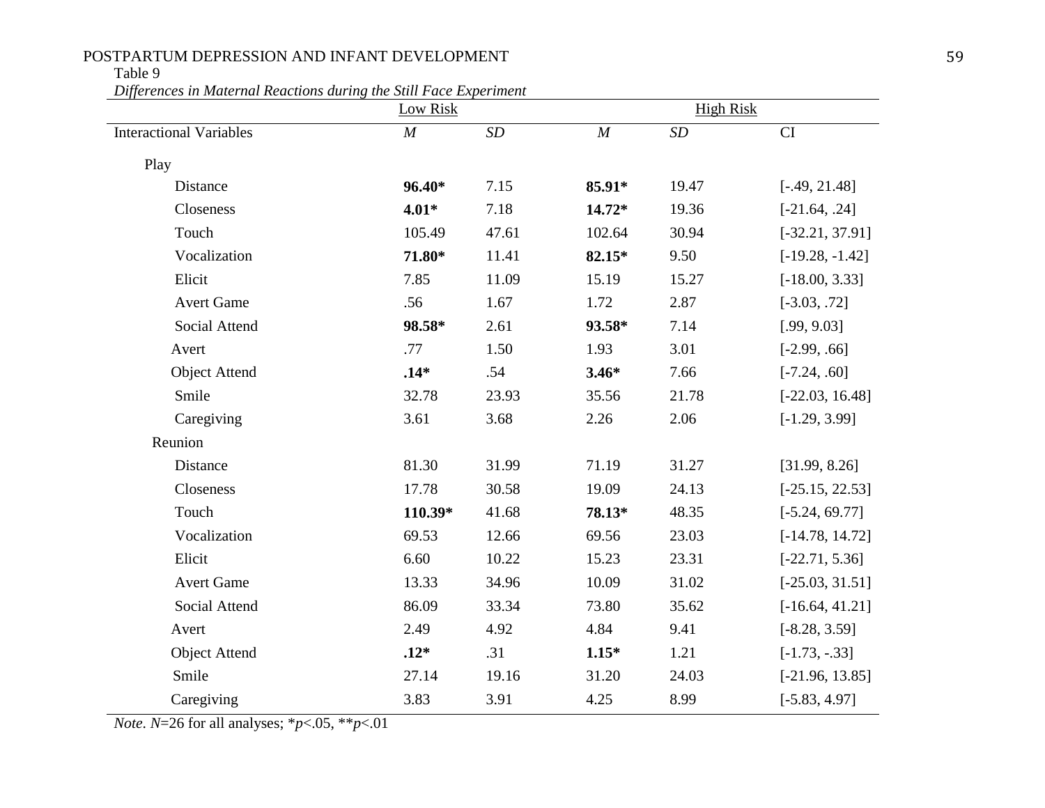Table 9

*Differences in Maternal Reactions during the Still Face Experiment*

| | Low Risk | | High Risk | | |
|---|---|---|---|---|---|
| Interactional Variables | *M* | *SD* | *M* | *SD* | CI |
| Play | | | | | |
| Distance | **96.40*** | 7.15 | **85.91*** | 19.47 | [-.49, 21.48] |
| Closeness | **4.01*** | 7.18 | **14.72*** | 19.36 | [-21.64, .24] |
| Touch | 105.49 | 47.61 | 102.64 | 30.94 | [-32.21, 37.91] |
| Vocalization | **71.80*** | 11.41 | **82.15*** | 9.50 | [-19.28, -1.42] |
| Elicit | 7.85 | 11.09 | 15.19 | 15.27 | [-18.00, 3.33] |
| Avert Game | .56 | 1.67 | 1.72 | 2.87 | [-3.03, .72] |
| Social Attend | **98.58*** | 2.61 | **93.58*** | 7.14 | [.99, 9.03] |
| Avert | .77 | 1.50 | 1.93 | 3.01 | [-2.99, .66] |
| Object Attend | **.14*** | .54 | **3.46*** | 7.66 | [-7.24, .60] |
| Smile | 32.78 | 23.93 | 35.56 | 21.78 | [-22.03, 16.48] |
| Caregiving | 3.61 | 3.68 | 2.26 | 2.06 | [-1.29, 3.99] |
| Reunion | | | | | |
| Distance | 81.30 | 31.99 | 71.19 | 31.27 | [31.99, 8.26] |
| Closeness | 17.78 | 30.58 | 19.09 | 24.13 | [-25.15, 22.53] |
| Touch | **110.39*** | 41.68 | **78.13*** | 48.35 | [-5.24, 69.77] |
| Vocalization | 69.53 | 12.66 | 69.56 | 23.03 | [-14.78, 14.72] |
| Elicit | 6.60 | 10.22 | 15.23 | 23.31 | [-22.71, 5.36] |
| Avert Game | 13.33 | 34.96 | 10.09 | 31.02 | [-25.03, 31.51] |
| Social Attend | 86.09 | 33.34 | 73.80 | 35.62 | [-16.64, 41.21] |
| Avert | 2.49 | 4.92 | 4.84 | 9.41 | [-8.28, 3.59] |
| Object Attend | **.12*** | .31 | **1.15*** | 1.21 | [-1.73, -.33] |
| Smile | 27.14 | 19.16 | 31.20 | 24.03 | [-21.96, 13.85] |
| Caregiving | 3.83 | 3.91 | 4.25 | 8.99 | [-5.83, 4.97] |

*Note*. *N*=26 for all analyses; $^{*}p<.05$, $^{**}p<.01$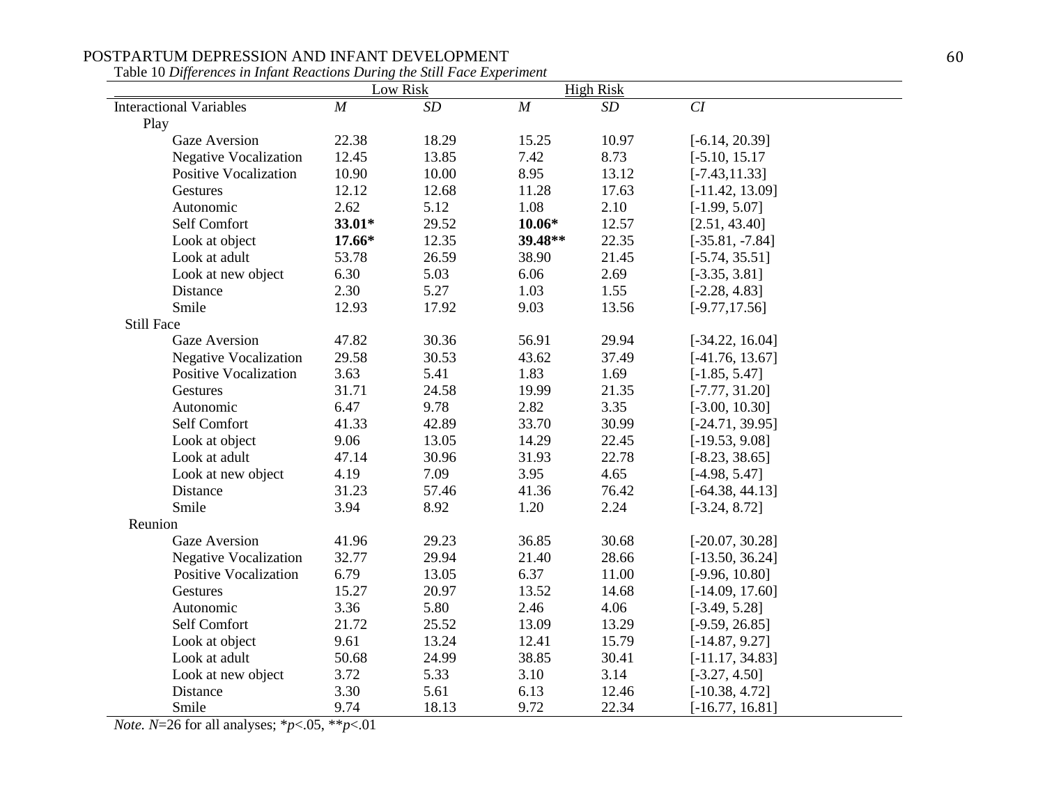Table 10 *Differences in Infant Reactions During the Still Face Experiment*

| | Low Risk | | High Risk | | |
|---|---|---|---|---|---|
| Interactional Variables | *M* | *SD* | *M* | *SD* | *CI* |
| Play | | | | | |
| Gaze Aversion | 22.38 | 18.29 | 15.25 | 10.97 | [-6.14, 20.39] |
| Negative Vocalization | 12.45 | 13.85 | 7.42 | 8.73 | [-5.10, 15.17 |
| Positive Vocalization | 10.90 | 10.00 | 8.95 | 13.12 | [-7.43,11.33] |
| Gestures | 12.12 | 12.68 | 11.28 | 17.63 | [-11.42, 13.09] |
| Autonomic | 2.62 | 5.12 | 1.08 | 2.10 | [-1.99, 5.07] |
| Self Comfort | **33.01*** | 29.52 | **10.06*** | 12.57 | [2.51, 43.40] |
| Look at object | **17.66*** | 12.35 | **39.48**** | 22.35 | [-35.81, -7.84] |
| Look at adult | 53.78 | 26.59 | 38.90 | 21.45 | [-5.74, 35.51] |
| Look at new object | 6.30 | 5.03 | 6.06 | 2.69 | [-3.35, 3.81] |
| Distance | 2.30 | 5.27 | 1.03 | 1.55 | [-2.28, 4.83] |
| Smile | 12.93 | 17.92 | 9.03 | 13.56 | [-9.77,17.56] |
| Still Face | | | | | |
| Gaze Aversion | 47.82 | 30.36 | 56.91 | 29.94 | [-34.22, 16.04] |
| Negative Vocalization | 29.58 | 30.53 | 43.62 | 37.49 | [-41.76, 13.67] |
| Positive Vocalization | 3.63 | 5.41 | 1.83 | 1.69 | [-1.85, 5.47] |
| Gestures | 31.71 | 24.58 | 19.99 | 21.35 | [-7.77, 31.20] |
| Autonomic | 6.47 | 9.78 | 2.82 | 3.35 | [-3.00, 10.30] |
| Self Comfort | 41.33 | 42.89 | 33.70 | 30.99 | [-24.71, 39.95] |
| Look at object | 9.06 | 13.05 | 14.29 | 22.45 | [-19.53, 9.08] |
| Look at adult | 47.14 | 30.96 | 31.93 | 22.78 | [-8.23, 38.65] |
| Look at new object | 4.19 | 7.09 | 3.95 | 4.65 | [-4.98, 5.47] |
| Distance | 31.23 | 57.46 | 41.36 | 76.42 | [-64.38, 44.13] |
| Smile | 3.94 | 8.92 | 1.20 | 2.24 | [-3.24, 8.72] |
| Reunion | | | | | |
| Gaze Aversion | 41.96 | 29.23 | 36.85 | 30.68 | [-20.07, 30.28] |
| Negative Vocalization | 32.77 | 29.94 | 21.40 | 28.66 | [-13.50, 36.24] |
| Positive Vocalization | 6.79 | 13.05 | 6.37 | 11.00 | [-9.96, 10.80] |
| Gestures | 15.27 | 20.97 | 13.52 | 14.68 | [-14.09, 17.60] |
| Autonomic | 3.36 | 5.80 | 2.46 | 4.06 | [-3.49, 5.28] |
| Self Comfort | 21.72 | 25.52 | 13.09 | 13.29 | [-9.59, 26.85] |
| Look at object | 9.61 | 13.24 | 12.41 | 15.79 | [-14.87, 9.27] |
| Look at adult | 50.68 | 24.99 | 38.85 | 30.41 | [-11.17, 34.83] |
| Look at new object | 3.72 | 5.33 | 3.10 | 3.14 | [-3.27, 4.50] |
| Distance | 3.30 | 5.61 | 6.13 | 12.46 | [-10.38, 4.72] |
| Smile | 9.74 | 18.13 | 9.72 | 22.34 | [-16.77, 16.81] |

*Note.* $N$=26 for all analyses; \*$p$<.05, \*\*$p$<.01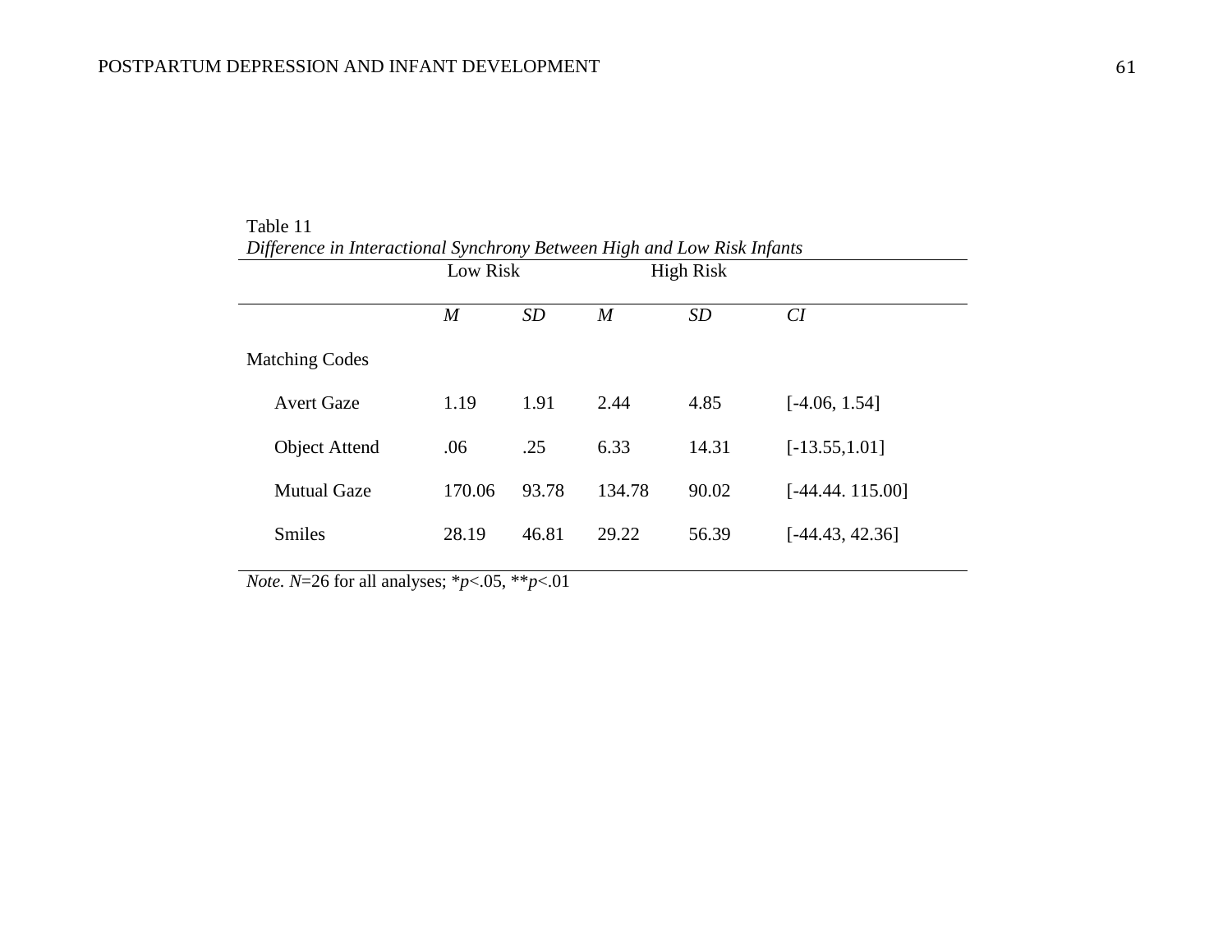Table 11

*Difference in Interactional Synchrony Between High and Low Risk Infants*

| | Low Risk | | High Risk | | |
|---|---|---|---|---|---|
| | *M* | *SD* | *M* | *SD* | *CI* |
| Matching Codes | | | | | |
| Avert Gaze | 1.19 | 1.91 | 2.44 | 4.85 | [-4.06, 1.54] |
| Object Attend | .06 | .25 | 6.33 | 14.31 | [-13.55,1.01] |
| Mutual Gaze | 170.06 | 93.78 | 134.78 | 90.02 | [-44.44. 115.00] |
| Smiles | 28.19 | 46.81 | 29.22 | 56.39 | [-44.43, 42.36] |

*Note.* $N$=26 for all analyses; *$p$<.05, **$p$<.01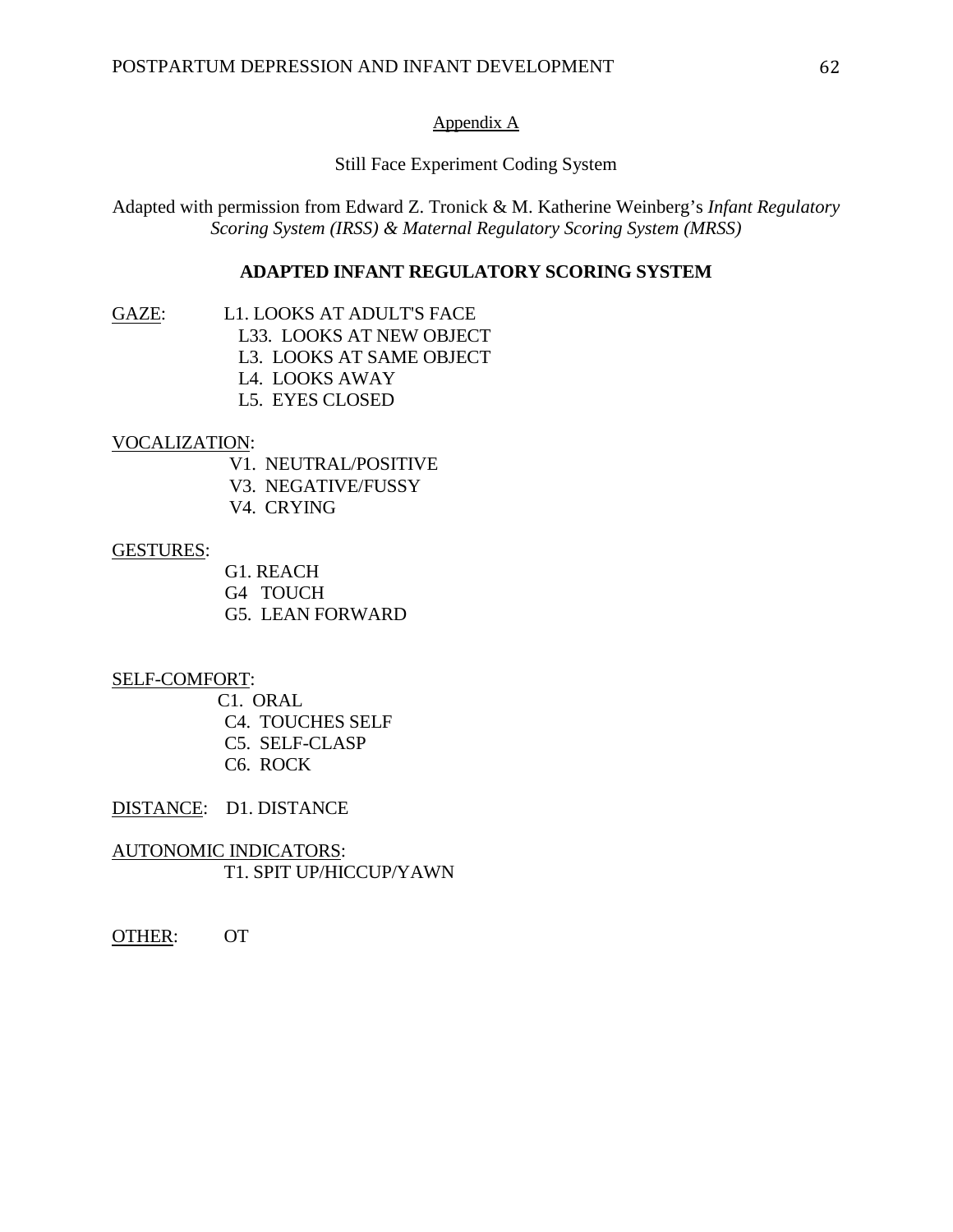Appendix A

Still Face Experiment Coding System

Adapted with permission from Edward Z. Tronick & M. Katherine Weinberg's *Infant Regulatory Scoring System (IRSS) & Maternal Regulatory Scoring System (MRSS)*

**ADAPTED INFANT REGULATORY SCORING SYSTEM**

GAZE:
- L1. LOOKS AT ADULT'S FACE
- L33. LOOKS AT NEW OBJECT
- L3. LOOKS AT SAME OBJECT
- L4. LOOKS AWAY
- L5. EYES CLOSED

VOCALIZATION:
- V1. NEUTRAL/POSITIVE
- V3. NEGATIVE/FUSSY
- V4. CRYING

GESTURES:
- G1. REACH
- G4 TOUCH
- G5. LEAN FORWARD

SELF-COMFORT:
- C1. ORAL
- C4. TOUCHES SELF
- C5. SELF-CLASP
- C6. ROCK

DISTANCE: D1. DISTANCE

AUTONOMIC INDICATORS:
- T1. SPIT UP/HICCUP/YAWN

OTHER: OT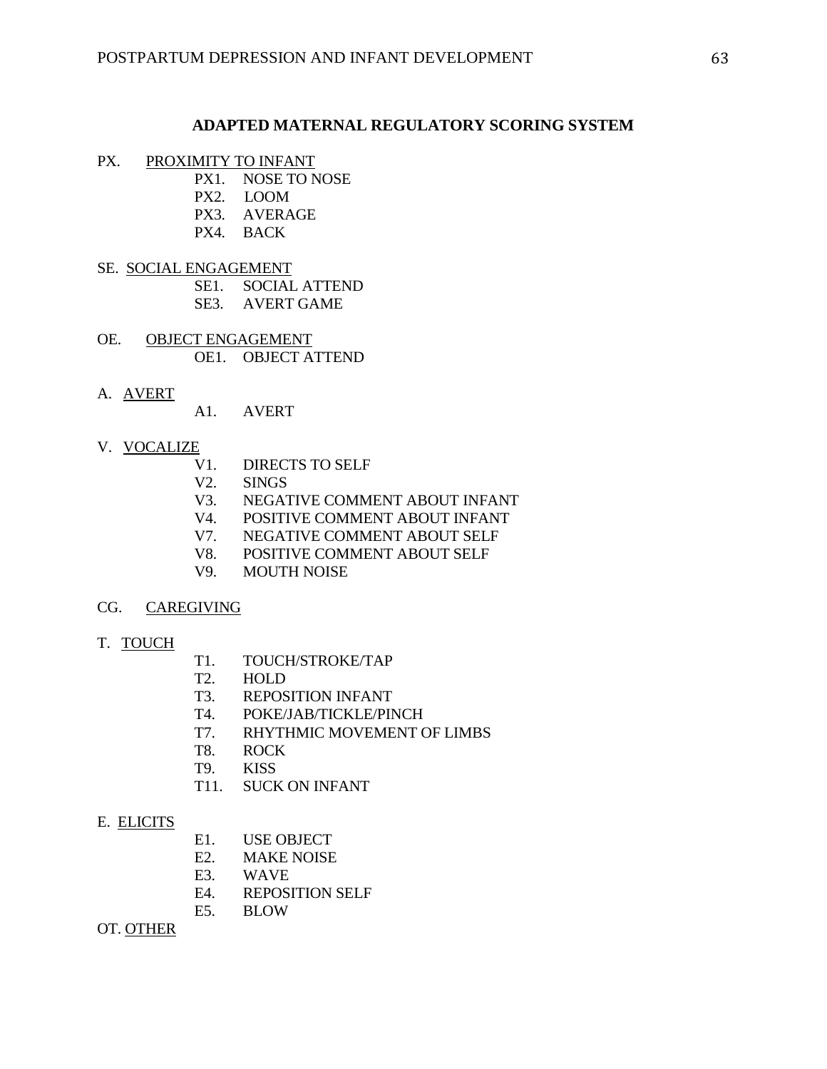## ADAPTED MATERNAL REGULATORY SCORING SYSTEM

PX. PROXIMITY TO INFANT

- PX1. NOSE TO NOSE
- PX2. LOOM
- PX3. AVERAGE
- PX4. BACK

SE. SOCIAL ENGAGEMENT

- SE1. SOCIAL ATTEND
- SE3. AVERT GAME

OE. OBJECT ENGAGEMENT

- OE1. OBJECT ATTEND

A. AVERT

- A1. AVERT

V. VOCALIZE

- V1. DIRECTS TO SELF
- V2. SINGS
- V3. NEGATIVE COMMENT ABOUT INFANT
- V4. POSITIVE COMMENT ABOUT INFANT
- V7. NEGATIVE COMMENT ABOUT SELF
- V8. POSITIVE COMMENT ABOUT SELF
- V9. MOUTH NOISE

CG. CAREGIVING

T. TOUCH

- T1. TOUCH/STROKE/TAP
- T2. HOLD
- T3. REPOSITION INFANT
- T4. POKE/JAB/TICKLE/PINCH
- T7. RHYTHMIC MOVEMENT OF LIMBS
- T8. ROCK
- T9. KISS
- T11. SUCK ON INFANT

E. ELICITS

- E1. USE OBJECT
- E2. MAKE NOISE
- E3. WAVE
- E4. REPOSITION SELF
- E5. BLOW

OT. OTHER